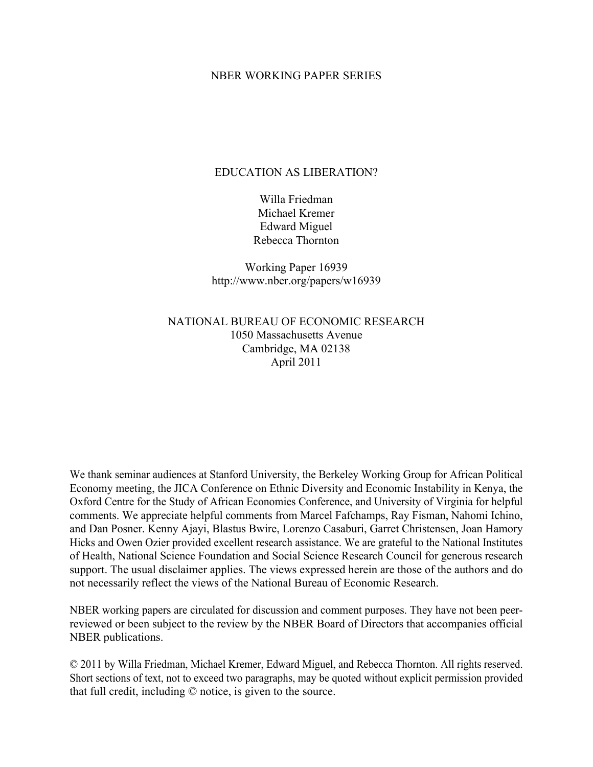NBER WORKING PAPER SERIES

# EDUCATION AS LIBERATION?

Willa Friedman
Michael Kremer
Edward Miguel
Rebecca Thornton

Working Paper 16939
http://www.nber.org/papers/w16939

NATIONAL BUREAU OF ECONOMIC RESEARCH
1050 Massachusetts Avenue
Cambridge, MA 02138
April 2011

We thank seminar audiences at Stanford University, the Berkeley Working Group for African Political Economy meeting, the JICA Conference on Ethnic Diversity and Economic Instability in Kenya, the Oxford Centre for the Study of African Economies Conference, and University of Virginia for helpful comments. We appreciate helpful comments from Marcel Fafchamps, Ray Fisman, Nahomi Ichino, and Dan Posner. Kenny Ajayi, Blastus Bwire, Lorenzo Casaburi, Garret Christensen, Joan Hamory Hicks and Owen Ozier provided excellent research assistance. We are grateful to the National Institutes of Health, National Science Foundation and Social Science Research Council for generous research support. The usual disclaimer applies. The views expressed herein are those of the authors and do not necessarily reflect the views of the National Bureau of Economic Research.

NBER working papers are circulated for discussion and comment purposes. They have not been peer-reviewed or been subject to the review by the NBER Board of Directors that accompanies official NBER publications.

© 2011 by Willa Friedman, Michael Kremer, Edward Miguel, and Rebecca Thornton. All rights reserved. Short sections of text, not to exceed two paragraphs, may be quoted without explicit permission provided that full credit, including © notice, is given to the source.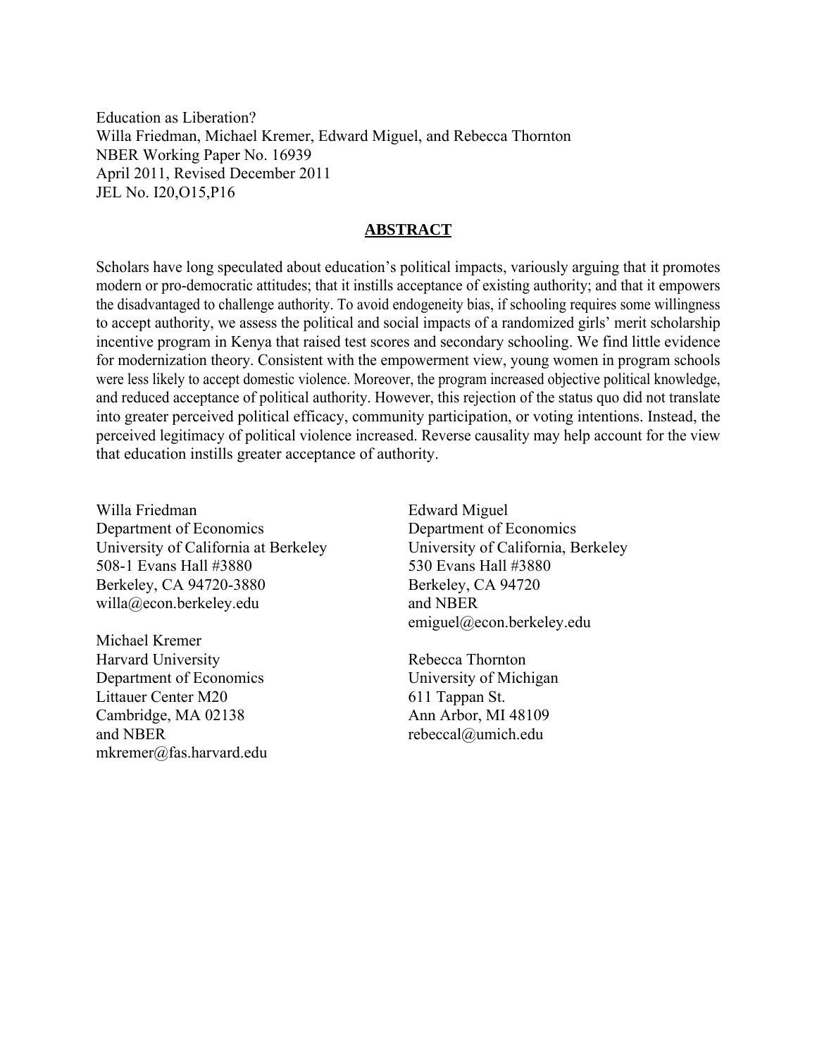Education as Liberation?
Willa Friedman, Michael Kremer, Edward Miguel, and Rebecca Thornton
NBER Working Paper No. 16939
April 2011, Revised December 2011
JEL No. I20,O15,P16

## ABSTRACT

Scholars have long speculated about education's political impacts, variously arguing that it promotes modern or pro-democratic attitudes; that it instills acceptance of existing authority; and that it empowers the disadvantaged to challenge authority. To avoid endogeneity bias, if schooling requires some willingness to accept authority, we assess the political and social impacts of a randomized girls' merit scholarship incentive program in Kenya that raised test scores and secondary schooling. We find little evidence for modernization theory. Consistent with the empowerment view, young women in program schools were less likely to accept domestic violence. Moreover, the program increased objective political knowledge, and reduced acceptance of political authority. However, this rejection of the status quo did not translate into greater perceived political efficacy, community participation, or voting intentions. Instead, the perceived legitimacy of political violence increased. Reverse causality may help account for the view that education instills greater acceptance of authority.

Willa Friedman
Department of Economics
University of California at Berkeley
508-1 Evans Hall #3880
Berkeley, CA 94720-3880
willa@econ.berkeley.edu

Michael Kremer
Harvard University
Department of Economics
Littauer Center M20
Cambridge, MA 02138
and NBER
mkremer@fas.harvard.edu

Edward Miguel
Department of Economics
University of California, Berkeley
530 Evans Hall #3880
Berkeley, CA 94720
and NBER
emiguel@econ.berkeley.edu

Rebecca Thornton
University of Michigan
611 Tappan St.
Ann Arbor, MI 48109
rebeccal@umich.edu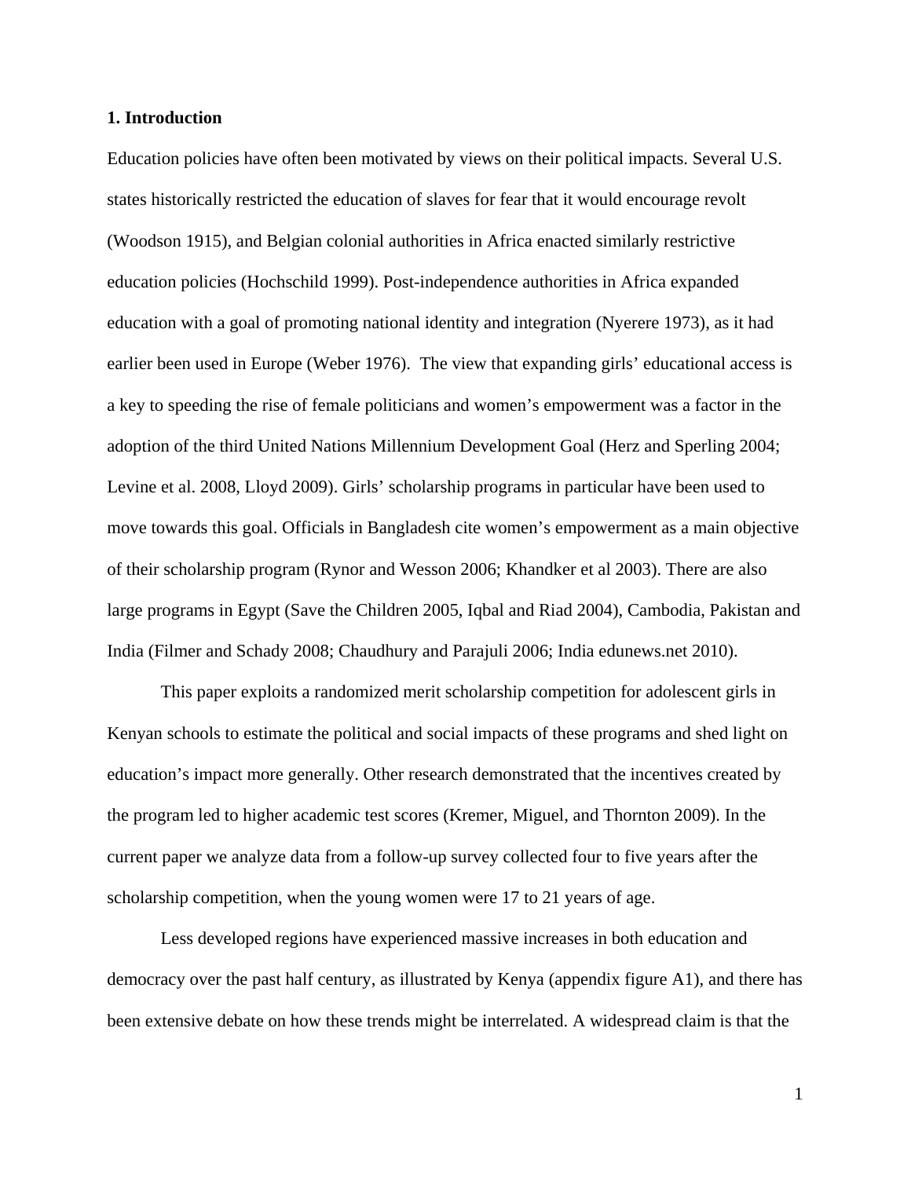## 1. Introduction

Education policies have often been motivated by views on their political impacts. Several U.S. states historically restricted the education of slaves for fear that it would encourage revolt (Woodson 1915), and Belgian colonial authorities in Africa enacted similarly restrictive education policies (Hochschild 1999). Post-independence authorities in Africa expanded education with a goal of promoting national identity and integration (Nyerere 1973), as it had earlier been used in Europe (Weber 1976). The view that expanding girls' educational access is a key to speeding the rise of female politicians and women's empowerment was a factor in the adoption of the third United Nations Millennium Development Goal (Herz and Sperling 2004; Levine et al. 2008, Lloyd 2009). Girls' scholarship programs in particular have been used to move towards this goal. Officials in Bangladesh cite women's empowerment as a main objective of their scholarship program (Rynor and Wesson 2006; Khandker et al 2003). There are also large programs in Egypt (Save the Children 2005, Iqbal and Riad 2004), Cambodia, Pakistan and India (Filmer and Schady 2008; Chaudhury and Parajuli 2006; India edunews.net 2010).

This paper exploits a randomized merit scholarship competition for adolescent girls in Kenyan schools to estimate the political and social impacts of these programs and shed light on education's impact more generally. Other research demonstrated that the incentives created by the program led to higher academic test scores (Kremer, Miguel, and Thornton 2009). In the current paper we analyze data from a follow-up survey collected four to five years after the scholarship competition, when the young women were 17 to 21 years of age.

Less developed regions have experienced massive increases in both education and democracy over the past half century, as illustrated by Kenya (appendix figure A1), and there has been extensive debate on how these trends might be interrelated. A widespread claim is that the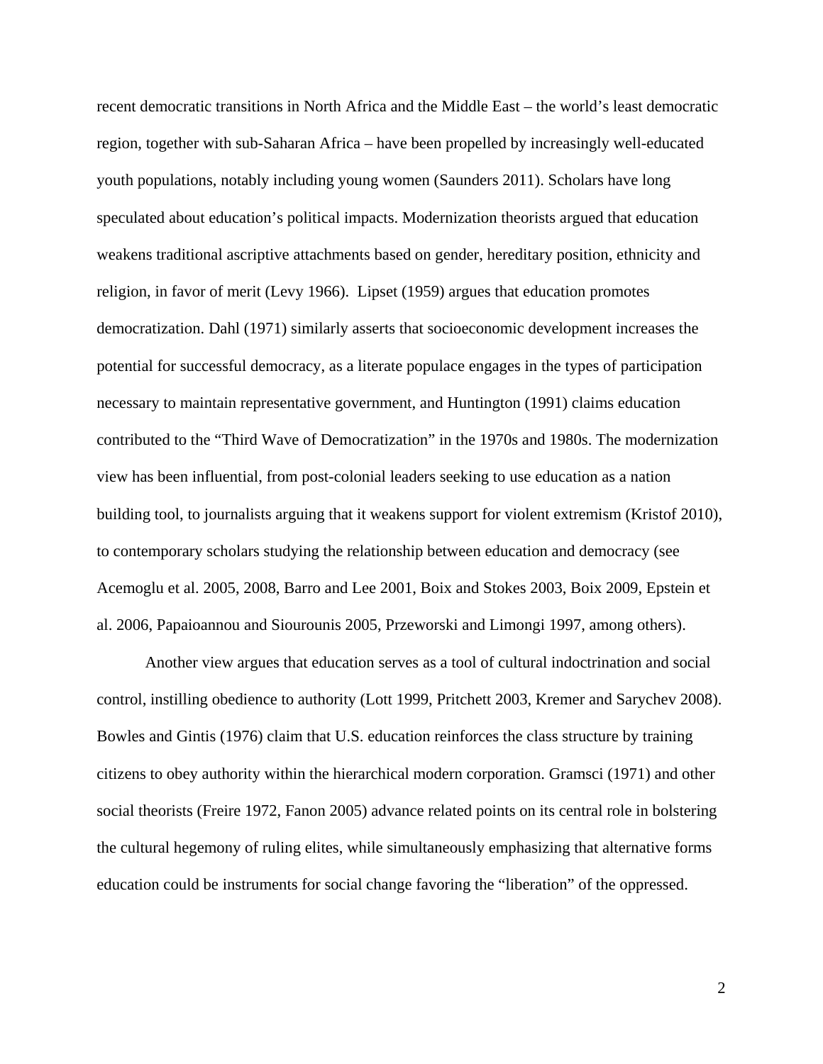recent democratic transitions in North Africa and the Middle East – the world's least democratic region, together with sub-Saharan Africa – have been propelled by increasingly well-educated youth populations, notably including young women (Saunders 2011). Scholars have long speculated about education's political impacts. Modernization theorists argued that education weakens traditional ascriptive attachments based on gender, hereditary position, ethnicity and religion, in favor of merit (Levy 1966). Lipset (1959) argues that education promotes democratization. Dahl (1971) similarly asserts that socioeconomic development increases the potential for successful democracy, as a literate populace engages in the types of participation necessary to maintain representative government, and Huntington (1991) claims education contributed to the "Third Wave of Democratization" in the 1970s and 1980s. The modernization view has been influential, from post-colonial leaders seeking to use education as a nation building tool, to journalists arguing that it weakens support for violent extremism (Kristof 2010), to contemporary scholars studying the relationship between education and democracy (see Acemoglu et al. 2005, 2008, Barro and Lee 2001, Boix and Stokes 2003, Boix 2009, Epstein et al. 2006, Papaioannou and Siourounis 2005, Przeworski and Limongi 1997, among others).

Another view argues that education serves as a tool of cultural indoctrination and social control, instilling obedience to authority (Lott 1999, Pritchett 2003, Kremer and Sarychev 2008). Bowles and Gintis (1976) claim that U.S. education reinforces the class structure by training citizens to obey authority within the hierarchical modern corporation. Gramsci (1971) and other social theorists (Freire 1972, Fanon 2005) advance related points on its central role in bolstering the cultural hegemony of ruling elites, while simultaneously emphasizing that alternative forms education could be instruments for social change favoring the "liberation" of the oppressed.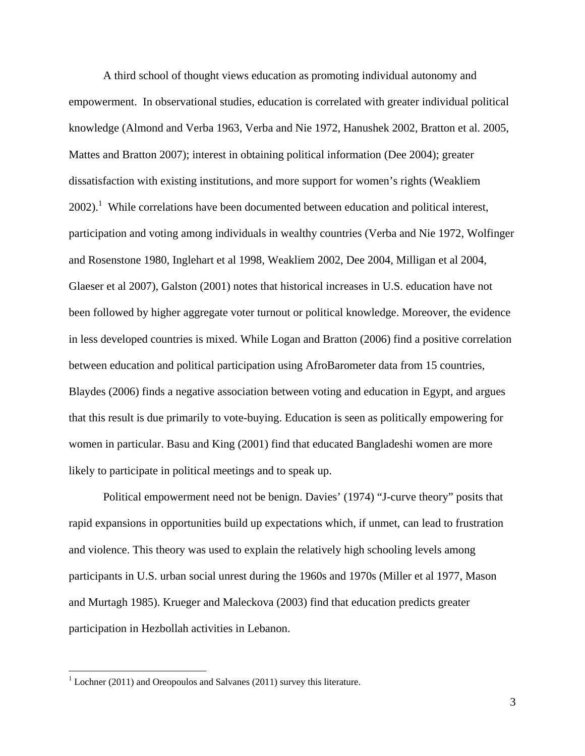A third school of thought views education as promoting individual autonomy and empowerment. In observational studies, education is correlated with greater individual political knowledge (Almond and Verba 1963, Verba and Nie 1972, Hanushek 2002, Bratton et al. 2005, Mattes and Bratton 2007); interest in obtaining political information (Dee 2004); greater dissatisfaction with existing institutions, and more support for women's rights (Weakliem 2002).[1] While correlations have been documented between education and political interest, participation and voting among individuals in wealthy countries (Verba and Nie 1972, Wolfinger and Rosenstone 1980, Inglehart et al 1998, Weakliem 2002, Dee 2004, Milligan et al 2004, Glaeser et al 2007), Galston (2001) notes that historical increases in U.S. education have not been followed by higher aggregate voter turnout or political knowledge. Moreover, the evidence in less developed countries is mixed. While Logan and Bratton (2006) find a positive correlation between education and political participation using AfroBarometer data from 15 countries, Blaydes (2006) finds a negative association between voting and education in Egypt, and argues that this result is due primarily to vote-buying. Education is seen as politically empowering for women in particular. Basu and King (2001) find that educated Bangladeshi women are more likely to participate in political meetings and to speak up.

Political empowerment need not be benign. Davies' (1974) "J-curve theory" posits that rapid expansions in opportunities build up expectations which, if unmet, can lead to frustration and violence. This theory was used to explain the relatively high schooling levels among participants in U.S. urban social unrest during the 1960s and 1970s (Miller et al 1977, Mason and Murtagh 1985). Krueger and Maleckova (2003) find that education predicts greater participation in Hezbollah activities in Lebanon.

[1] Lochner (2011) and Oreopoulos and Salvanes (2011) survey this literature.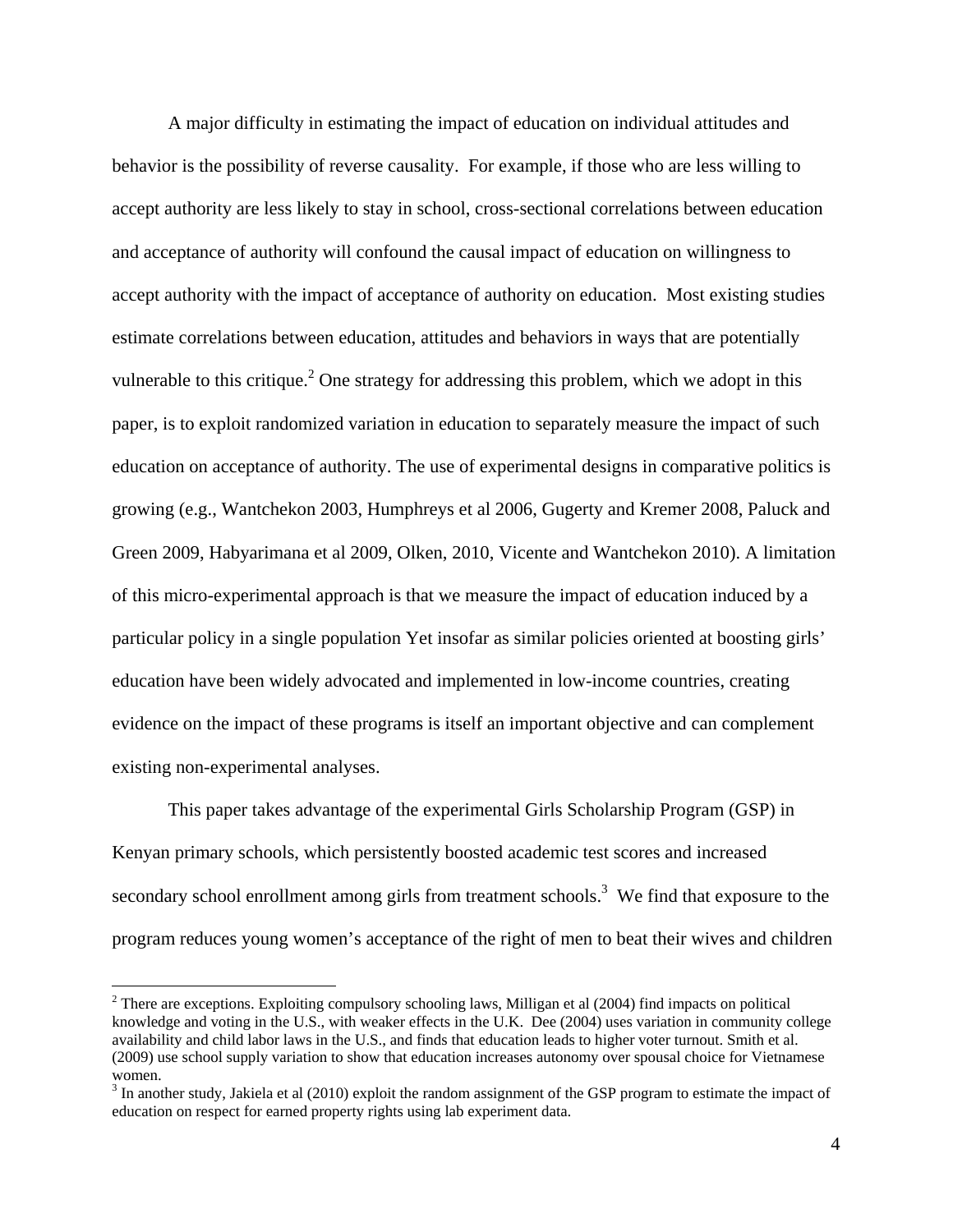A major difficulty in estimating the impact of education on individual attitudes and behavior is the possibility of reverse causality. For example, if those who are less willing to accept authority are less likely to stay in school, cross-sectional correlations between education and acceptance of authority will confound the causal impact of education on willingness to accept authority with the impact of acceptance of authority on education. Most existing studies estimate correlations between education, attitudes and behaviors in ways that are potentially vulnerable to this critique.[2] One strategy for addressing this problem, which we adopt in this paper, is to exploit randomized variation in education to separately measure the impact of such education on acceptance of authority. The use of experimental designs in comparative politics is growing (e.g., Wantchekon 2003, Humphreys et al 2006, Gugerty and Kremer 2008, Paluck and Green 2009, Habyarimana et al 2009, Olken, 2010, Vicente and Wantchekon 2010). A limitation of this micro-experimental approach is that we measure the impact of education induced by a particular policy in a single population Yet insofar as similar policies oriented at boosting girls' education have been widely advocated and implemented in low-income countries, creating evidence on the impact of these programs is itself an important objective and can complement existing non-experimental analyses.

This paper takes advantage of the experimental Girls Scholarship Program (GSP) in Kenyan primary schools, which persistently boosted academic test scores and increased secondary school enrollment among girls from treatment schools.[3] We find that exposure to the program reduces young women's acceptance of the right of men to beat their wives and children

[2] There are exceptions. Exploiting compulsory schooling laws, Milligan et al (2004) find impacts on political knowledge and voting in the U.S., with weaker effects in the U.K. Dee (2004) uses variation in community college availability and child labor laws in the U.S., and finds that education leads to higher voter turnout. Smith et al. (2009) use school supply variation to show that education increases autonomy over spousal choice for Vietnamese women.

[3] In another study, Jakiela et al (2010) exploit the random assignment of the GSP program to estimate the impact of education on respect for earned property rights using lab experiment data.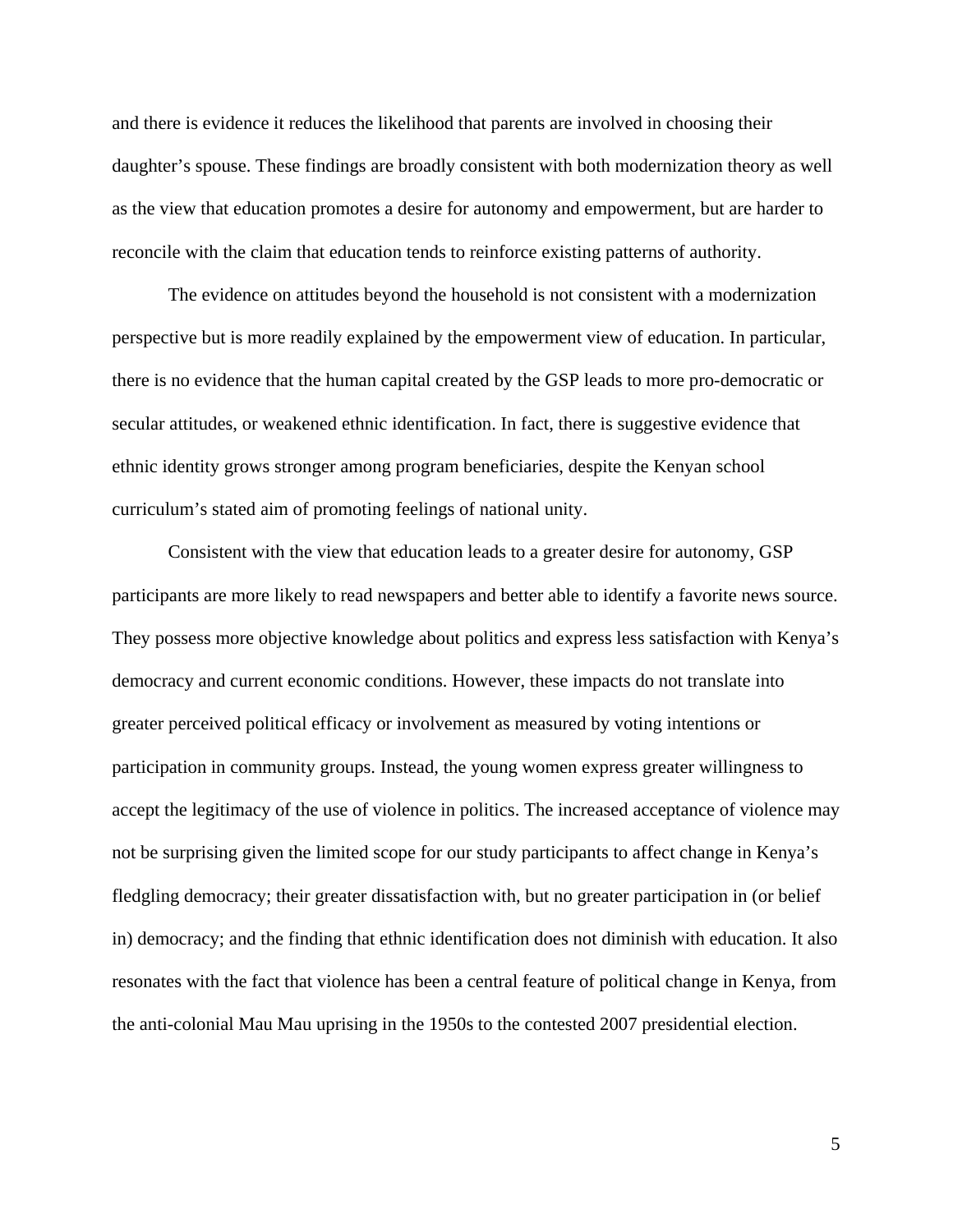and there is evidence it reduces the likelihood that parents are involved in choosing their daughter's spouse. These findings are broadly consistent with both modernization theory as well as the view that education promotes a desire for autonomy and empowerment, but are harder to reconcile with the claim that education tends to reinforce existing patterns of authority.

The evidence on attitudes beyond the household is not consistent with a modernization perspective but is more readily explained by the empowerment view of education. In particular, there is no evidence that the human capital created by the GSP leads to more pro-democratic or secular attitudes, or weakened ethnic identification. In fact, there is suggestive evidence that ethnic identity grows stronger among program beneficiaries, despite the Kenyan school curriculum's stated aim of promoting feelings of national unity.

Consistent with the view that education leads to a greater desire for autonomy, GSP participants are more likely to read newspapers and better able to identify a favorite news source. They possess more objective knowledge about politics and express less satisfaction with Kenya's democracy and current economic conditions. However, these impacts do not translate into greater perceived political efficacy or involvement as measured by voting intentions or participation in community groups. Instead, the young women express greater willingness to accept the legitimacy of the use of violence in politics. The increased acceptance of violence may not be surprising given the limited scope for our study participants to affect change in Kenya's fledgling democracy; their greater dissatisfaction with, but no greater participation in (or belief in) democracy; and the finding that ethnic identification does not diminish with education. It also resonates with the fact that violence has been a central feature of political change in Kenya, from the anti-colonial Mau Mau uprising in the 1950s to the contested 2007 presidential election.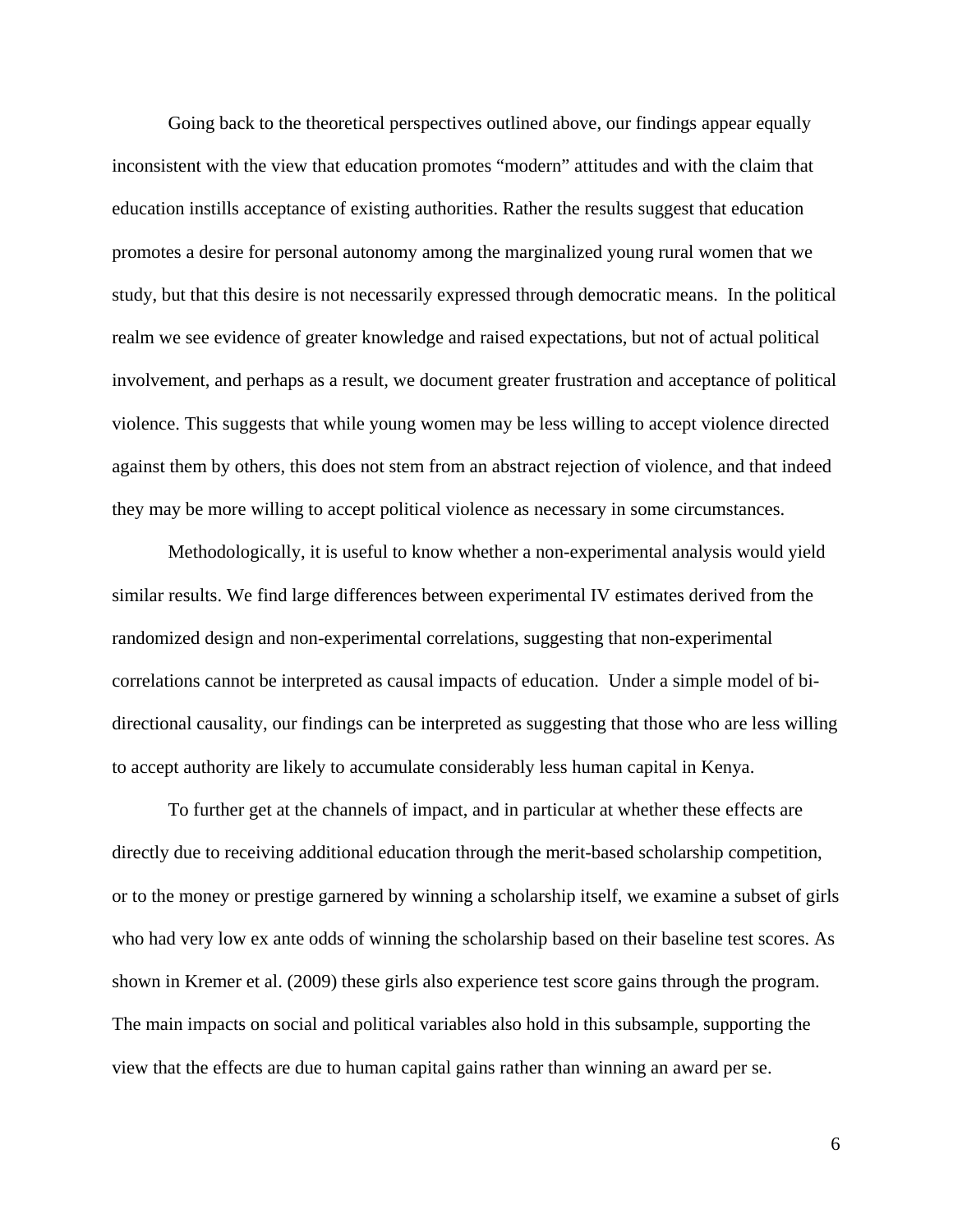Going back to the theoretical perspectives outlined above, our findings appear equally inconsistent with the view that education promotes "modern" attitudes and with the claim that education instills acceptance of existing authorities. Rather the results suggest that education promotes a desire for personal autonomy among the marginalized young rural women that we study, but that this desire is not necessarily expressed through democratic means. In the political realm we see evidence of greater knowledge and raised expectations, but not of actual political involvement, and perhaps as a result, we document greater frustration and acceptance of political violence. This suggests that while young women may be less willing to accept violence directed against them by others, this does not stem from an abstract rejection of violence, and that indeed they may be more willing to accept political violence as necessary in some circumstances.

Methodologically, it is useful to know whether a non-experimental analysis would yield similar results. We find large differences between experimental IV estimates derived from the randomized design and non-experimental correlations, suggesting that non-experimental correlations cannot be interpreted as causal impacts of education. Under a simple model of bi-directional causality, our findings can be interpreted as suggesting that those who are less willing to accept authority are likely to accumulate considerably less human capital in Kenya.

To further get at the channels of impact, and in particular at whether these effects are directly due to receiving additional education through the merit-based scholarship competition, or to the money or prestige garnered by winning a scholarship itself, we examine a subset of girls who had very low ex ante odds of winning the scholarship based on their baseline test scores. As shown in Kremer et al. (2009) these girls also experience test score gains through the program. The main impacts on social and political variables also hold in this subsample, supporting the view that the effects are due to human capital gains rather than winning an award per se.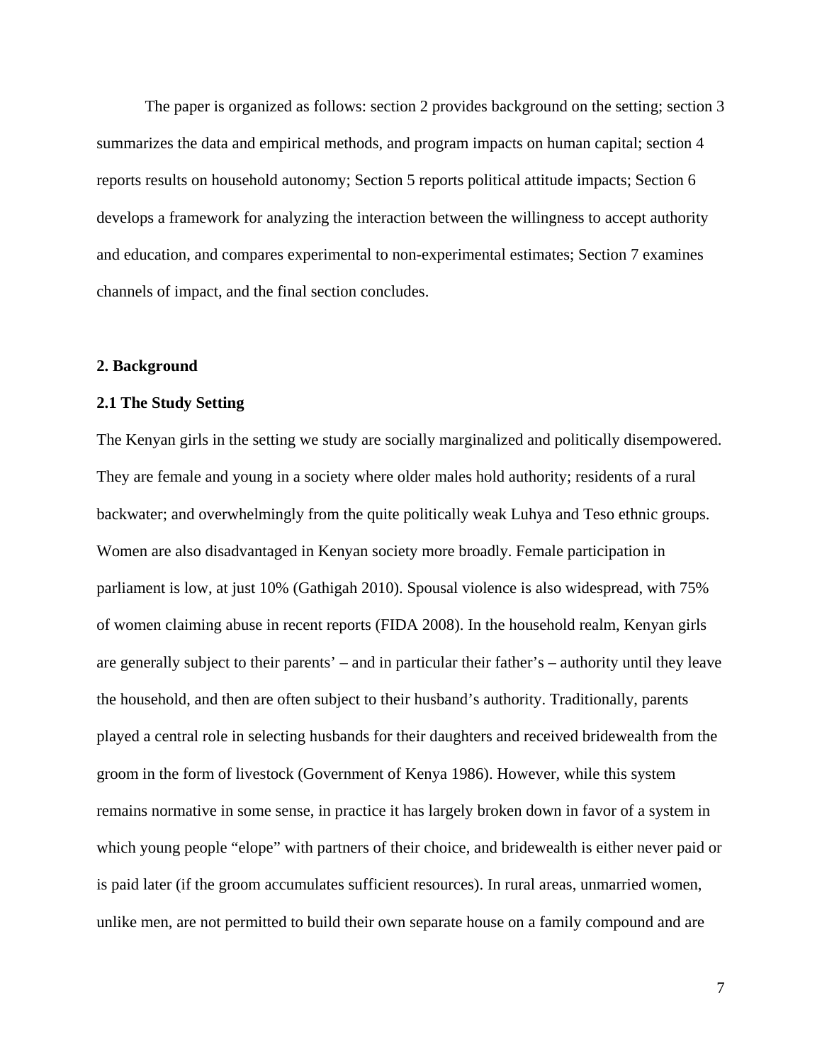The paper is organized as follows: section 2 provides background on the setting; section 3 summarizes the data and empirical methods, and program impacts on human capital; section 4 reports results on household autonomy; Section 5 reports political attitude impacts; Section 6 develops a framework for analyzing the interaction between the willingness to accept authority and education, and compares experimental to non-experimental estimates; Section 7 examines channels of impact, and the final section concludes.

## 2. Background

### 2.1 The Study Setting

The Kenyan girls in the setting we study are socially marginalized and politically disempowered. They are female and young in a society where older males hold authority; residents of a rural backwater; and overwhelmingly from the quite politically weak Luhya and Teso ethnic groups. Women are also disadvantaged in Kenyan society more broadly. Female participation in parliament is low, at just 10% (Gathigah 2010). Spousal violence is also widespread, with 75% of women claiming abuse in recent reports (FIDA 2008). In the household realm, Kenyan girls are generally subject to their parents' – and in particular their father's – authority until they leave the household, and then are often subject to their husband's authority. Traditionally, parents played a central role in selecting husbands for their daughters and received bridewealth from the groom in the form of livestock (Government of Kenya 1986). However, while this system remains normative in some sense, in practice it has largely broken down in favor of a system in which young people "elope" with partners of their choice, and bridewealth is either never paid or is paid later (if the groom accumulates sufficient resources). In rural areas, unmarried women, unlike men, are not permitted to build their own separate house on a family compound and are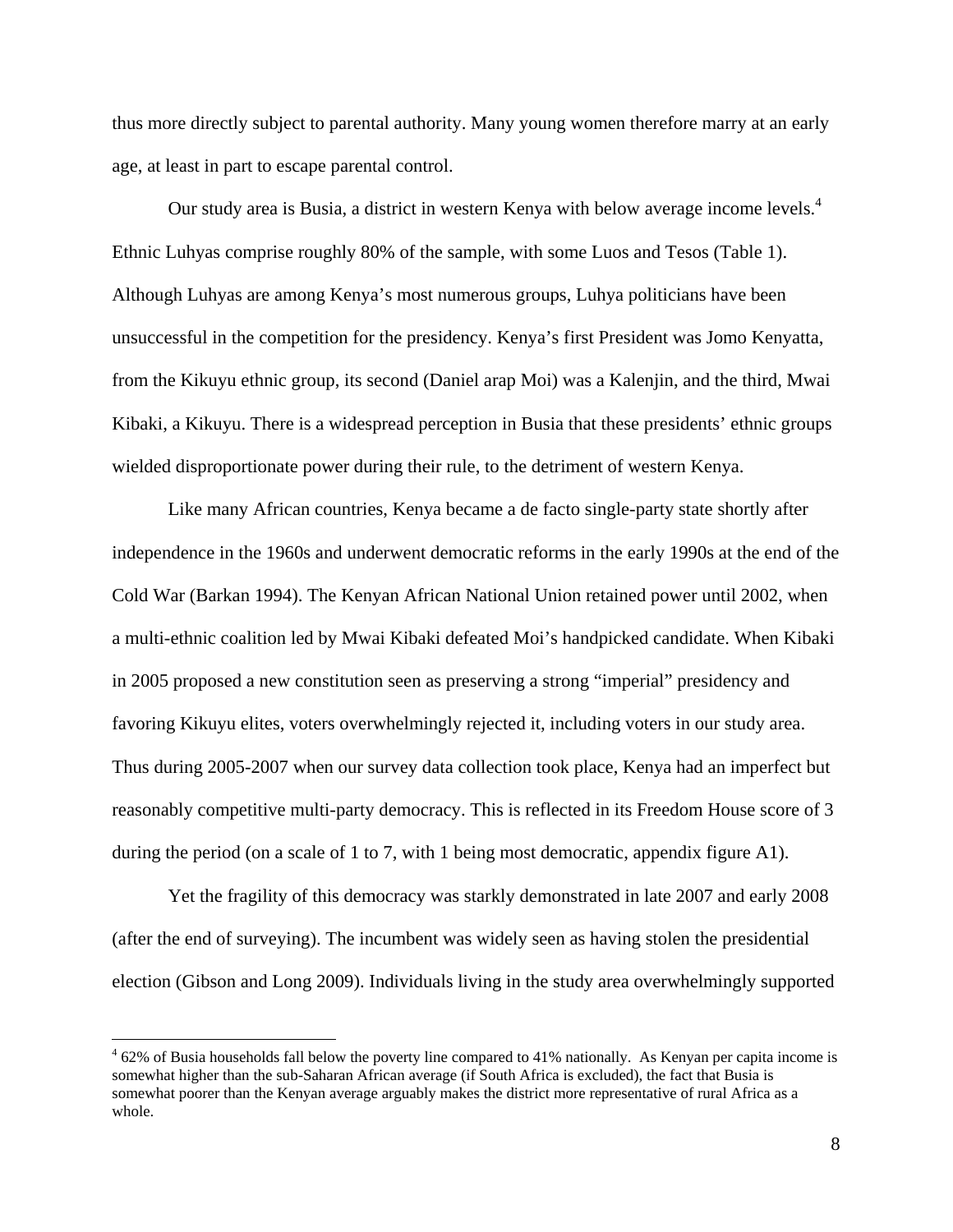thus more directly subject to parental authority. Many young women therefore marry at an early age, at least in part to escape parental control.

Our study area is Busia, a district in western Kenya with below average income levels.[4] Ethnic Luhyas comprise roughly 80% of the sample, with some Luos and Tesos (Table 1). Although Luhyas are among Kenya's most numerous groups, Luhya politicians have been unsuccessful in the competition for the presidency. Kenya's first President was Jomo Kenyatta, from the Kikuyu ethnic group, its second (Daniel arap Moi) was a Kalenjin, and the third, Mwai Kibaki, a Kikuyu. There is a widespread perception in Busia that these presidents' ethnic groups wielded disproportionate power during their rule, to the detriment of western Kenya.

Like many African countries, Kenya became a de facto single-party state shortly after independence in the 1960s and underwent democratic reforms in the early 1990s at the end of the Cold War (Barkan 1994). The Kenyan African National Union retained power until 2002, when a multi-ethnic coalition led by Mwai Kibaki defeated Moi's handpicked candidate. When Kibaki in 2005 proposed a new constitution seen as preserving a strong "imperial" presidency and favoring Kikuyu elites, voters overwhelmingly rejected it, including voters in our study area. Thus during 2005-2007 when our survey data collection took place, Kenya had an imperfect but reasonably competitive multi-party democracy. This is reflected in its Freedom House score of 3 during the period (on a scale of 1 to 7, with 1 being most democratic, appendix figure A1).

Yet the fragility of this democracy was starkly demonstrated in late 2007 and early 2008 (after the end of surveying). The incumbent was widely seen as having stolen the presidential election (Gibson and Long 2009). Individuals living in the study area overwhelmingly supported

---

[4] 62% of Busia households fall below the poverty line compared to 41% nationally. As Kenyan per capita income is somewhat higher than the sub-Saharan African average (if South Africa is excluded), the fact that Busia is somewhat poorer than the Kenyan average arguably makes the district more representative of rural Africa as a whole.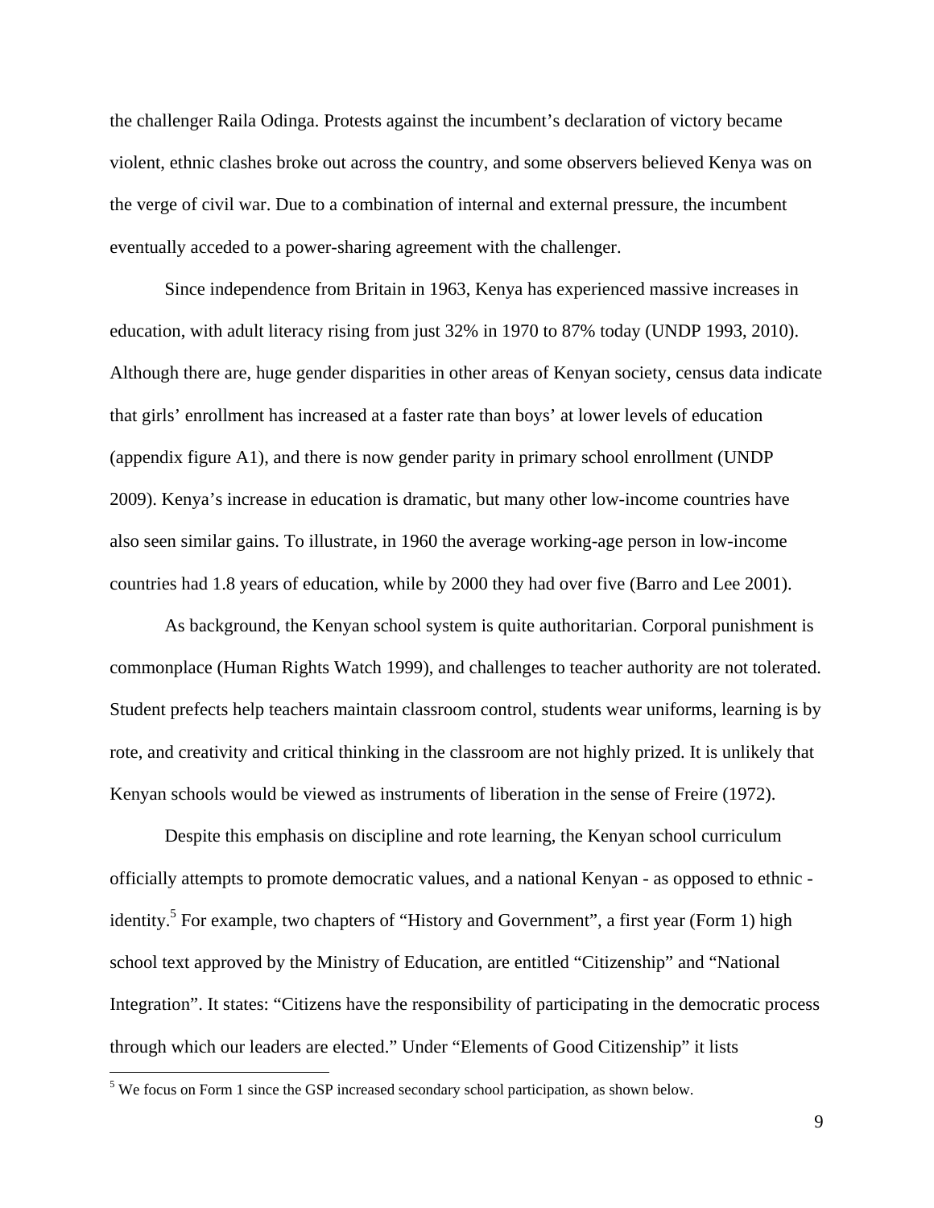the challenger Raila Odinga. Protests against the incumbent's declaration of victory became violent, ethnic clashes broke out across the country, and some observers believed Kenya was on the verge of civil war. Due to a combination of internal and external pressure, the incumbent eventually acceded to a power-sharing agreement with the challenger.

Since independence from Britain in 1963, Kenya has experienced massive increases in education, with adult literacy rising from just 32% in 1970 to 87% today (UNDP 1993, 2010). Although there are, huge gender disparities in other areas of Kenyan society, census data indicate that girls' enrollment has increased at a faster rate than boys' at lower levels of education (appendix figure A1), and there is now gender parity in primary school enrollment (UNDP 2009). Kenya's increase in education is dramatic, but many other low-income countries have also seen similar gains. To illustrate, in 1960 the average working-age person in low-income countries had 1.8 years of education, while by 2000 they had over five (Barro and Lee 2001).

As background, the Kenyan school system is quite authoritarian. Corporal punishment is commonplace (Human Rights Watch 1999), and challenges to teacher authority are not tolerated. Student prefects help teachers maintain classroom control, students wear uniforms, learning is by rote, and creativity and critical thinking in the classroom are not highly prized. It is unlikely that Kenyan schools would be viewed as instruments of liberation in the sense of Freire (1972).

Despite this emphasis on discipline and rote learning, the Kenyan school curriculum officially attempts to promote democratic values, and a national Kenyan - as opposed to ethnic - identity.[5] For example, two chapters of "History and Government", a first year (Form 1) high school text approved by the Ministry of Education, are entitled "Citizenship" and "National Integration". It states: "Citizens have the responsibility of participating in the democratic process through which our leaders are elected." Under "Elements of Good Citizenship" it lists

[5] We focus on Form 1 since the GSP increased secondary school participation, as shown below.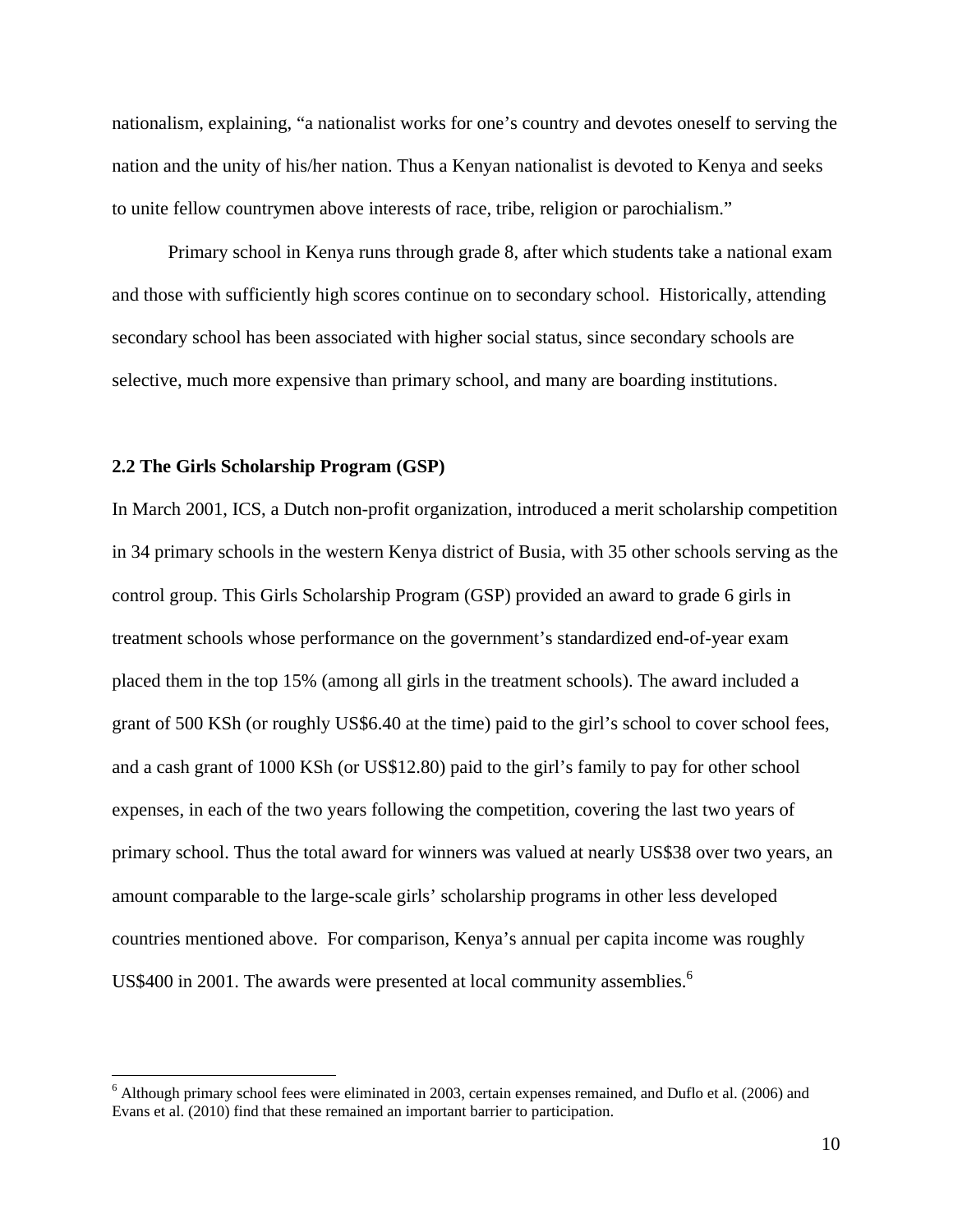nationalism, explaining, "a nationalist works for one's country and devotes oneself to serving the nation and the unity of his/her nation. Thus a Kenyan nationalist is devoted to Kenya and seeks to unite fellow countrymen above interests of race, tribe, religion or parochialism."

Primary school in Kenya runs through grade 8, after which students take a national exam and those with sufficiently high scores continue on to secondary school. Historically, attending secondary school has been associated with higher social status, since secondary schools are selective, much more expensive than primary school, and many are boarding institutions.

### 2.2 The Girls Scholarship Program (GSP)

In March 2001, ICS, a Dutch non-profit organization, introduced a merit scholarship competition in 34 primary schools in the western Kenya district of Busia, with 35 other schools serving as the control group. This Girls Scholarship Program (GSP) provided an award to grade 6 girls in treatment schools whose performance on the government's standardized end-of-year exam placed them in the top 15% (among all girls in the treatment schools). The award included a grant of 500 KSh (or roughly US$6.40 at the time) paid to the girl's school to cover school fees, and a cash grant of 1000 KSh (or US$12.80) paid to the girl's family to pay for other school expenses, in each of the two years following the competition, covering the last two years of primary school. Thus the total award for winners was valued at nearly US$38 over two years, an amount comparable to the large-scale girls' scholarship programs in other less developed countries mentioned above. For comparison, Kenya's annual per capita income was roughly US$400 in 2001. The awards were presented at local community assemblies.[6]

[6] Although primary school fees were eliminated in 2003, certain expenses remained, and Duflo et al. (2006) and Evans et al. (2010) find that these remained an important barrier to participation.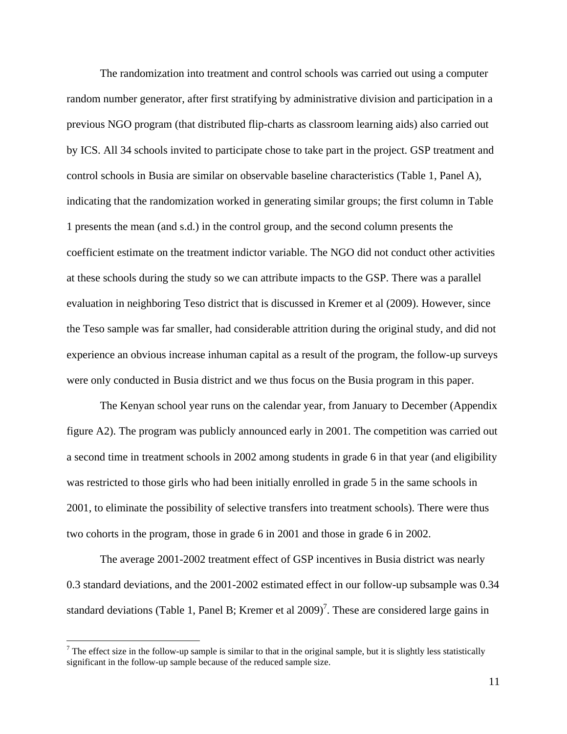The randomization into treatment and control schools was carried out using a computer random number generator, after first stratifying by administrative division and participation in a previous NGO program (that distributed flip-charts as classroom learning aids) also carried out by ICS. All 34 schools invited to participate chose to take part in the project. GSP treatment and control schools in Busia are similar on observable baseline characteristics (Table 1, Panel A), indicating that the randomization worked in generating similar groups; the first column in Table 1 presents the mean (and s.d.) in the control group, and the second column presents the coefficient estimate on the treatment indictor variable. The NGO did not conduct other activities at these schools during the study so we can attribute impacts to the GSP. There was a parallel evaluation in neighboring Teso district that is discussed in Kremer et al (2009). However, since the Teso sample was far smaller, had considerable attrition during the original study, and did not experience an obvious increase inhuman capital as a result of the program, the follow-up surveys were only conducted in Busia district and we thus focus on the Busia program in this paper.

The Kenyan school year runs on the calendar year, from January to December (Appendix figure A2). The program was publicly announced early in 2001. The competition was carried out a second time in treatment schools in 2002 among students in grade 6 in that year (and eligibility was restricted to those girls who had been initially enrolled in grade 5 in the same schools in 2001, to eliminate the possibility of selective transfers into treatment schools). There were thus two cohorts in the program, those in grade 6 in 2001 and those in grade 6 in 2002.

The average 2001-2002 treatment effect of GSP incentives in Busia district was nearly 0.3 standard deviations, and the 2001-2002 estimated effect in our follow-up subsample was 0.34 standard deviations (Table 1, Panel B; Kremer et al 2009)[7]. These are considered large gains in

[7] The effect size in the follow-up sample is similar to that in the original sample, but it is slightly less statistically significant in the follow-up sample because of the reduced sample size.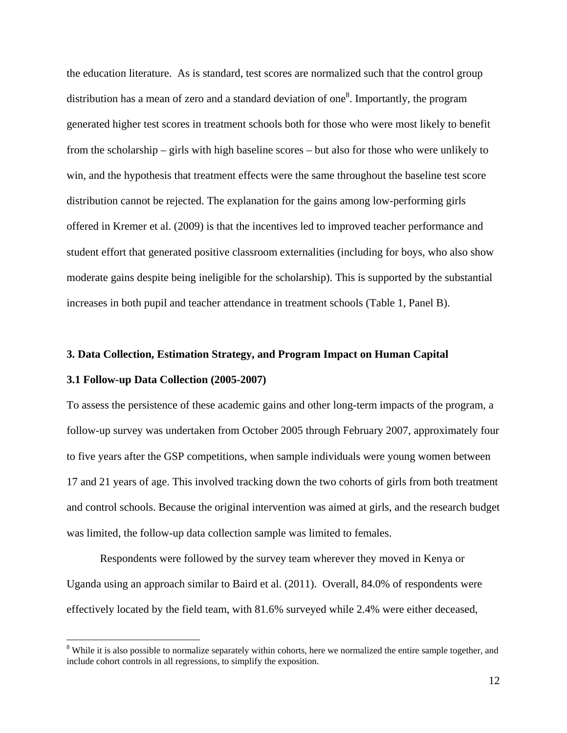the education literature. As is standard, test scores are normalized such that the control group distribution has a mean of zero and a standard deviation of one[8]. Importantly, the program generated higher test scores in treatment schools both for those who were most likely to benefit from the scholarship – girls with high baseline scores – but also for those who were unlikely to win, and the hypothesis that treatment effects were the same throughout the baseline test score distribution cannot be rejected. The explanation for the gains among low-performing girls offered in Kremer et al. (2009) is that the incentives led to improved teacher performance and student effort that generated positive classroom externalities (including for boys, who also show moderate gains despite being ineligible for the scholarship). This is supported by the substantial increases in both pupil and teacher attendance in treatment schools (Table 1, Panel B).

## 3. Data Collection, Estimation Strategy, and Program Impact on Human Capital

### 3.1 Follow-up Data Collection (2005-2007)

To assess the persistence of these academic gains and other long-term impacts of the program, a follow-up survey was undertaken from October 2005 through February 2007, approximately four to five years after the GSP competitions, when sample individuals were young women between 17 and 21 years of age. This involved tracking down the two cohorts of girls from both treatment and control schools. Because the original intervention was aimed at girls, and the research budget was limited, the follow-up data collection sample was limited to females.

Respondents were followed by the survey team wherever they moved in Kenya or Uganda using an approach similar to Baird et al. (2011). Overall, 84.0% of respondents were effectively located by the field team, with 81.6% surveyed while 2.4% were either deceased,

[8] While it is also possible to normalize separately within cohorts, here we normalized the entire sample together, and include cohort controls in all regressions, to simplify the exposition.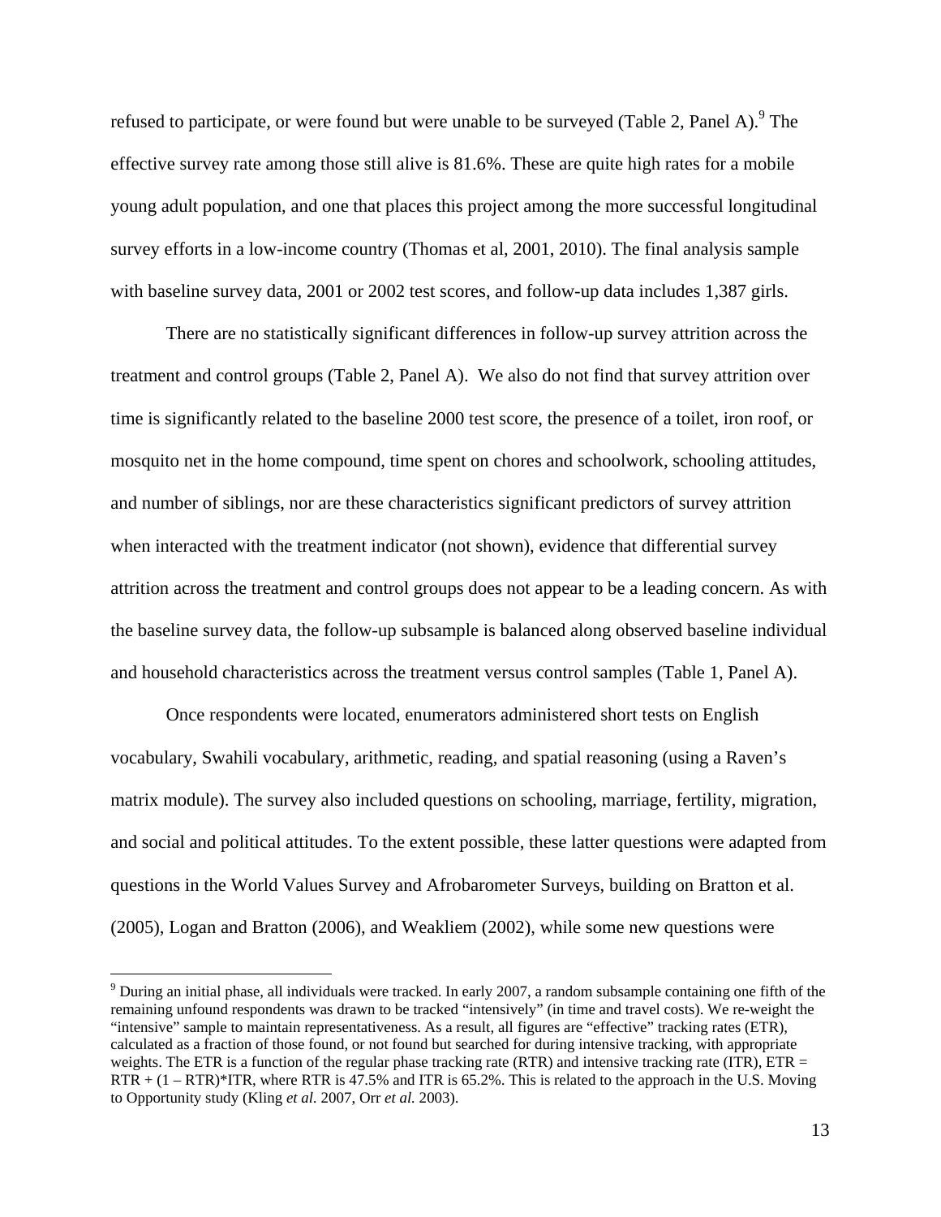refused to participate, or were found but were unable to be surveyed (Table 2, Panel A).[9] The effective survey rate among those still alive is 81.6%. These are quite high rates for a mobile young adult population, and one that places this project among the more successful longitudinal survey efforts in a low-income country (Thomas et al, 2001, 2010). The final analysis sample with baseline survey data, 2001 or 2002 test scores, and follow-up data includes 1,387 girls.

There are no statistically significant differences in follow-up survey attrition across the treatment and control groups (Table 2, Panel A). We also do not find that survey attrition over time is significantly related to the baseline 2000 test score, the presence of a toilet, iron roof, or mosquito net in the home compound, time spent on chores and schoolwork, schooling attitudes, and number of siblings, nor are these characteristics significant predictors of survey attrition when interacted with the treatment indicator (not shown), evidence that differential survey attrition across the treatment and control groups does not appear to be a leading concern. As with the baseline survey data, the follow-up subsample is balanced along observed baseline individual and household characteristics across the treatment versus control samples (Table 1, Panel A).

Once respondents were located, enumerators administered short tests on English vocabulary, Swahili vocabulary, arithmetic, reading, and spatial reasoning (using a Raven's matrix module). The survey also included questions on schooling, marriage, fertility, migration, and social and political attitudes. To the extent possible, these latter questions were adapted from questions in the World Values Survey and Afrobarometer Surveys, building on Bratton et al. (2005), Logan and Bratton (2006), and Weakliem (2002), while some new questions were

---

[9] During an initial phase, all individuals were tracked. In early 2007, a random subsample containing one fifth of the remaining unfound respondents was drawn to be tracked "intensively" (in time and travel costs). We re-weight the "intensive" sample to maintain representativeness. As a result, all figures are "effective" tracking rates (ETR), calculated as a fraction of those found, or not found but searched for during intensive tracking, with appropriate weights. The ETR is a function of the regular phase tracking rate (RTR) and intensive tracking rate (ITR), $ETR = RTR + (1 - RTR)*ITR$, where RTR is 47.5% and ITR is 65.2%. This is related to the approach in the U.S. Moving to Opportunity study (Kling *et al.* 2007, Orr *et al.* 2003).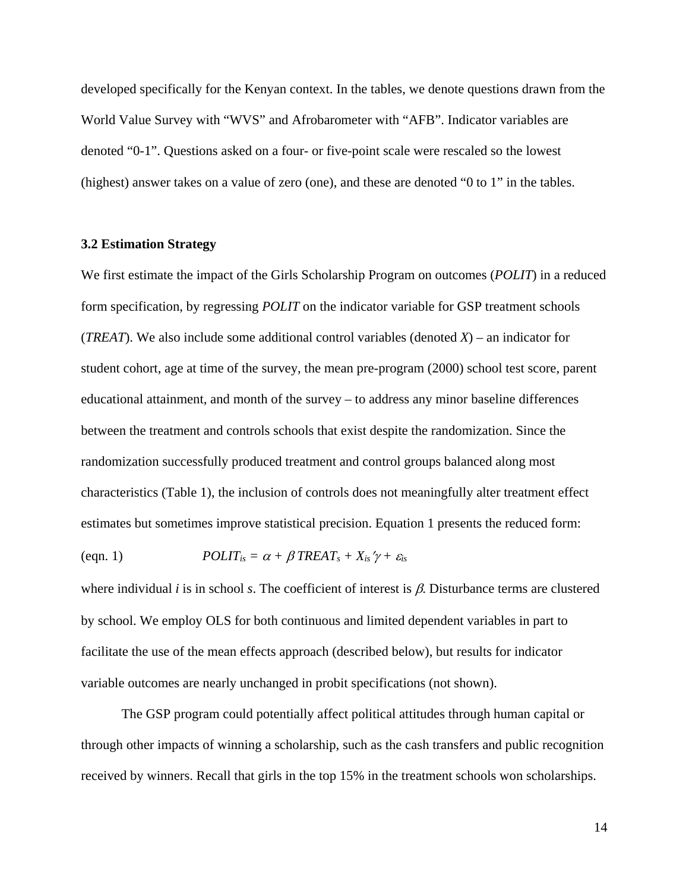developed specifically for the Kenyan context. In the tables, we denote questions drawn from the World Value Survey with "WVS" and Afrobarometer with "AFB". Indicator variables are denoted "0-1". Questions asked on a four- or five-point scale were rescaled so the lowest (highest) answer takes on a value of zero (one), and these are denoted "0 to 1" in the tables.

### 3.2 Estimation Strategy

We first estimate the impact of the Girls Scholarship Program on outcomes (*POLIT*) in a reduced form specification, by regressing *POLIT* on the indicator variable for GSP treatment schools (*TREAT*). We also include some additional control variables (denoted *X*) – an indicator for student cohort, age at time of the survey, the mean pre-program (2000) school test score, parent educational attainment, and month of the survey – to address any minor baseline differences between the treatment and controls schools that exist despite the randomization. Since the randomization successfully produced treatment and control groups balanced along most characteristics (Table 1), the inclusion of controls does not meaningfully alter treatment effect estimates but sometimes improve statistical precision. Equation 1 presents the reduced form:

(eqn. 1) $$POLIT_{is} = \alpha + \beta\, TREAT_s + X_{is}'\gamma + \varepsilon_{is}$$

where individual $i$ is in school $s$. The coefficient of interest is $\beta$. Disturbance terms are clustered by school. We employ OLS for both continuous and limited dependent variables in part to facilitate the use of the mean effects approach (described below), but results for indicator variable outcomes are nearly unchanged in probit specifications (not shown).

The GSP program could potentially affect political attitudes through human capital or through other impacts of winning a scholarship, such as the cash transfers and public recognition received by winners. Recall that girls in the top 15% in the treatment schools won scholarships.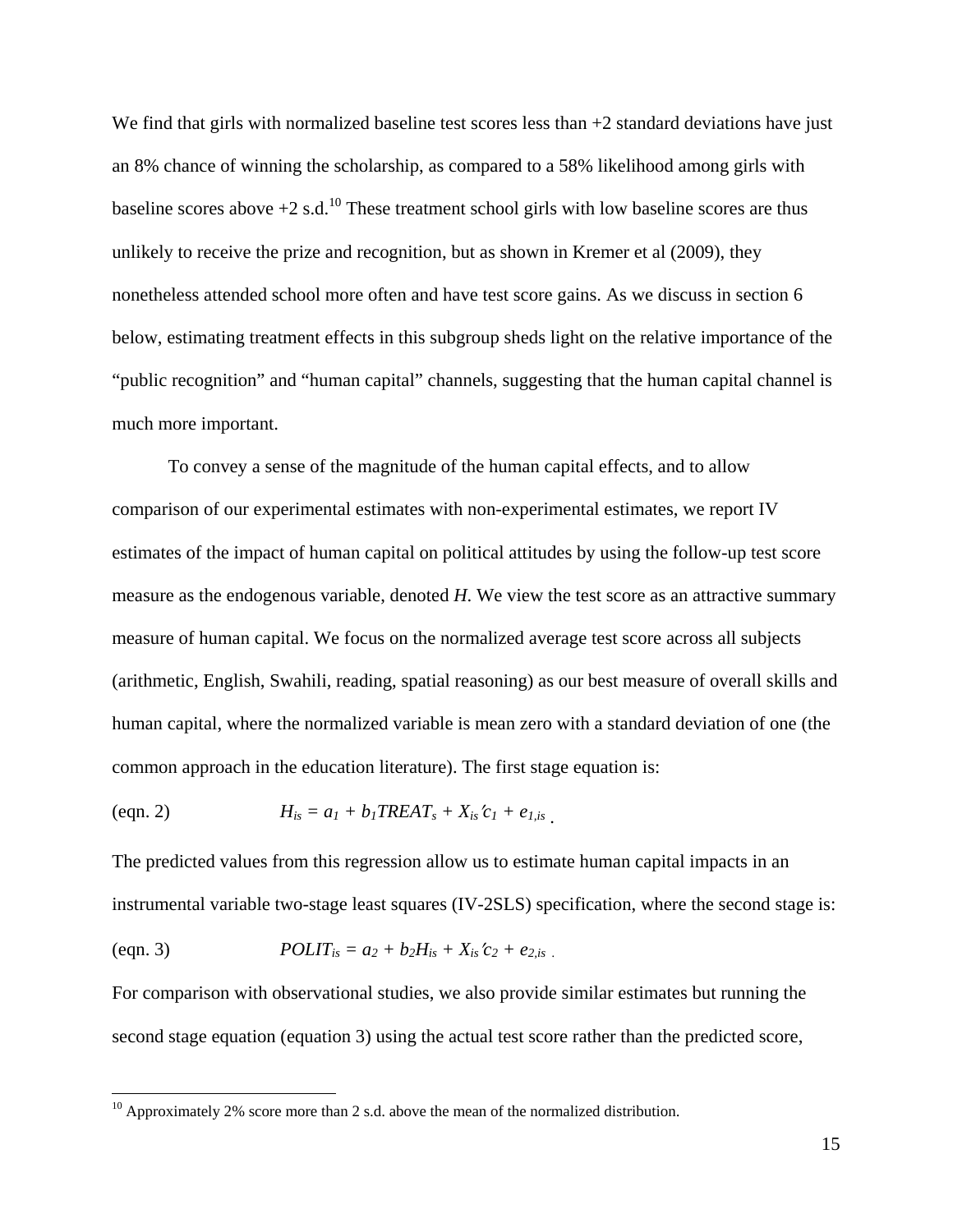We find that girls with normalized baseline test scores less than +2 standard deviations have just an 8% chance of winning the scholarship, as compared to a 58% likelihood among girls with baseline scores above +2 s.d.[10] These treatment school girls with low baseline scores are thus unlikely to receive the prize and recognition, but as shown in Kremer et al (2009), they nonetheless attended school more often and have test score gains. As we discuss in section 6 below, estimating treatment effects in this subgroup sheds light on the relative importance of the "public recognition" and "human capital" channels, suggesting that the human capital channel is much more important.

To convey a sense of the magnitude of the human capital effects, and to allow comparison of our experimental estimates with non-experimental estimates, we report IV estimates of the impact of human capital on political attitudes by using the follow-up test score measure as the endogenous variable, denoted *H*. We view the test score as an attractive summary measure of human capital. We focus on the normalized average test score across all subjects (arithmetic, English, Swahili, reading, spatial reasoning) as our best measure of overall skills and human capital, where the normalized variable is mean zero with a standard deviation of one (the common approach in the education literature). The first stage equation is:

(eqn. 2) $$H_{is} = a_1 + b_1 TREAT_s + X_{is}'c_1 + e_{1,is}\ .$$

The predicted values from this regression allow us to estimate human capital impacts in an instrumental variable two-stage least squares (IV-2SLS) specification, where the second stage is:

(eqn. 3) $$POLIT_{is} = a_2 + b_2 H_{is} + X_{is}'c_2 + e_{2,is}\ .$$

For comparison with observational studies, we also provide similar estimates but running the second stage equation (equation 3) using the actual test score rather than the predicted score,

[10] Approximately 2% score more than 2 s.d. above the mean of the normalized distribution.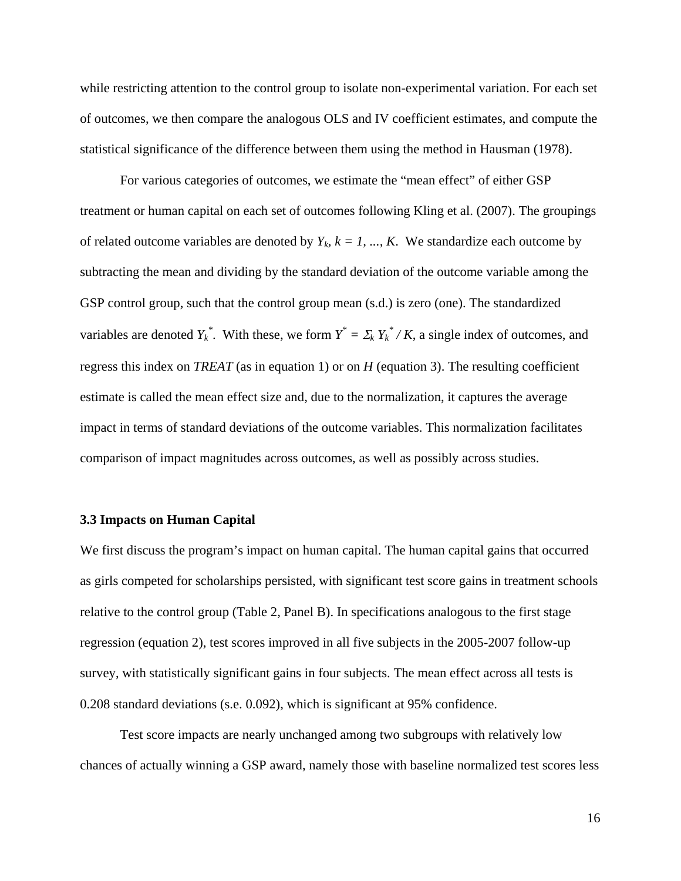while restricting attention to the control group to isolate non-experimental variation. For each set of outcomes, we then compare the analogous OLS and IV coefficient estimates, and compute the statistical significance of the difference between them using the method in Hausman (1978).

For various categories of outcomes, we estimate the "mean effect" of either GSP treatment or human capital on each set of outcomes following Kling et al. (2007). The groupings of related outcome variables are denoted by $Y_k$, $k = 1, ..., K$. We standardize each outcome by subtracting the mean and dividing by the standard deviation of the outcome variable among the GSP control group, such that the control group mean (s.d.) is zero (one). The standardized variables are denoted $Y_k^*$. With these, we form $Y^* = \Sigma_k Y_k^* / K$, a single index of outcomes, and regress this index on *TREAT* (as in equation 1) or on *H* (equation 3). The resulting coefficient estimate is called the mean effect size and, due to the normalization, it captures the average impact in terms of standard deviations of the outcome variables. This normalization facilitates comparison of impact magnitudes across outcomes, as well as possibly across studies.

### 3.3 Impacts on Human Capital

We first discuss the program's impact on human capital. The human capital gains that occurred as girls competed for scholarships persisted, with significant test score gains in treatment schools relative to the control group (Table 2, Panel B). In specifications analogous to the first stage regression (equation 2), test scores improved in all five subjects in the 2005-2007 follow-up survey, with statistically significant gains in four subjects. The mean effect across all tests is 0.208 standard deviations (s.e. 0.092), which is significant at 95% confidence.

Test score impacts are nearly unchanged among two subgroups with relatively low chances of actually winning a GSP award, namely those with baseline normalized test scores less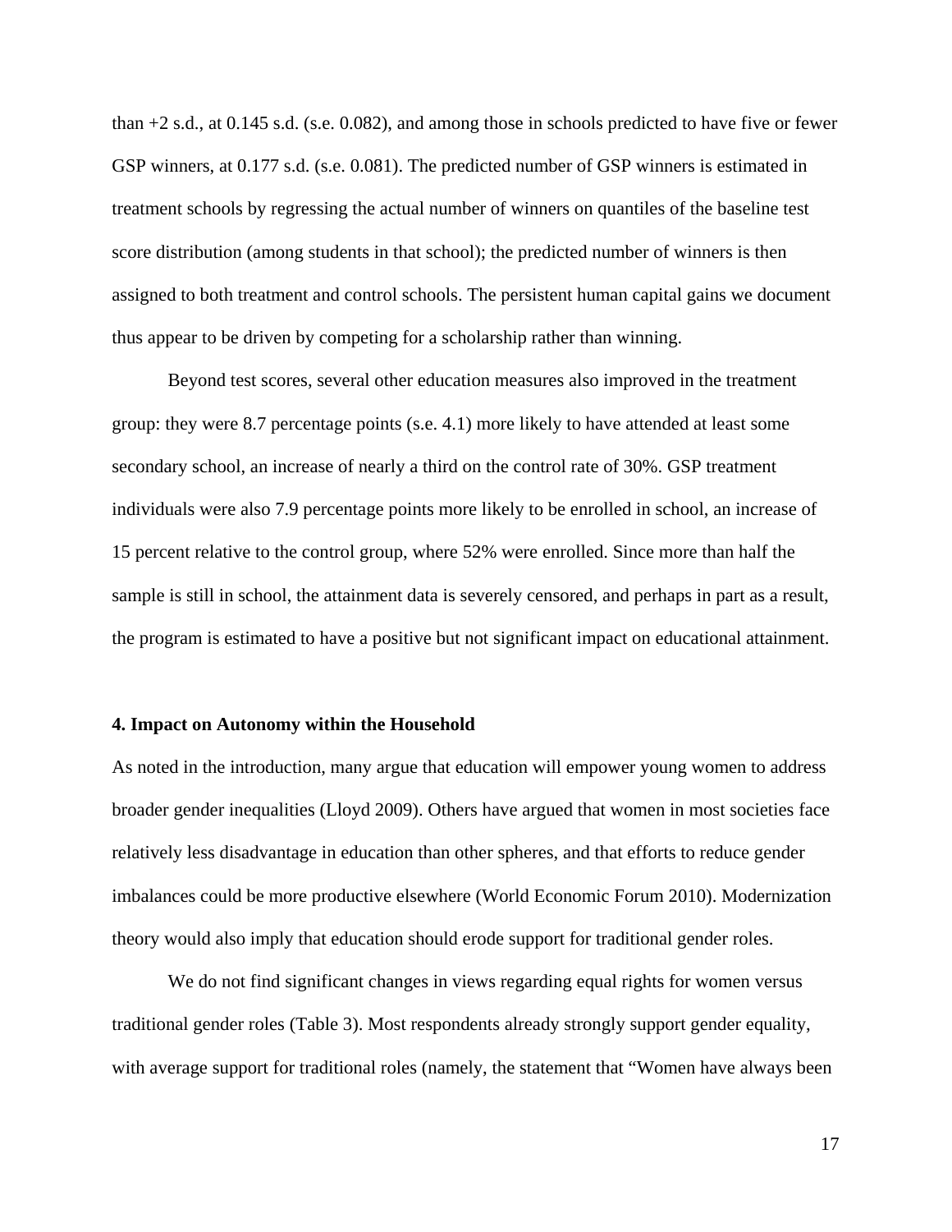than +2 s.d., at 0.145 s.d. (s.e. 0.082), and among those in schools predicted to have five or fewer GSP winners, at 0.177 s.d. (s.e. 0.081). The predicted number of GSP winners is estimated in treatment schools by regressing the actual number of winners on quantiles of the baseline test score distribution (among students in that school); the predicted number of winners is then assigned to both treatment and control schools. The persistent human capital gains we document thus appear to be driven by competing for a scholarship rather than winning.

Beyond test scores, several other education measures also improved in the treatment group: they were 8.7 percentage points (s.e. 4.1) more likely to have attended at least some secondary school, an increase of nearly a third on the control rate of 30%. GSP treatment individuals were also 7.9 percentage points more likely to be enrolled in school, an increase of 15 percent relative to the control group, where 52% were enrolled. Since more than half the sample is still in school, the attainment data is severely censored, and perhaps in part as a result, the program is estimated to have a positive but not significant impact on educational attainment.

### 4. Impact on Autonomy within the Household

As noted in the introduction, many argue that education will empower young women to address broader gender inequalities (Lloyd 2009). Others have argued that women in most societies face relatively less disadvantage in education than other spheres, and that efforts to reduce gender imbalances could be more productive elsewhere (World Economic Forum 2010). Modernization theory would also imply that education should erode support for traditional gender roles.

We do not find significant changes in views regarding equal rights for women versus traditional gender roles (Table 3). Most respondents already strongly support gender equality, with average support for traditional roles (namely, the statement that "Women have always been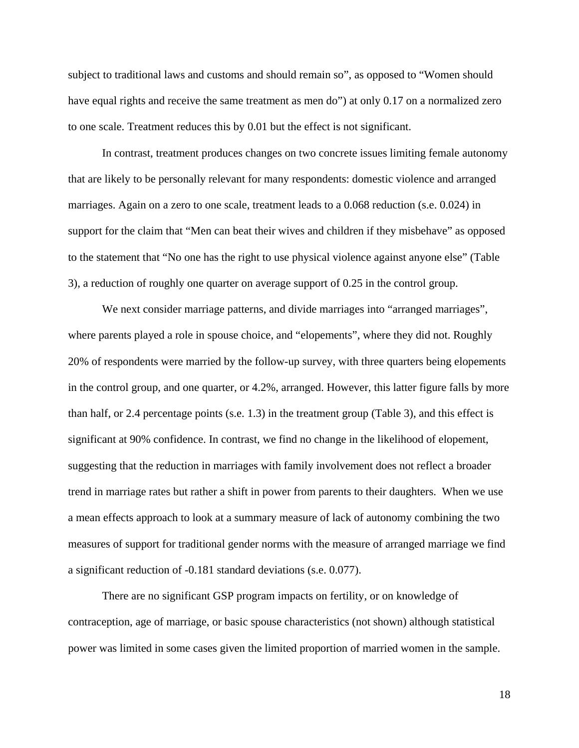subject to traditional laws and customs and should remain so", as opposed to "Women should have equal rights and receive the same treatment as men do") at only 0.17 on a normalized zero to one scale. Treatment reduces this by 0.01 but the effect is not significant.

In contrast, treatment produces changes on two concrete issues limiting female autonomy that are likely to be personally relevant for many respondents: domestic violence and arranged marriages. Again on a zero to one scale, treatment leads to a 0.068 reduction (s.e. 0.024) in support for the claim that "Men can beat their wives and children if they misbehave" as opposed to the statement that "No one has the right to use physical violence against anyone else" (Table 3), a reduction of roughly one quarter on average support of 0.25 in the control group.

We next consider marriage patterns, and divide marriages into "arranged marriages", where parents played a role in spouse choice, and "elopements", where they did not. Roughly 20% of respondents were married by the follow-up survey, with three quarters being elopements in the control group, and one quarter, or 4.2%, arranged. However, this latter figure falls by more than half, or 2.4 percentage points (s.e. 1.3) in the treatment group (Table 3), and this effect is significant at 90% confidence. In contrast, we find no change in the likelihood of elopement, suggesting that the reduction in marriages with family involvement does not reflect a broader trend in marriage rates but rather a shift in power from parents to their daughters. When we use a mean effects approach to look at a summary measure of lack of autonomy combining the two measures of support for traditional gender norms with the measure of arranged marriage we find a significant reduction of -0.181 standard deviations (s.e. 0.077).

There are no significant GSP program impacts on fertility, or on knowledge of contraception, age of marriage, or basic spouse characteristics (not shown) although statistical power was limited in some cases given the limited proportion of married women in the sample.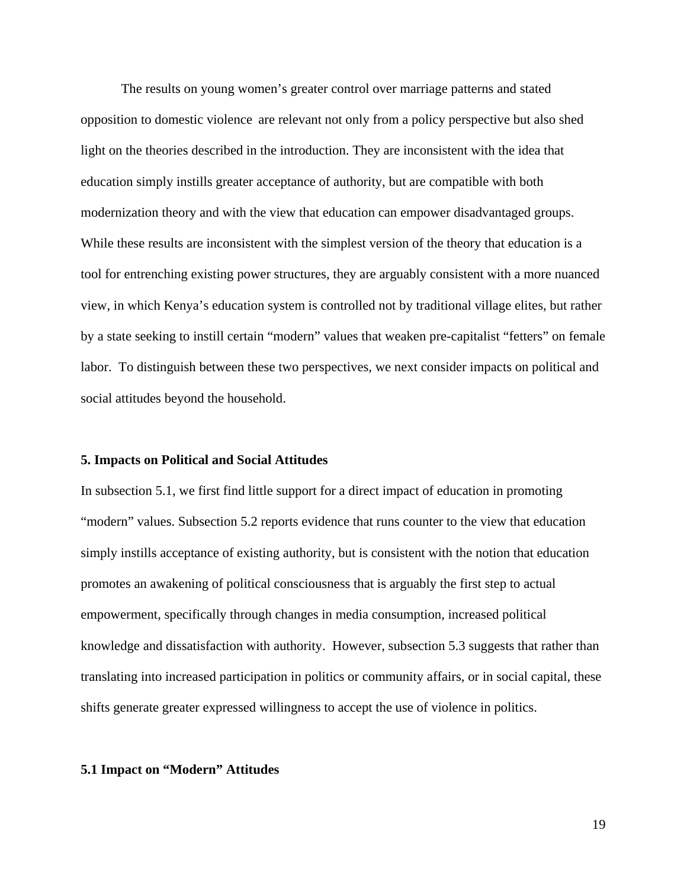The results on young women's greater control over marriage patterns and stated opposition to domestic violence are relevant not only from a policy perspective but also shed light on the theories described in the introduction. They are inconsistent with the idea that education simply instills greater acceptance of authority, but are compatible with both modernization theory and with the view that education can empower disadvantaged groups. While these results are inconsistent with the simplest version of the theory that education is a tool for entrenching existing power structures, they are arguably consistent with a more nuanced view, in which Kenya's education system is controlled not by traditional village elites, but rather by a state seeking to instill certain "modern" values that weaken pre-capitalist "fetters" on female labor. To distinguish between these two perspectives, we next consider impacts on political and social attitudes beyond the household.

## 5. Impacts on Political and Social Attitudes

In subsection 5.1, we first find little support for a direct impact of education in promoting "modern" values. Subsection 5.2 reports evidence that runs counter to the view that education simply instills acceptance of existing authority, but is consistent with the notion that education promotes an awakening of political consciousness that is arguably the first step to actual empowerment, specifically through changes in media consumption, increased political knowledge and dissatisfaction with authority. However, subsection 5.3 suggests that rather than translating into increased participation in politics or community affairs, or in social capital, these shifts generate greater expressed willingness to accept the use of violence in politics.

### 5.1 Impact on "Modern" Attitudes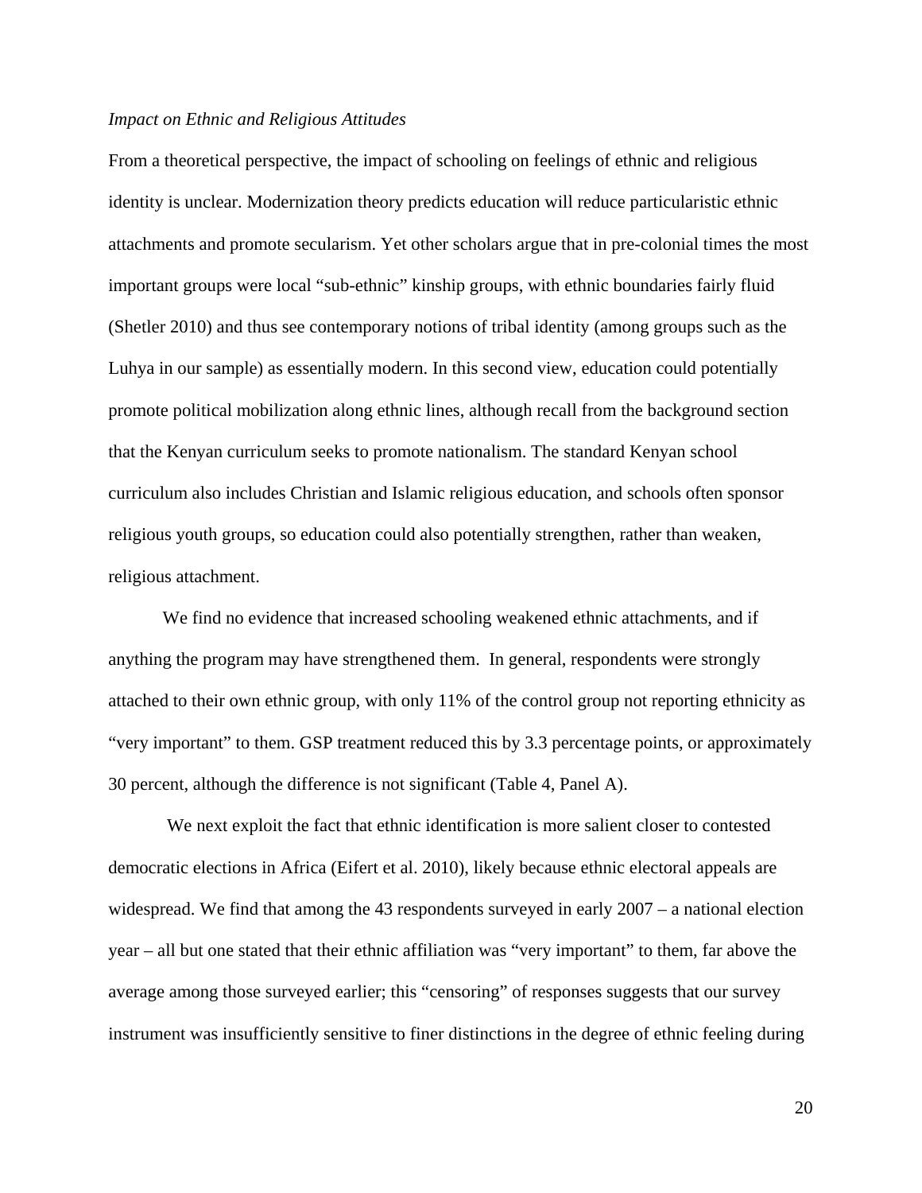*Impact on Ethnic and Religious Attitudes*

From a theoretical perspective, the impact of schooling on feelings of ethnic and religious identity is unclear. Modernization theory predicts education will reduce particularistic ethnic attachments and promote secularism. Yet other scholars argue that in pre-colonial times the most important groups were local "sub-ethnic" kinship groups, with ethnic boundaries fairly fluid (Shetler 2010) and thus see contemporary notions of tribal identity (among groups such as the Luhya in our sample) as essentially modern. In this second view, education could potentially promote political mobilization along ethnic lines, although recall from the background section that the Kenyan curriculum seeks to promote nationalism. The standard Kenyan school curriculum also includes Christian and Islamic religious education, and schools often sponsor religious youth groups, so education could also potentially strengthen, rather than weaken, religious attachment.

We find no evidence that increased schooling weakened ethnic attachments, and if anything the program may have strengthened them. In general, respondents were strongly attached to their own ethnic group, with only 11% of the control group not reporting ethnicity as "very important" to them. GSP treatment reduced this by 3.3 percentage points, or approximately 30 percent, although the difference is not significant (Table 4, Panel A).

We next exploit the fact that ethnic identification is more salient closer to contested democratic elections in Africa (Eifert et al. 2010), likely because ethnic electoral appeals are widespread. We find that among the 43 respondents surveyed in early 2007 – a national election year – all but one stated that their ethnic affiliation was "very important" to them, far above the average among those surveyed earlier; this "censoring" of responses suggests that our survey instrument was insufficiently sensitive to finer distinctions in the degree of ethnic feeling during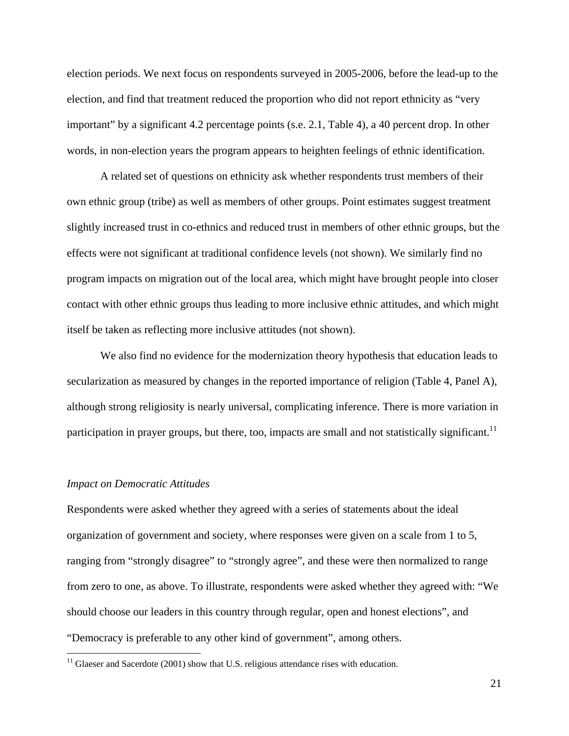election periods. We next focus on respondents surveyed in 2005-2006, before the lead-up to the election, and find that treatment reduced the proportion who did not report ethnicity as "very important" by a significant 4.2 percentage points (s.e. 2.1, Table 4), a 40 percent drop. In other words, in non-election years the program appears to heighten feelings of ethnic identification.

A related set of questions on ethnicity ask whether respondents trust members of their own ethnic group (tribe) as well as members of other groups. Point estimates suggest treatment slightly increased trust in co-ethnics and reduced trust in members of other ethnic groups, but the effects were not significant at traditional confidence levels (not shown). We similarly find no program impacts on migration out of the local area, which might have brought people into closer contact with other ethnic groups thus leading to more inclusive ethnic attitudes, and which might itself be taken as reflecting more inclusive attitudes (not shown).

We also find no evidence for the modernization theory hypothesis that education leads to secularization as measured by changes in the reported importance of religion (Table 4, Panel A), although strong religiosity is nearly universal, complicating inference. There is more variation in participation in prayer groups, but there, too, impacts are small and not statistically significant.[11]

*Impact on Democratic Attitudes*

Respondents were asked whether they agreed with a series of statements about the ideal organization of government and society, where responses were given on a scale from 1 to 5, ranging from "strongly disagree" to "strongly agree", and these were then normalized to range from zero to one, as above. To illustrate, respondents were asked whether they agreed with: "We should choose our leaders in this country through regular, open and honest elections", and "Democracy is preferable to any other kind of government", among others.

[11] Glaeser and Sacerdote (2001) show that U.S. religious attendance rises with education.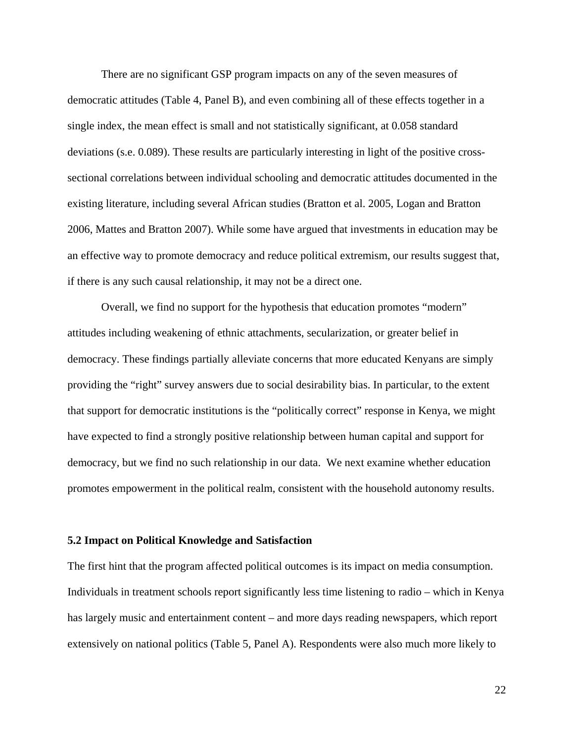There are no significant GSP program impacts on any of the seven measures of democratic attitudes (Table 4, Panel B), and even combining all of these effects together in a single index, the mean effect is small and not statistically significant, at 0.058 standard deviations (s.e. 0.089). These results are particularly interesting in light of the positive cross-sectional correlations between individual schooling and democratic attitudes documented in the existing literature, including several African studies (Bratton et al. 2005, Logan and Bratton 2006, Mattes and Bratton 2007). While some have argued that investments in education may be an effective way to promote democracy and reduce political extremism, our results suggest that, if there is any such causal relationship, it may not be a direct one.

Overall, we find no support for the hypothesis that education promotes "modern" attitudes including weakening of ethnic attachments, secularization, or greater belief in democracy. These findings partially alleviate concerns that more educated Kenyans are simply providing the "right" survey answers due to social desirability bias. In particular, to the extent that support for democratic institutions is the "politically correct" response in Kenya, we might have expected to find a strongly positive relationship between human capital and support for democracy, but we find no such relationship in our data. We next examine whether education promotes empowerment in the political realm, consistent with the household autonomy results.

### 5.2 Impact on Political Knowledge and Satisfaction

The first hint that the program affected political outcomes is its impact on media consumption. Individuals in treatment schools report significantly less time listening to radio – which in Kenya has largely music and entertainment content – and more days reading newspapers, which report extensively on national politics (Table 5, Panel A). Respondents were also much more likely to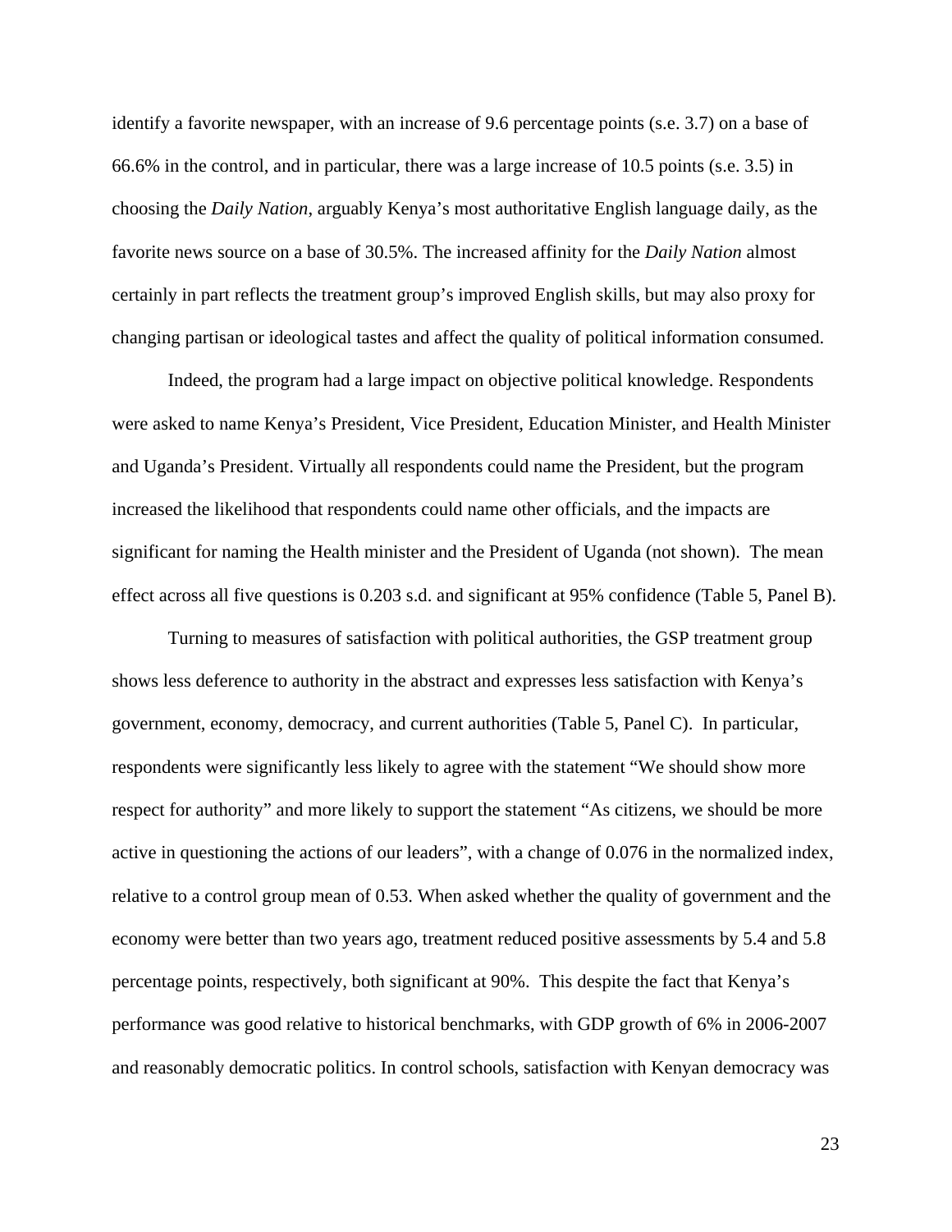identify a favorite newspaper, with an increase of 9.6 percentage points (s.e. 3.7) on a base of 66.6% in the control, and in particular, there was a large increase of 10.5 points (s.e. 3.5) in choosing the *Daily Nation*, arguably Kenya's most authoritative English language daily, as the favorite news source on a base of 30.5%. The increased affinity for the *Daily Nation* almost certainly in part reflects the treatment group's improved English skills, but may also proxy for changing partisan or ideological tastes and affect the quality of political information consumed.

Indeed, the program had a large impact on objective political knowledge. Respondents were asked to name Kenya's President, Vice President, Education Minister, and Health Minister and Uganda's President. Virtually all respondents could name the President, but the program increased the likelihood that respondents could name other officials, and the impacts are significant for naming the Health minister and the President of Uganda (not shown). The mean effect across all five questions is 0.203 s.d. and significant at 95% confidence (Table 5, Panel B).

Turning to measures of satisfaction with political authorities, the GSP treatment group shows less deference to authority in the abstract and expresses less satisfaction with Kenya's government, economy, democracy, and current authorities (Table 5, Panel C). In particular, respondents were significantly less likely to agree with the statement "We should show more respect for authority" and more likely to support the statement "As citizens, we should be more active in questioning the actions of our leaders", with a change of 0.076 in the normalized index, relative to a control group mean of 0.53. When asked whether the quality of government and the economy were better than two years ago, treatment reduced positive assessments by 5.4 and 5.8 percentage points, respectively, both significant at 90%. This despite the fact that Kenya's performance was good relative to historical benchmarks, with GDP growth of 6% in 2006-2007 and reasonably democratic politics. In control schools, satisfaction with Kenyan democracy was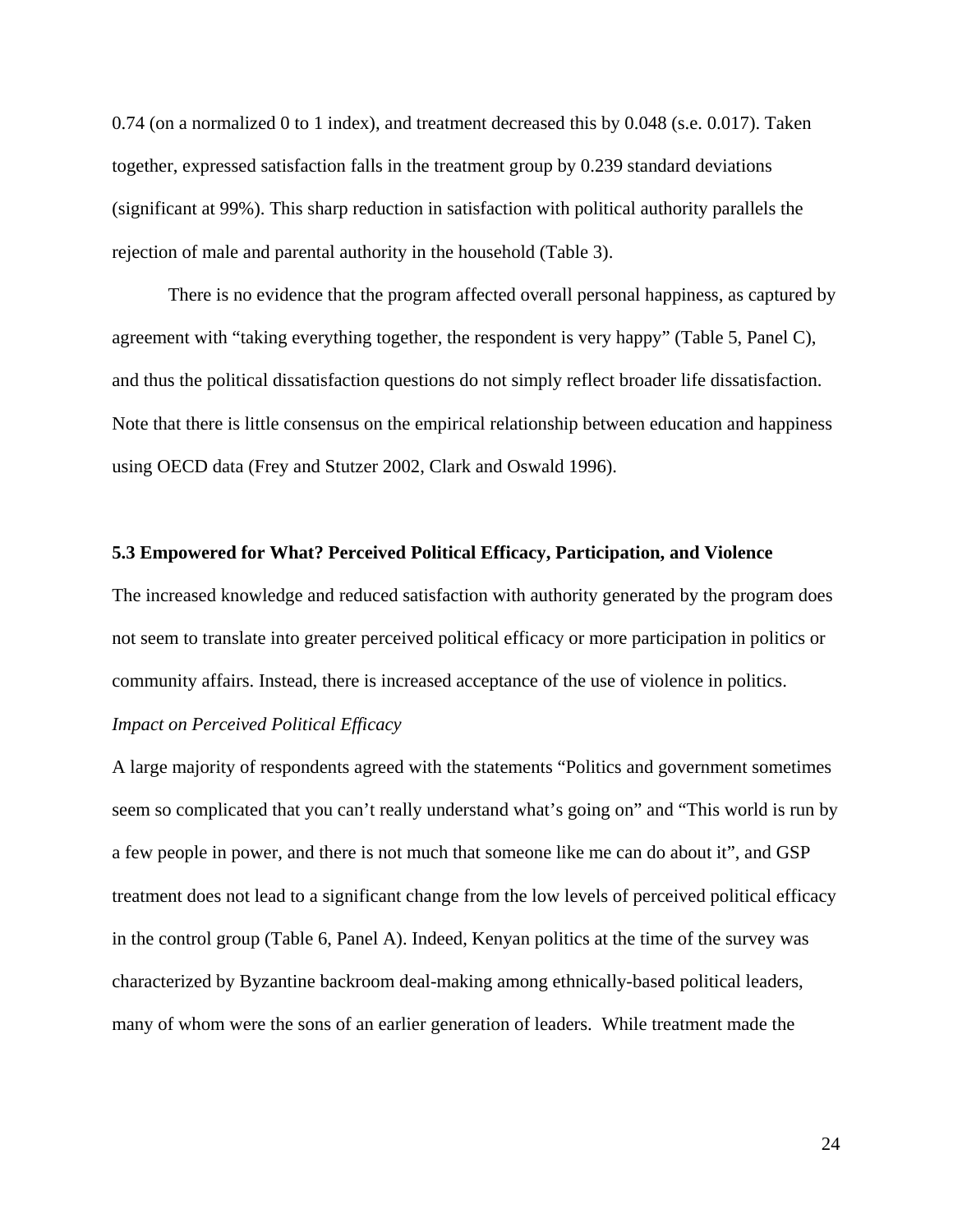0.74 (on a normalized 0 to 1 index), and treatment decreased this by 0.048 (s.e. 0.017). Taken together, expressed satisfaction falls in the treatment group by 0.239 standard deviations (significant at 99%). This sharp reduction in satisfaction with political authority parallels the rejection of male and parental authority in the household (Table 3).

There is no evidence that the program affected overall personal happiness, as captured by agreement with "taking everything together, the respondent is very happy" (Table 5, Panel C), and thus the political dissatisfaction questions do not simply reflect broader life dissatisfaction. Note that there is little consensus on the empirical relationship between education and happiness using OECD data (Frey and Stutzer 2002, Clark and Oswald 1996).

### 5.3 Empowered for What? Perceived Political Efficacy, Participation, and Violence

The increased knowledge and reduced satisfaction with authority generated by the program does not seem to translate into greater perceived political efficacy or more participation in politics or community affairs. Instead, there is increased acceptance of the use of violence in politics.

*Impact on Perceived Political Efficacy*

A large majority of respondents agreed with the statements "Politics and government sometimes seem so complicated that you can't really understand what's going on" and "This world is run by a few people in power, and there is not much that someone like me can do about it", and GSP treatment does not lead to a significant change from the low levels of perceived political efficacy in the control group (Table 6, Panel A). Indeed, Kenyan politics at the time of the survey was characterized by Byzantine backroom deal-making among ethnically-based political leaders, many of whom were the sons of an earlier generation of leaders. While treatment made the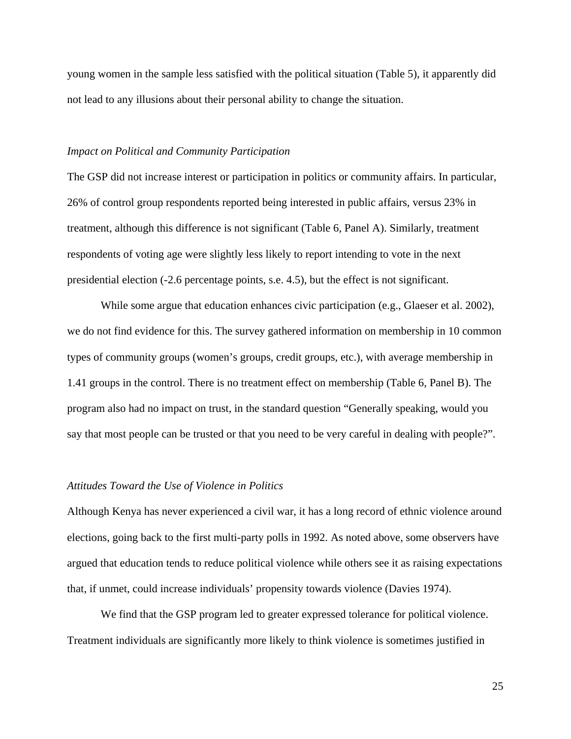young women in the sample less satisfied with the political situation (Table 5), it apparently did not lead to any illusions about their personal ability to change the situation.

### *Impact on Political and Community Participation*

The GSP did not increase interest or participation in politics or community affairs. In particular, 26% of control group respondents reported being interested in public affairs, versus 23% in treatment, although this difference is not significant (Table 6, Panel A). Similarly, treatment respondents of voting age were slightly less likely to report intending to vote in the next presidential election (-2.6 percentage points, s.e. 4.5), but the effect is not significant.

While some argue that education enhances civic participation (e.g., Glaeser et al. 2002), we do not find evidence for this. The survey gathered information on membership in 10 common types of community groups (women's groups, credit groups, etc.), with average membership in 1.41 groups in the control. There is no treatment effect on membership (Table 6, Panel B). The program also had no impact on trust, in the standard question "Generally speaking, would you say that most people can be trusted or that you need to be very careful in dealing with people?".

### *Attitudes Toward the Use of Violence in Politics*

Although Kenya has never experienced a civil war, it has a long record of ethnic violence around elections, going back to the first multi-party polls in 1992. As noted above, some observers have argued that education tends to reduce political violence while others see it as raising expectations that, if unmet, could increase individuals' propensity towards violence (Davies 1974).

We find that the GSP program led to greater expressed tolerance for political violence. Treatment individuals are significantly more likely to think violence is sometimes justified in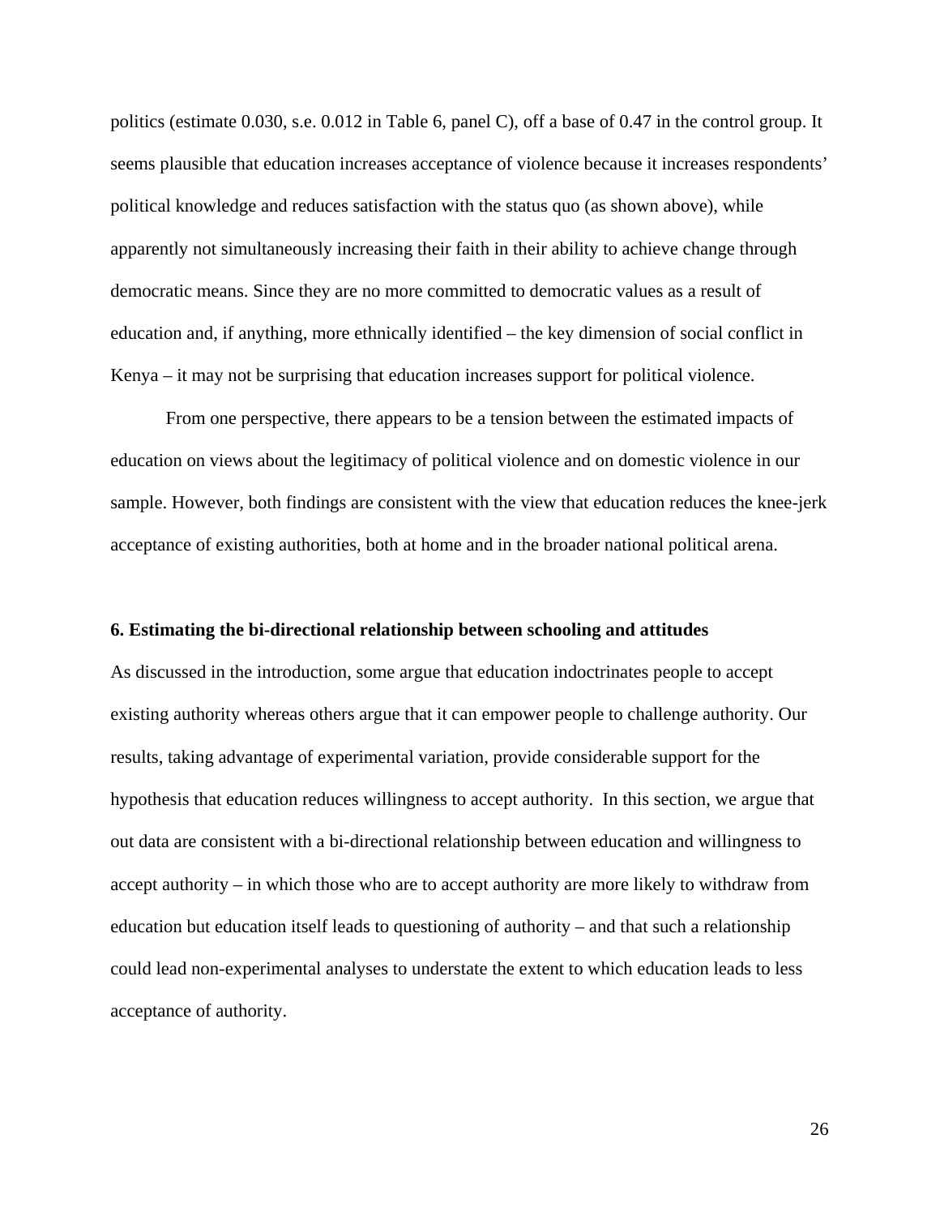politics (estimate 0.030, s.e. 0.012 in Table 6, panel C), off a base of 0.47 in the control group. It seems plausible that education increases acceptance of violence because it increases respondents' political knowledge and reduces satisfaction with the status quo (as shown above), while apparently not simultaneously increasing their faith in their ability to achieve change through democratic means. Since they are no more committed to democratic values as a result of education and, if anything, more ethnically identified – the key dimension of social conflict in Kenya – it may not be surprising that education increases support for political violence.

From one perspective, there appears to be a tension between the estimated impacts of education on views about the legitimacy of political violence and on domestic violence in our sample. However, both findings are consistent with the view that education reduces the knee-jerk acceptance of existing authorities, both at home and in the broader national political arena.

**6. Estimating the bi-directional relationship between schooling and attitudes**

As discussed in the introduction, some argue that education indoctrinates people to accept existing authority whereas others argue that it can empower people to challenge authority. Our results, taking advantage of experimental variation, provide considerable support for the hypothesis that education reduces willingness to accept authority. In this section, we argue that out data are consistent with a bi-directional relationship between education and willingness to accept authority – in which those who are to accept authority are more likely to withdraw from education but education itself leads to questioning of authority – and that such a relationship could lead non-experimental analyses to understate the extent to which education leads to less acceptance of authority.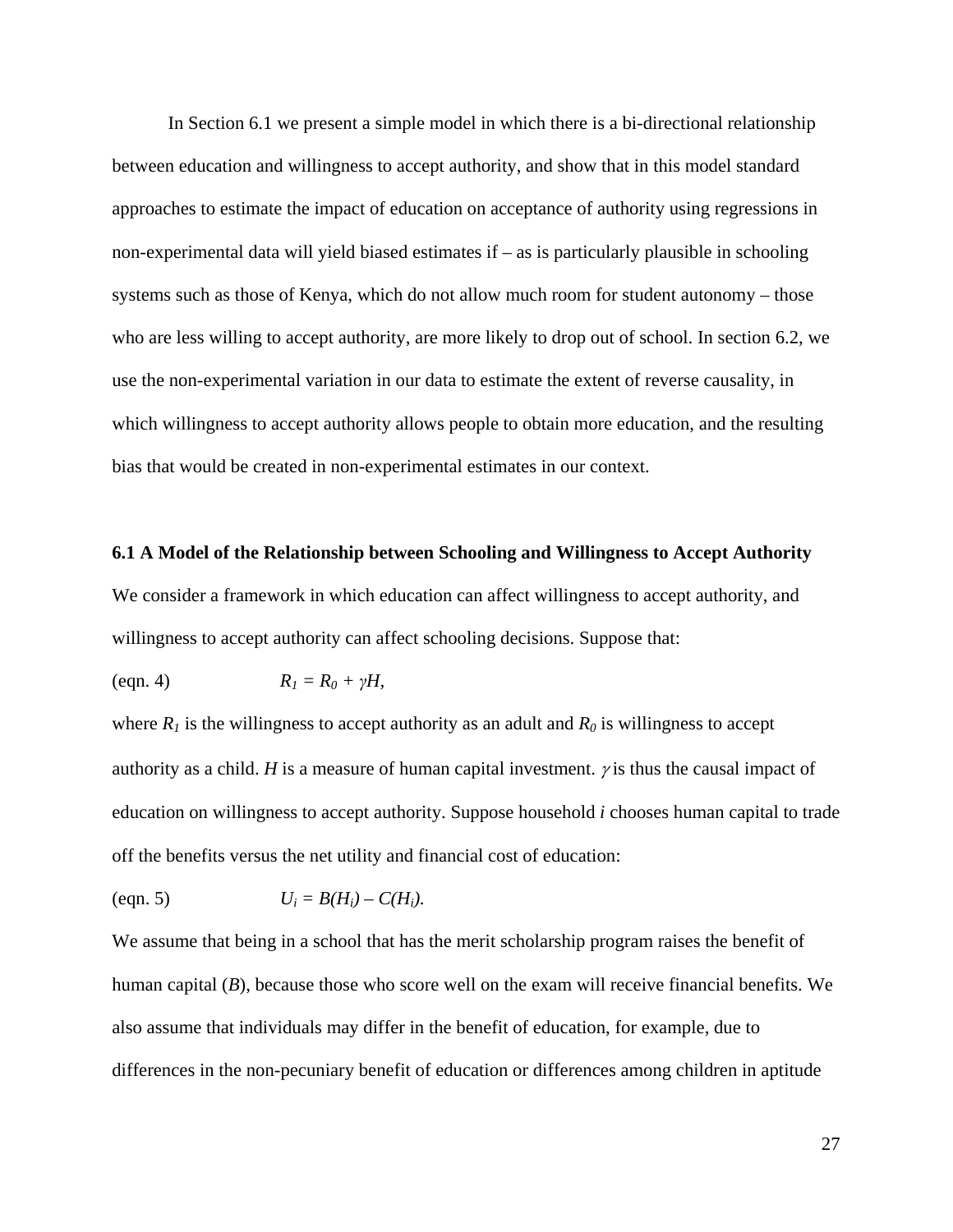In Section 6.1 we present a simple model in which there is a bi-directional relationship between education and willingness to accept authority, and show that in this model standard approaches to estimate the impact of education on acceptance of authority using regressions in non-experimental data will yield biased estimates if – as is particularly plausible in schooling systems such as those of Kenya, which do not allow much room for student autonomy – those who are less willing to accept authority, are more likely to drop out of school. In section 6.2, we use the non-experimental variation in our data to estimate the extent of reverse causality, in which willingness to accept authority allows people to obtain more education, and the resulting bias that would be created in non-experimental estimates in our context.

**6.1 A Model of the Relationship between Schooling and Willingness to Accept Authority**

We consider a framework in which education can affect willingness to accept authority, and willingness to accept authority can affect schooling decisions. Suppose that:

(eqn. 4) $$R_1 = R_0 + \gamma H,$$

where $R_1$ is the willingness to accept authority as an adult and $R_0$ is willingness to accept authority as a child. $H$ is a measure of human capital investment. $\gamma$ is thus the causal impact of education on willingness to accept authority. Suppose household $i$ chooses human capital to trade off the benefits versus the net utility and financial cost of education:

(eqn. 5) $$U_i = B(H_i) - C(H_i).$$

We assume that being in a school that has the merit scholarship program raises the benefit of human capital ($B$), because those who score well on the exam will receive financial benefits. We also assume that individuals may differ in the benefit of education, for example, due to differences in the non-pecuniary benefit of education or differences among children in aptitude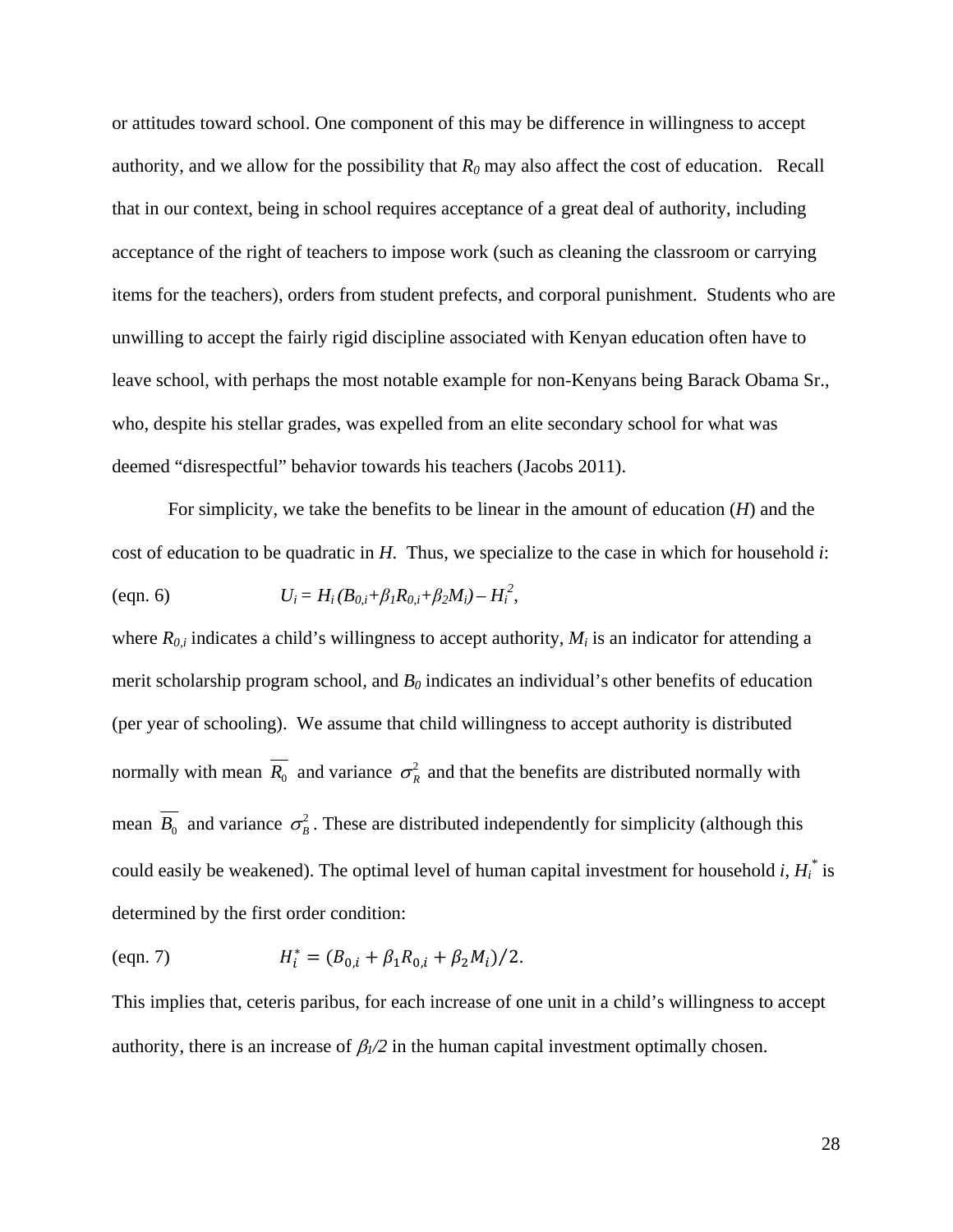or attitudes toward school. One component of this may be difference in willingness to accept authority, and we allow for the possibility that $R_0$ may also affect the cost of education. Recall that in our context, being in school requires acceptance of a great deal of authority, including acceptance of the right of teachers to impose work (such as cleaning the classroom or carrying items for the teachers), orders from student prefects, and corporal punishment. Students who are unwilling to accept the fairly rigid discipline associated with Kenyan education often have to leave school, with perhaps the most notable example for non-Kenyans being Barack Obama Sr., who, despite his stellar grades, was expelled from an elite secondary school for what was deemed "disrespectful" behavior towards his teachers (Jacobs 2011).

For simplicity, we take the benefits to be linear in the amount of education ($H$) and the cost of education to be quadratic in $H$. Thus, we specialize to the case in which for household $i$:

(eqn. 6) $$U_i = H_i\,(B_{0,i}+\beta_1 R_{0,i}+\beta_2 M_i) - H_i^2,$$

where $R_{0,i}$ indicates a child's willingness to accept authority, $M_i$ is an indicator for attending a merit scholarship program school, and $B_0$ indicates an individual's other benefits of education (per year of schooling). We assume that child willingness to accept authority is distributed normally with mean $\overline{R_0}$ and variance $\sigma_R^2$ and that the benefits are distributed normally with mean $\overline{B_0}$ and variance $\sigma_B^2$. These are distributed independently for simplicity (although this could easily be weakened). The optimal level of human capital investment for household $i$, $H_i^*$ is determined by the first order condition:

(eqn. 7) $$H_i^* = (B_{0,i} + \beta_1 R_{0,i} + \beta_2 M_i)/2.$$

This implies that, ceteris paribus, for each increase of one unit in a child's willingness to accept authority, there is an increase of $\beta_1/2$ in the human capital investment optimally chosen.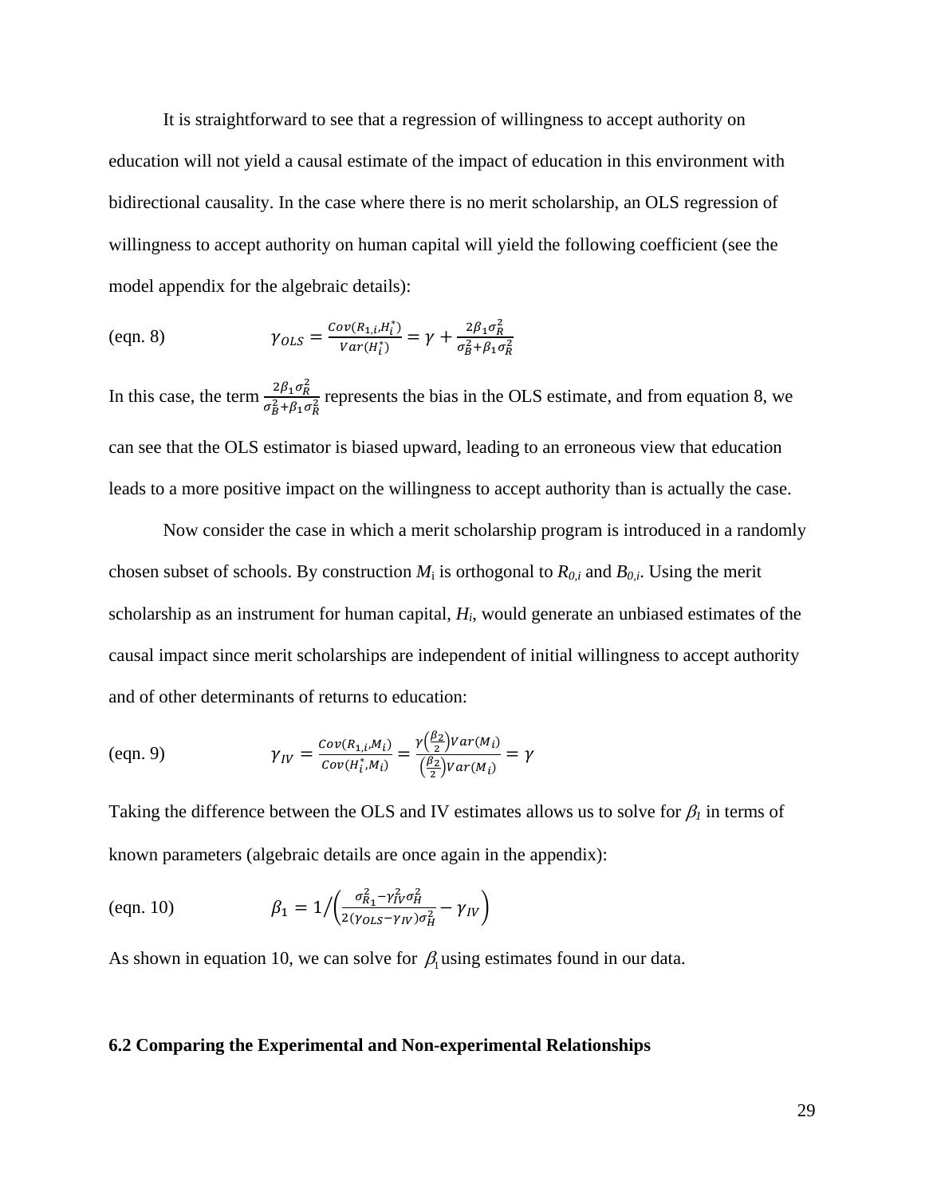It is straightforward to see that a regression of willingness to accept authority on education will not yield a causal estimate of the impact of education in this environment with bidirectional causality. In the case where there is no merit scholarship, an OLS regression of willingness to accept authority on human capital will yield the following coefficient (see the model appendix for the algebraic details):

$$\text{(eqn. 8)} \qquad \gamma_{OLS} = \frac{Cov(R_{1,i}, H_i^*)}{Var(H_i^*)} = \gamma + \frac{2\beta_1 \sigma_R^2}{\sigma_B^2 + \beta_1 \sigma_R^2}$$

In this case, the term $\frac{2\beta_1 \sigma_R^2}{\sigma_B^2 + \beta_1 \sigma_R^2}$ represents the bias in the OLS estimate, and from equation 8, we can see that the OLS estimator is biased upward, leading to an erroneous view that education leads to a more positive impact on the willingness to accept authority than is actually the case.

Now consider the case in which a merit scholarship program is introduced in a randomly chosen subset of schools. By construction $M_i$ is orthogonal to $R_{0,i}$ and $B_{0,i}$. Using the merit scholarship as an instrument for human capital, $H_i$, would generate an unbiased estimates of the causal impact since merit scholarships are independent of initial willingness to accept authority and of other determinants of returns to education:

$$\text{(eqn. 9)} \qquad \gamma_{IV} = \frac{Cov(R_{1,i}, M_i)}{Cov(H_i^*, M_i)} = \frac{\gamma\left(\frac{\beta_2}{2}\right) Var(M_i)}{\left(\frac{\beta_2}{2}\right) Var(M_i)} = \gamma$$

Taking the difference between the OLS and IV estimates allows us to solve for $\beta_1$ in terms of known parameters (algebraic details are once again in the appendix):

$$\text{(eqn. 10)} \qquad \beta_1 = 1 \Big/ \left( \frac{\sigma_{R_1}^2 - \gamma_{IV}^2 \sigma_H^2}{2(\gamma_{OLS} - \gamma_{IV})\sigma_H^2} - \gamma_{IV} \right)$$

As shown in equation 10, we can solve for $\beta_1$ using estimates found in our data.

### 6.2 Comparing the Experimental and Non-experimental Relationships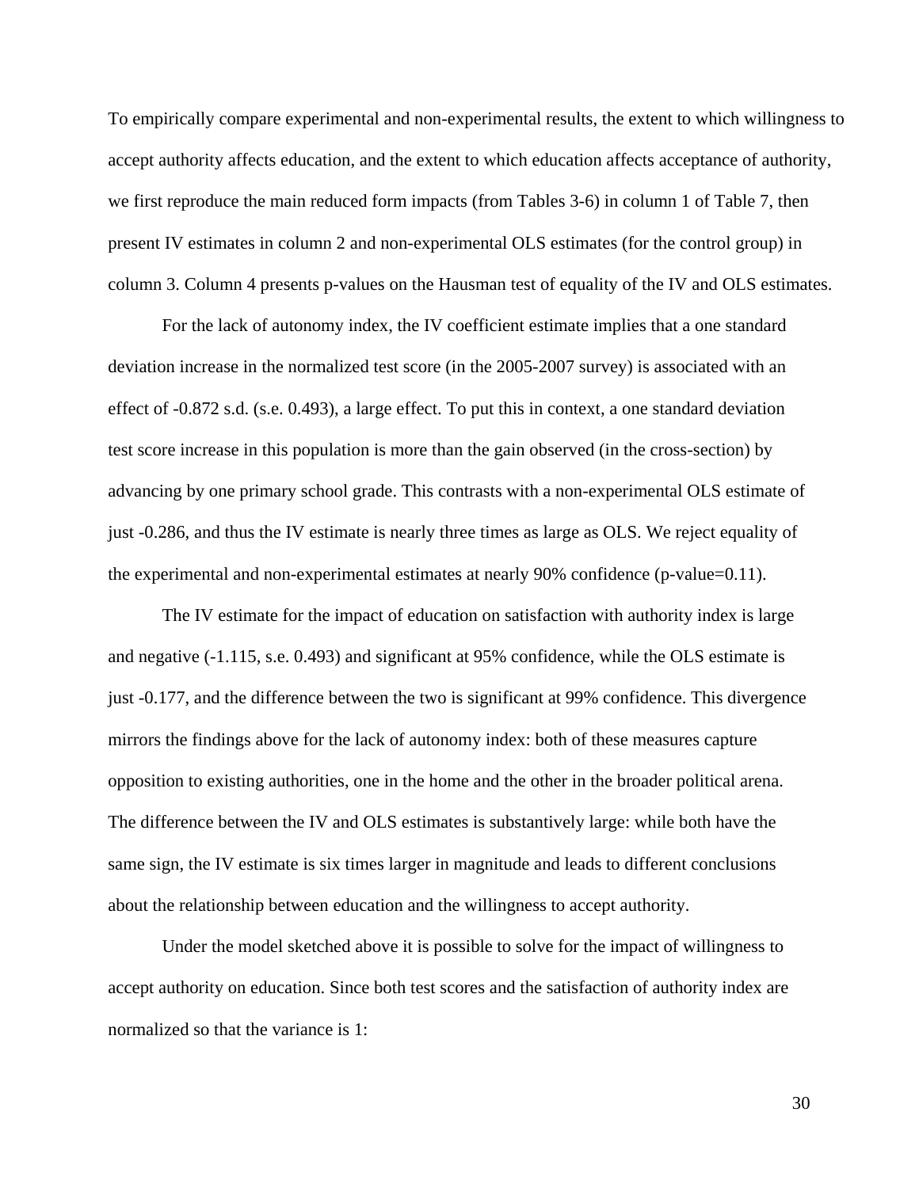To empirically compare experimental and non-experimental results, the extent to which willingness to accept authority affects education, and the extent to which education affects acceptance of authority, we first reproduce the main reduced form impacts (from Tables 3-6) in column 1 of Table 7, then present IV estimates in column 2 and non-experimental OLS estimates (for the control group) in column 3. Column 4 presents p-values on the Hausman test of equality of the IV and OLS estimates.

For the lack of autonomy index, the IV coefficient estimate implies that a one standard deviation increase in the normalized test score (in the 2005-2007 survey) is associated with an effect of -0.872 s.d. (s.e. 0.493), a large effect. To put this in context, a one standard deviation test score increase in this population is more than the gain observed (in the cross-section) by advancing by one primary school grade. This contrasts with a non-experimental OLS estimate of just -0.286, and thus the IV estimate is nearly three times as large as OLS. We reject equality of the experimental and non-experimental estimates at nearly 90% confidence (p-value=0.11).

The IV estimate for the impact of education on satisfaction with authority index is large and negative (-1.115, s.e. 0.493) and significant at 95% confidence, while the OLS estimate is just -0.177, and the difference between the two is significant at 99% confidence. This divergence mirrors the findings above for the lack of autonomy index: both of these measures capture opposition to existing authorities, one in the home and the other in the broader political arena. The difference between the IV and OLS estimates is substantively large: while both have the same sign, the IV estimate is six times larger in magnitude and leads to different conclusions about the relationship between education and the willingness to accept authority.

Under the model sketched above it is possible to solve for the impact of willingness to accept authority on education. Since both test scores and the satisfaction of authority index are normalized so that the variance is 1: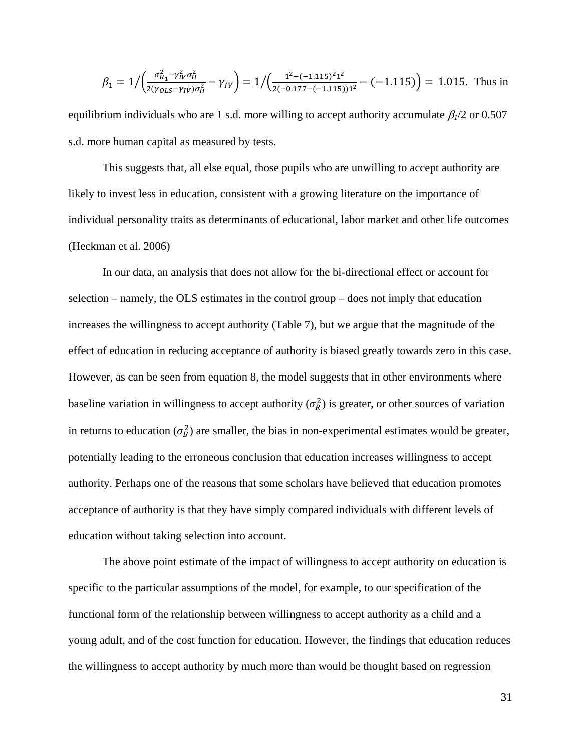$\beta_1 = 1/\left(\frac{\sigma_{R_1}^2 - \gamma_{IV}^2 \sigma_H^2}{2(\gamma_{OLS} - \gamma_{IV})\sigma_H^2} - \gamma_{IV}\right) = 1/\left(\frac{1^2 - (-1.115)^2 1^2}{2(-0.177 - (-1.115))1^2} - (-1.115)\right) = 1.015$. Thus in equilibrium individuals who are 1 s.d. more willing to accept authority accumulate $\beta_1/2$ or 0.507 s.d. more human capital as measured by tests.

This suggests that, all else equal, those pupils who are unwilling to accept authority are likely to invest less in education, consistent with a growing literature on the importance of individual personality traits as determinants of educational, labor market and other life outcomes (Heckman et al. 2006)

In our data, an analysis that does not allow for the bi-directional effect or account for selection – namely, the OLS estimates in the control group – does not imply that education increases the willingness to accept authority (Table 7), but we argue that the magnitude of the effect of education in reducing acceptance of authority is biased greatly towards zero in this case. However, as can be seen from equation 8, the model suggests that in other environments where baseline variation in willingness to accept authority ($\sigma_R^2$) is greater, or other sources of variation in returns to education ($\sigma_B^2$) are smaller, the bias in non-experimental estimates would be greater, potentially leading to the erroneous conclusion that education increases willingness to accept authority. Perhaps one of the reasons that some scholars have believed that education promotes acceptance of authority is that they have simply compared individuals with different levels of education without taking selection into account.

The above point estimate of the impact of willingness to accept authority on education is specific to the particular assumptions of the model, for example, to our specification of the functional form of the relationship between willingness to accept authority as a child and a young adult, and of the cost function for education. However, the findings that education reduces the willingness to accept authority by much more than would be thought based on regression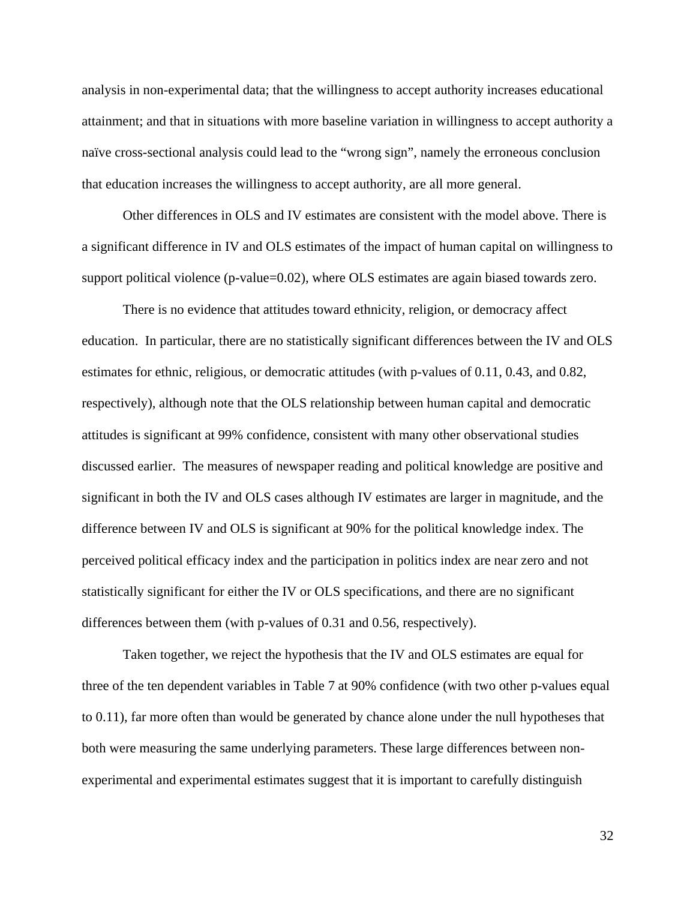analysis in non-experimental data; that the willingness to accept authority increases educational attainment; and that in situations with more baseline variation in willingness to accept authority a naïve cross-sectional analysis could lead to the "wrong sign", namely the erroneous conclusion that education increases the willingness to accept authority, are all more general.

Other differences in OLS and IV estimates are consistent with the model above. There is a significant difference in IV and OLS estimates of the impact of human capital on willingness to support political violence (p-value=0.02), where OLS estimates are again biased towards zero.

There is no evidence that attitudes toward ethnicity, religion, or democracy affect education. In particular, there are no statistically significant differences between the IV and OLS estimates for ethnic, religious, or democratic attitudes (with p-values of 0.11, 0.43, and 0.82, respectively), although note that the OLS relationship between human capital and democratic attitudes is significant at 99% confidence, consistent with many other observational studies discussed earlier. The measures of newspaper reading and political knowledge are positive and significant in both the IV and OLS cases although IV estimates are larger in magnitude, and the difference between IV and OLS is significant at 90% for the political knowledge index. The perceived political efficacy index and the participation in politics index are near zero and not statistically significant for either the IV or OLS specifications, and there are no significant differences between them (with p-values of 0.31 and 0.56, respectively).

Taken together, we reject the hypothesis that the IV and OLS estimates are equal for three of the ten dependent variables in Table 7 at 90% confidence (with two other p-values equal to 0.11), far more often than would be generated by chance alone under the null hypotheses that both were measuring the same underlying parameters. These large differences between non-experimental and experimental estimates suggest that it is important to carefully distinguish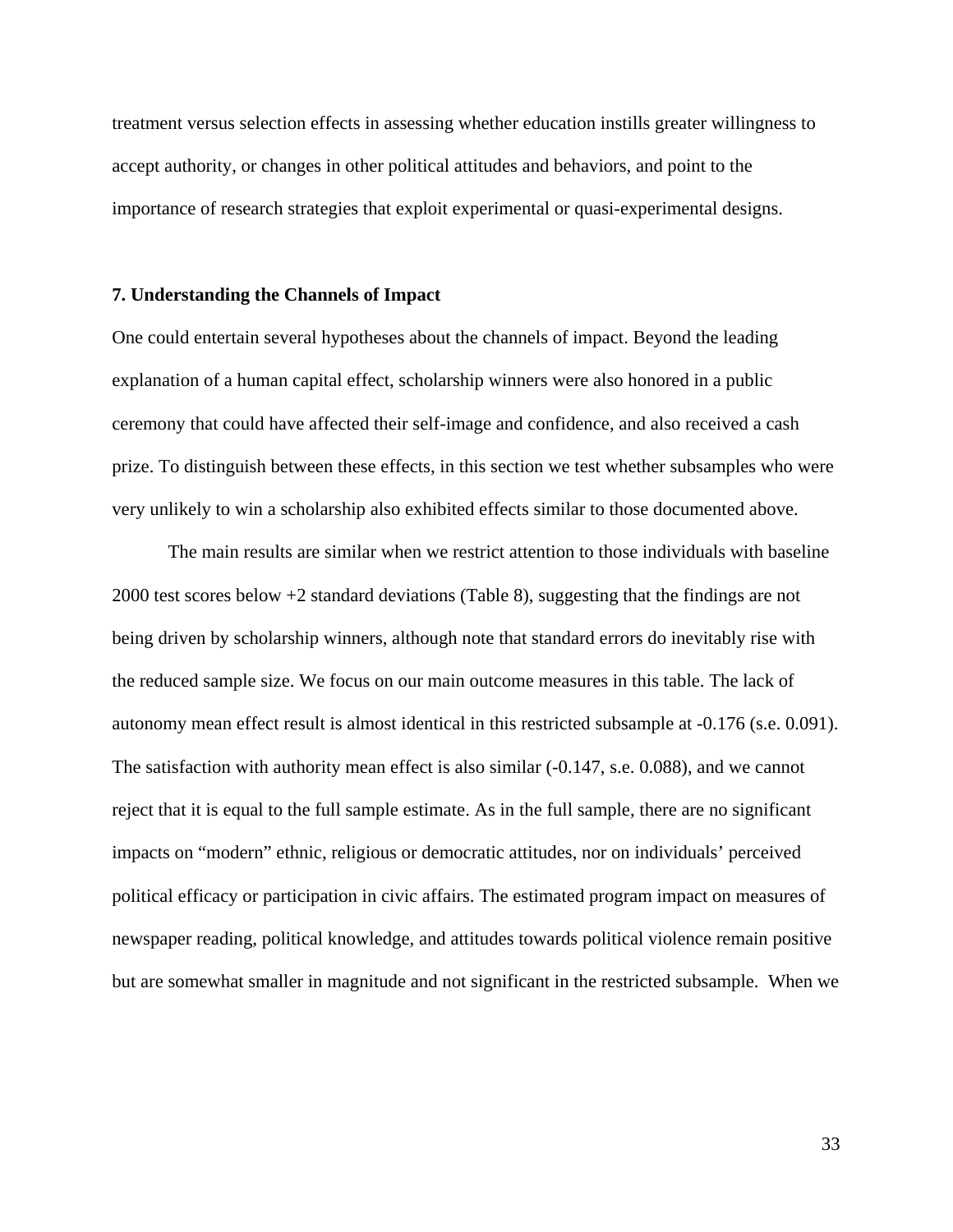treatment versus selection effects in assessing whether education instills greater willingness to accept authority, or changes in other political attitudes and behaviors, and point to the importance of research strategies that exploit experimental or quasi-experimental designs.

### 7. Understanding the Channels of Impact

One could entertain several hypotheses about the channels of impact. Beyond the leading explanation of a human capital effect, scholarship winners were also honored in a public ceremony that could have affected their self-image and confidence, and also received a cash prize. To distinguish between these effects, in this section we test whether subsamples who were very unlikely to win a scholarship also exhibited effects similar to those documented above.

The main results are similar when we restrict attention to those individuals with baseline 2000 test scores below +2 standard deviations (Table 8), suggesting that the findings are not being driven by scholarship winners, although note that standard errors do inevitably rise with the reduced sample size. We focus on our main outcome measures in this table. The lack of autonomy mean effect result is almost identical in this restricted subsample at -0.176 (s.e. 0.091). The satisfaction with authority mean effect is also similar (-0.147, s.e. 0.088), and we cannot reject that it is equal to the full sample estimate. As in the full sample, there are no significant impacts on "modern" ethnic, religious or democratic attitudes, nor on individuals' perceived political efficacy or participation in civic affairs. The estimated program impact on measures of newspaper reading, political knowledge, and attitudes towards political violence remain positive but are somewhat smaller in magnitude and not significant in the restricted subsample. When we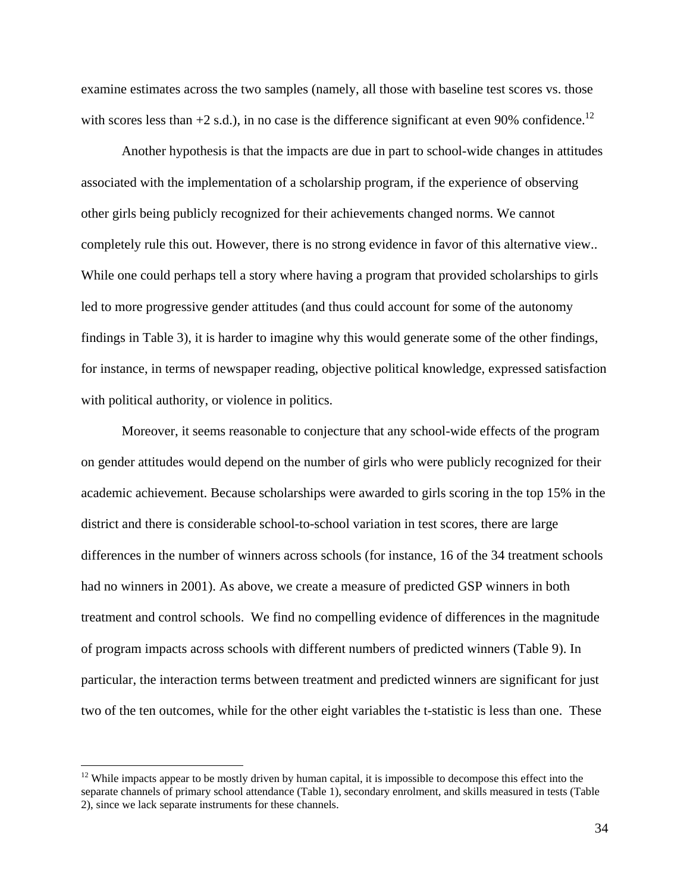examine estimates across the two samples (namely, all those with baseline test scores vs. those with scores less than +2 s.d.), in no case is the difference significant at even 90% confidence.[12]

Another hypothesis is that the impacts are due in part to school-wide changes in attitudes associated with the implementation of a scholarship program, if the experience of observing other girls being publicly recognized for their achievements changed norms. We cannot completely rule this out. However, there is no strong evidence in favor of this alternative view.. While one could perhaps tell a story where having a program that provided scholarships to girls led to more progressive gender attitudes (and thus could account for some of the autonomy findings in Table 3), it is harder to imagine why this would generate some of the other findings, for instance, in terms of newspaper reading, objective political knowledge, expressed satisfaction with political authority, or violence in politics.

Moreover, it seems reasonable to conjecture that any school-wide effects of the program on gender attitudes would depend on the number of girls who were publicly recognized for their academic achievement. Because scholarships were awarded to girls scoring in the top 15% in the district and there is considerable school-to-school variation in test scores, there are large differences in the number of winners across schools (for instance, 16 of the 34 treatment schools had no winners in 2001). As above, we create a measure of predicted GSP winners in both treatment and control schools. We find no compelling evidence of differences in the magnitude of program impacts across schools with different numbers of predicted winners (Table 9). In particular, the interaction terms between treatment and predicted winners are significant for just two of the ten outcomes, while for the other eight variables the t-statistic is less than one. These

[12] While impacts appear to be mostly driven by human capital, it is impossible to decompose this effect into the separate channels of primary school attendance (Table 1), secondary enrolment, and skills measured in tests (Table 2), since we lack separate instruments for these channels.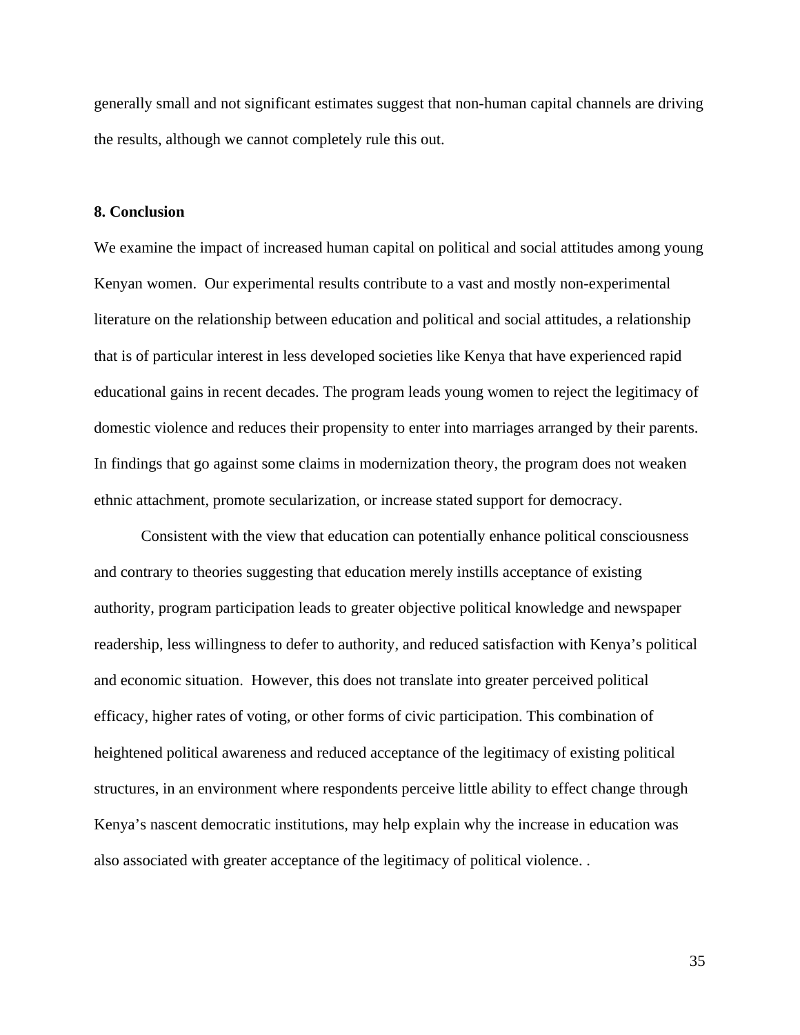generally small and not significant estimates suggest that non-human capital channels are driving the results, although we cannot completely rule this out.

## 8. Conclusion

We examine the impact of increased human capital on political and social attitudes among young Kenyan women. Our experimental results contribute to a vast and mostly non-experimental literature on the relationship between education and political and social attitudes, a relationship that is of particular interest in less developed societies like Kenya that have experienced rapid educational gains in recent decades. The program leads young women to reject the legitimacy of domestic violence and reduces their propensity to enter into marriages arranged by their parents. In findings that go against some claims in modernization theory, the program does not weaken ethnic attachment, promote secularization, or increase stated support for democracy.

Consistent with the view that education can potentially enhance political consciousness and contrary to theories suggesting that education merely instills acceptance of existing authority, program participation leads to greater objective political knowledge and newspaper readership, less willingness to defer to authority, and reduced satisfaction with Kenya's political and economic situation. However, this does not translate into greater perceived political efficacy, higher rates of voting, or other forms of civic participation. This combination of heightened political awareness and reduced acceptance of the legitimacy of existing political structures, in an environment where respondents perceive little ability to effect change through Kenya's nascent democratic institutions, may help explain why the increase in education was also associated with greater acceptance of the legitimacy of political violence. .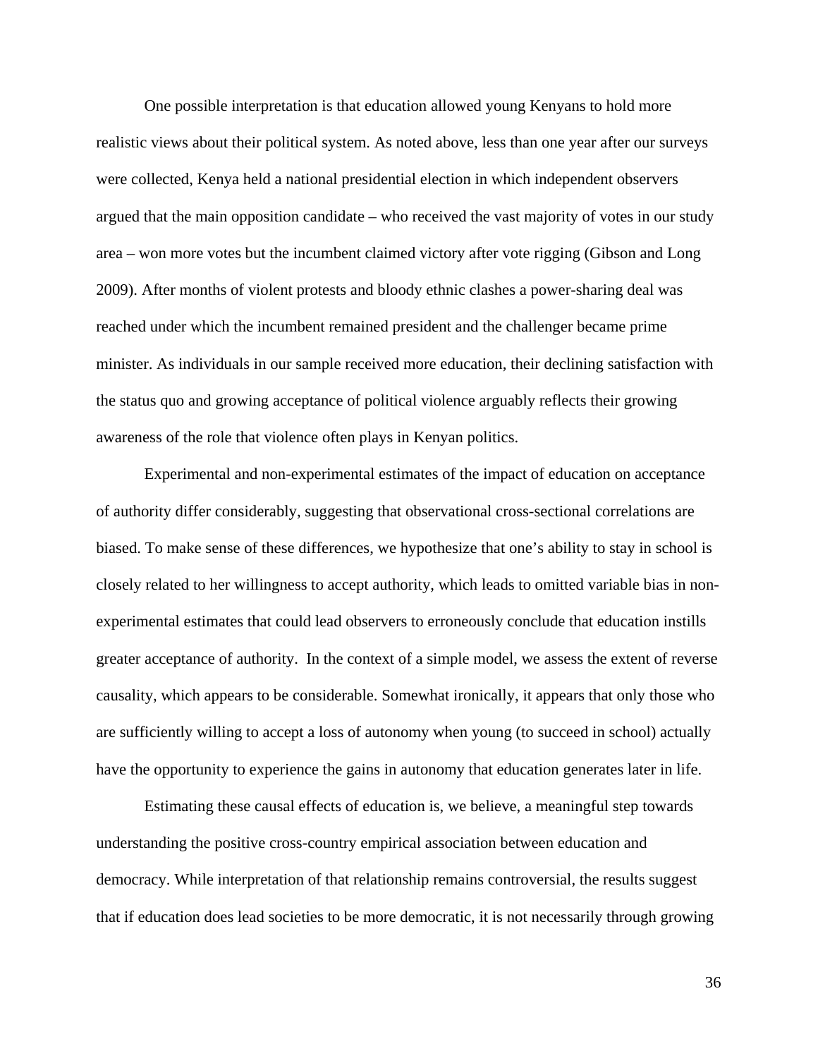One possible interpretation is that education allowed young Kenyans to hold more realistic views about their political system. As noted above, less than one year after our surveys were collected, Kenya held a national presidential election in which independent observers argued that the main opposition candidate – who received the vast majority of votes in our study area – won more votes but the incumbent claimed victory after vote rigging (Gibson and Long 2009). After months of violent protests and bloody ethnic clashes a power-sharing deal was reached under which the incumbent remained president and the challenger became prime minister. As individuals in our sample received more education, their declining satisfaction with the status quo and growing acceptance of political violence arguably reflects their growing awareness of the role that violence often plays in Kenyan politics.

Experimental and non-experimental estimates of the impact of education on acceptance of authority differ considerably, suggesting that observational cross-sectional correlations are biased. To make sense of these differences, we hypothesize that one's ability to stay in school is closely related to her willingness to accept authority, which leads to omitted variable bias in non-experimental estimates that could lead observers to erroneously conclude that education instills greater acceptance of authority. In the context of a simple model, we assess the extent of reverse causality, which appears to be considerable. Somewhat ironically, it appears that only those who are sufficiently willing to accept a loss of autonomy when young (to succeed in school) actually have the opportunity to experience the gains in autonomy that education generates later in life.

Estimating these causal effects of education is, we believe, a meaningful step towards understanding the positive cross-country empirical association between education and democracy. While interpretation of that relationship remains controversial, the results suggest that if education does lead societies to be more democratic, it is not necessarily through growing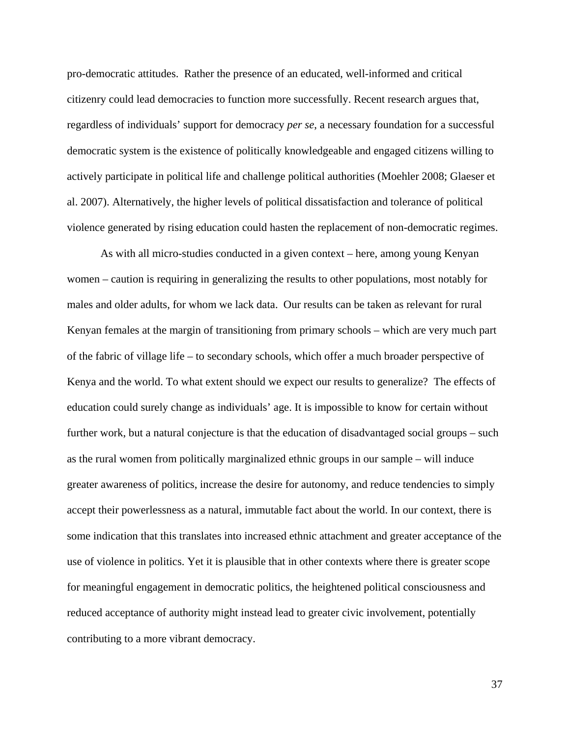pro-democratic attitudes. Rather the presence of an educated, well-informed and critical citizenry could lead democracies to function more successfully. Recent research argues that, regardless of individuals' support for democracy *per se*, a necessary foundation for a successful democratic system is the existence of politically knowledgeable and engaged citizens willing to actively participate in political life and challenge political authorities (Moehler 2008; Glaeser et al. 2007). Alternatively, the higher levels of political dissatisfaction and tolerance of political violence generated by rising education could hasten the replacement of non-democratic regimes.

As with all micro-studies conducted in a given context – here, among young Kenyan women – caution is requiring in generalizing the results to other populations, most notably for males and older adults, for whom we lack data. Our results can be taken as relevant for rural Kenyan females at the margin of transitioning from primary schools – which are very much part of the fabric of village life – to secondary schools, which offer a much broader perspective of Kenya and the world. To what extent should we expect our results to generalize? The effects of education could surely change as individuals' age. It is impossible to know for certain without further work, but a natural conjecture is that the education of disadvantaged social groups – such as the rural women from politically marginalized ethnic groups in our sample – will induce greater awareness of politics, increase the desire for autonomy, and reduce tendencies to simply accept their powerlessness as a natural, immutable fact about the world. In our context, there is some indication that this translates into increased ethnic attachment and greater acceptance of the use of violence in politics. Yet it is plausible that in other contexts where there is greater scope for meaningful engagement in democratic politics, the heightened political consciousness and reduced acceptance of authority might instead lead to greater civic involvement, potentially contributing to a more vibrant democracy.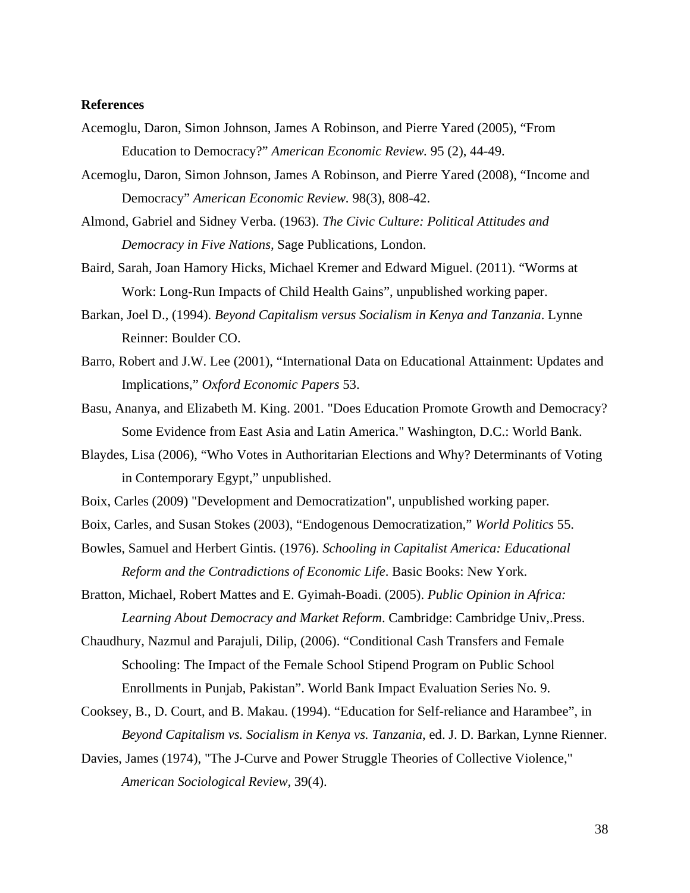**References**

Acemoglu, Daron, Simon Johnson, James A Robinson, and Pierre Yared (2005), "From Education to Democracy?" *American Economic Review.* 95 (2), 44-49.

Acemoglu, Daron, Simon Johnson, James A Robinson, and Pierre Yared (2008), "Income and Democracy" *American Economic Review.* 98(3), 808-42.

Almond, Gabriel and Sidney Verba. (1963). *The Civic Culture: Political Attitudes and Democracy in Five Nations*, Sage Publications, London.

Baird, Sarah, Joan Hamory Hicks, Michael Kremer and Edward Miguel. (2011). "Worms at Work: Long-Run Impacts of Child Health Gains", unpublished working paper.

Barkan, Joel D., (1994). *Beyond Capitalism versus Socialism in Kenya and Tanzania*. Lynne Reinner: Boulder CO.

Barro, Robert and J.W. Lee (2001), "International Data on Educational Attainment: Updates and Implications," *Oxford Economic Papers* 53.

Basu, Ananya, and Elizabeth M. King. 2001. "Does Education Promote Growth and Democracy? Some Evidence from East Asia and Latin America." Washington, D.C.: World Bank.

Blaydes, Lisa (2006), "Who Votes in Authoritarian Elections and Why? Determinants of Voting in Contemporary Egypt," unpublished.

Boix, Carles (2009) "Development and Democratization", unpublished working paper.

Boix, Carles, and Susan Stokes (2003), "Endogenous Democratization," *World Politics* 55.

Bowles, Samuel and Herbert Gintis. (1976). *Schooling in Capitalist America: Educational Reform and the Contradictions of Economic Life*. Basic Books: New York.

Bratton, Michael, Robert Mattes and E. Gyimah-Boadi. (2005). *Public Opinion in Africa: Learning About Democracy and Market Reform*. Cambridge: Cambridge Univ,.Press.

Chaudhury, Nazmul and Parajuli, Dilip, (2006). "Conditional Cash Transfers and Female Schooling: The Impact of the Female School Stipend Program on Public School Enrollments in Punjab, Pakistan". World Bank Impact Evaluation Series No. 9.

Cooksey, B., D. Court, and B. Makau. (1994). "Education for Self-reliance and Harambee", in *Beyond Capitalism vs. Socialism in Kenya vs. Tanzania*, ed. J. D. Barkan, Lynne Rienner.

Davies, James (1974), "The J-Curve and Power Struggle Theories of Collective Violence," *American Sociological Review,* 39(4).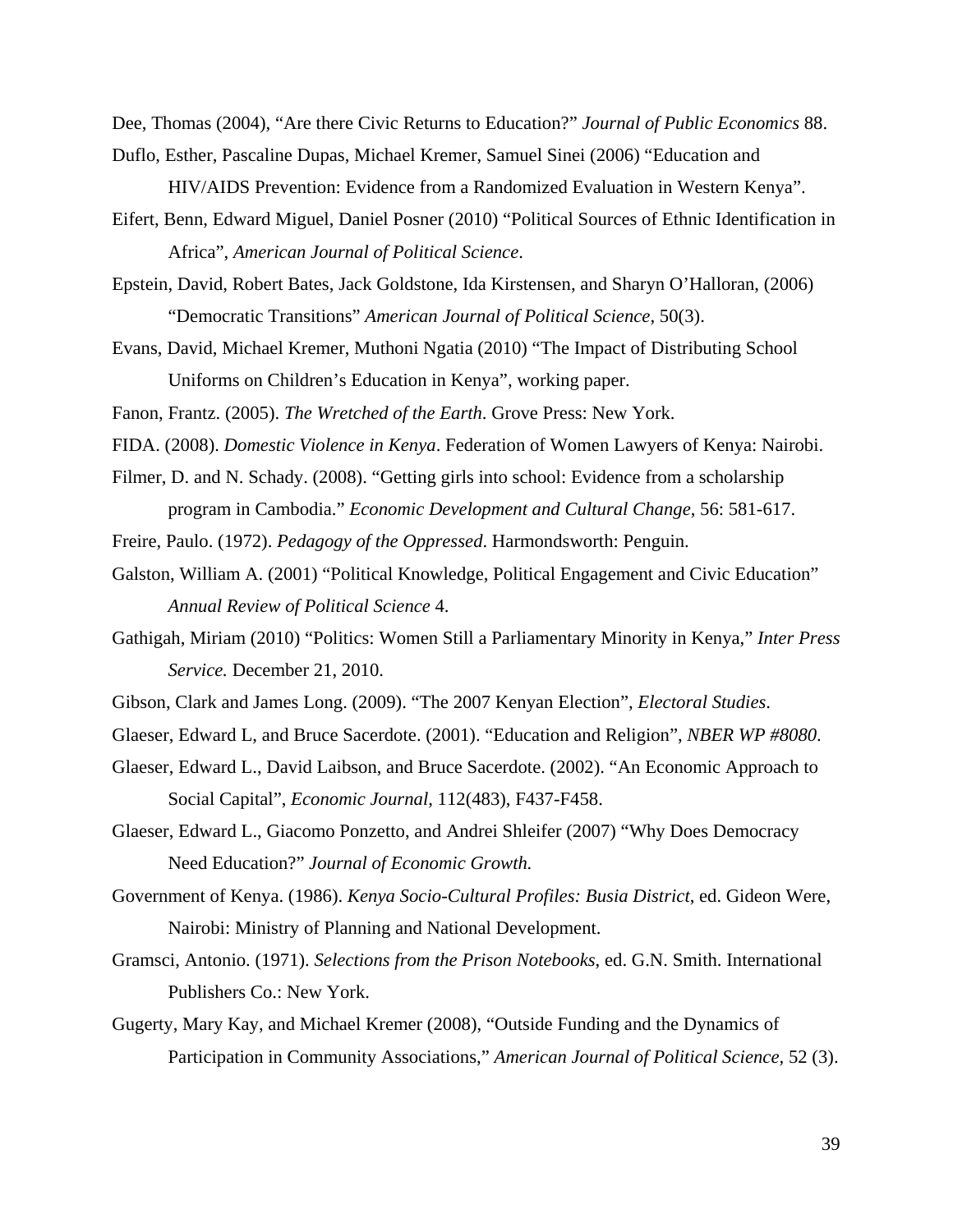Dee, Thomas (2004), "Are there Civic Returns to Education?" *Journal of Public Economics* 88.

Duflo, Esther, Pascaline Dupas, Michael Kremer, Samuel Sinei (2006) "Education and HIV/AIDS Prevention: Evidence from a Randomized Evaluation in Western Kenya".

Eifert, Benn, Edward Miguel, Daniel Posner (2010) "Political Sources of Ethnic Identification in Africa", *American Journal of Political Science*.

Epstein, David, Robert Bates, Jack Goldstone, Ida Kirstensen, and Sharyn O'Halloran, (2006) "Democratic Transitions" *American Journal of Political Science*, 50(3).

Evans, David, Michael Kremer, Muthoni Ngatia (2010) "The Impact of Distributing School Uniforms on Children's Education in Kenya", working paper.

Fanon, Frantz. (2005). *The Wretched of the Earth*. Grove Press: New York.

FIDA. (2008). *Domestic Violence in Kenya*. Federation of Women Lawyers of Kenya: Nairobi.

Filmer, D. and N. Schady. (2008). "Getting girls into school: Evidence from a scholarship program in Cambodia." *Economic Development and Cultural Change*, 56: 581-617.

Freire, Paulo. (1972). *Pedagogy of the Oppressed*. Harmondsworth: Penguin.

Galston, William A. (2001) "Political Knowledge, Political Engagement and Civic Education" *Annual Review of Political Science* 4.

Gathigah, Miriam (2010) "Politics: Women Still a Parliamentary Minority in Kenya," *Inter Press Service.* December 21, 2010.

Gibson, Clark and James Long. (2009). "The 2007 Kenyan Election", *Electoral Studies*.

Glaeser, Edward L, and Bruce Sacerdote. (2001). "Education and Religion", *NBER WP #8080*.

Glaeser, Edward L., David Laibson, and Bruce Sacerdote. (2002). "An Economic Approach to Social Capital", *Economic Journal*, 112(483), F437-F458.

Glaeser, Edward L., Giacomo Ponzetto, and Andrei Shleifer (2007) "Why Does Democracy Need Education?" *Journal of Economic Growth.*

Government of Kenya. (1986). *Kenya Socio-Cultural Profiles: Busia District*, ed. Gideon Were, Nairobi: Ministry of Planning and National Development.

Gramsci, Antonio. (1971). *Selections from the Prison Notebooks*, ed. G.N. Smith. International Publishers Co.: New York.

Gugerty, Mary Kay, and Michael Kremer (2008), "Outside Funding and the Dynamics of Participation in Community Associations," *American Journal of Political Science*, 52 (3).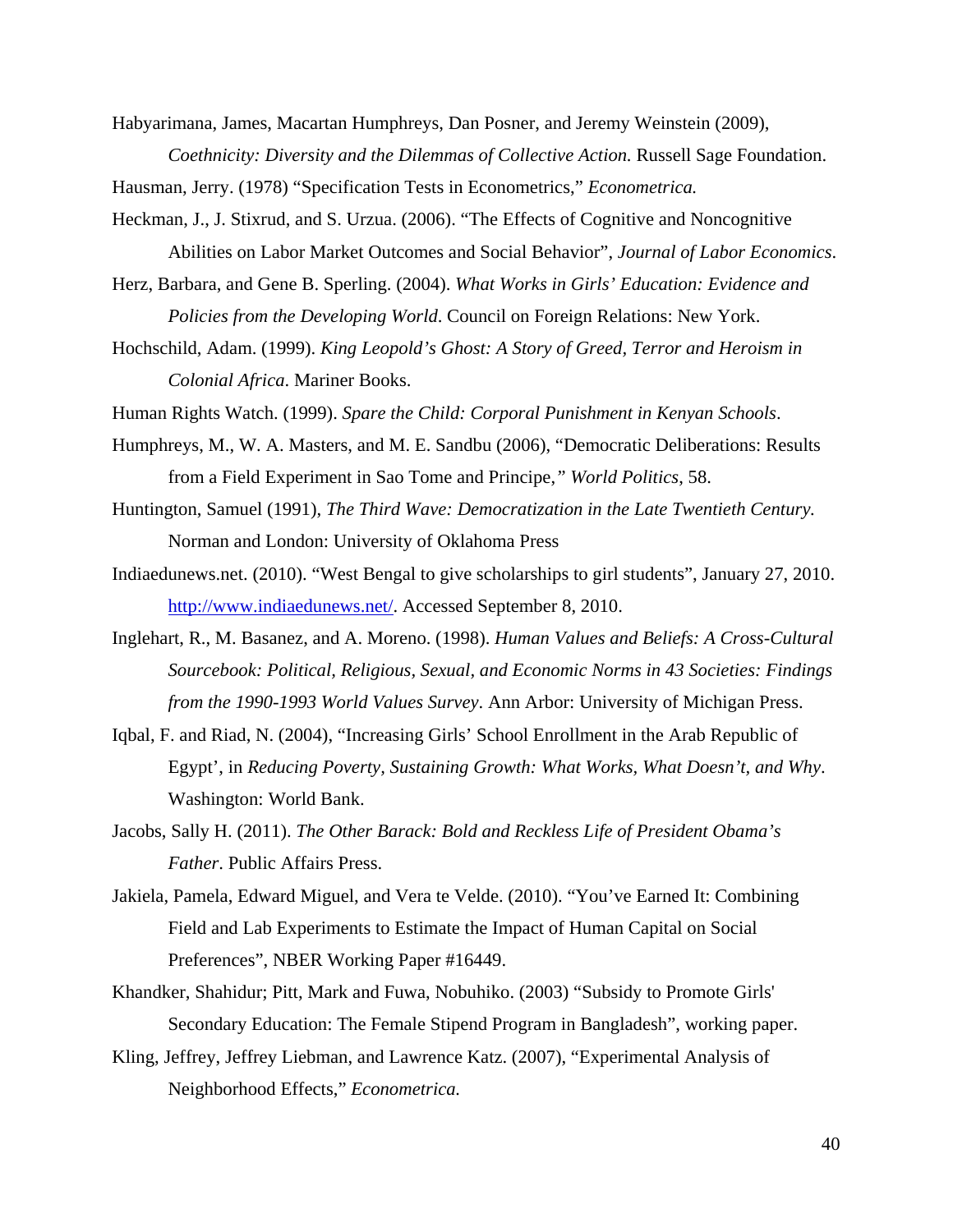Habyarimana, James, Macartan Humphreys, Dan Posner, and Jeremy Weinstein (2009), *Coethnicity: Diversity and the Dilemmas of Collective Action.* Russell Sage Foundation.

Hausman, Jerry. (1978) "Specification Tests in Econometrics," *Econometrica.*

Heckman, J., J. Stixrud, and S. Urzua. (2006). "The Effects of Cognitive and Noncognitive Abilities on Labor Market Outcomes and Social Behavior", *Journal of Labor Economics*.

Herz, Barbara, and Gene B. Sperling. (2004). *What Works in Girls' Education: Evidence and Policies from the Developing World.* Council on Foreign Relations: New York.

Hochschild, Adam. (1999). *King Leopold's Ghost: A Story of Greed, Terror and Heroism in Colonial Africa*. Mariner Books.

Human Rights Watch. (1999). *Spare the Child: Corporal Punishment in Kenyan Schools*.

Humphreys, M., W. A. Masters, and M. E. Sandbu (2006), "Democratic Deliberations: Results from a Field Experiment in Sao Tome and Principe," *World Politics*, 58.

Huntington, Samuel (1991), *The Third Wave: Democratization in the Late Twentieth Century.* Norman and London: University of Oklahoma Press

Indiaedunews.net. (2010). "West Bengal to give scholarships to girl students", January 27, 2010. http://www.indiaedunews.net/. Accessed September 8, 2010.

Inglehart, R., M. Basanez, and A. Moreno. (1998). *Human Values and Beliefs: A Cross-Cultural Sourcebook: Political, Religious, Sexual, and Economic Norms in 43 Societies: Findings from the 1990-1993 World Values Survey*. Ann Arbor: University of Michigan Press.

Iqbal, F. and Riad, N. (2004), "Increasing Girls' School Enrollment in the Arab Republic of Egypt', in *Reducing Poverty, Sustaining Growth: What Works, What Doesn't, and Why*. Washington: World Bank.

Jacobs, Sally H. (2011). *The Other Barack: Bold and Reckless Life of President Obama's Father*. Public Affairs Press.

Jakiela, Pamela, Edward Miguel, and Vera te Velde. (2010). "You've Earned It: Combining Field and Lab Experiments to Estimate the Impact of Human Capital on Social Preferences", NBER Working Paper #16449.

Khandker, Shahidur; Pitt, Mark and Fuwa, Nobuhiko. (2003) "Subsidy to Promote Girls' Secondary Education: The Female Stipend Program in Bangladesh", working paper.

Kling, Jeffrey, Jeffrey Liebman, and Lawrence Katz. (2007), "Experimental Analysis of Neighborhood Effects," *Econometrica.*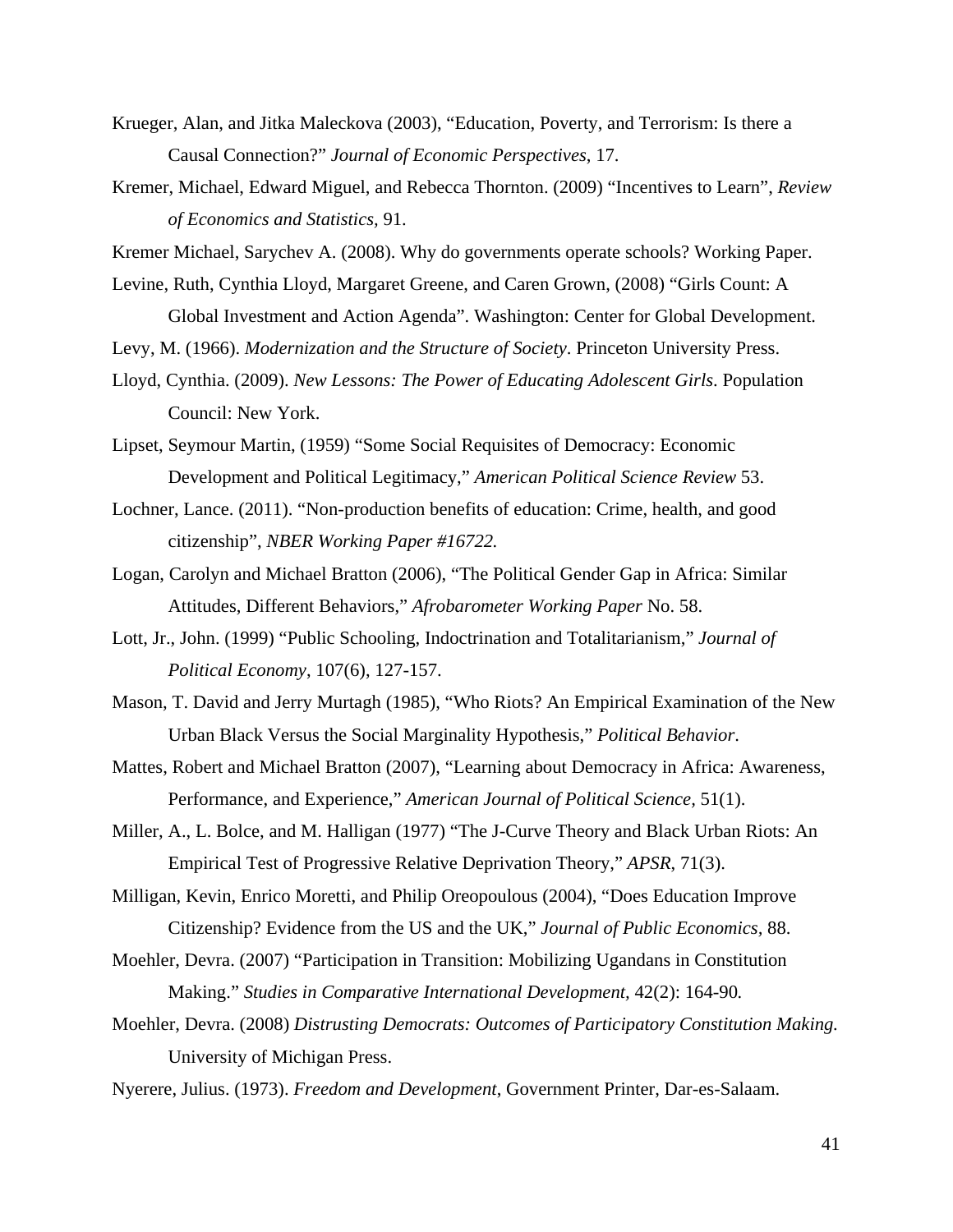Krueger, Alan, and Jitka Maleckova (2003), "Education, Poverty, and Terrorism: Is there a Causal Connection?" *Journal of Economic Perspectives*, 17.

Kremer, Michael, Edward Miguel, and Rebecca Thornton. (2009) "Incentives to Learn", *Review of Economics and Statistics*, 91.

Kremer Michael, Sarychev A. (2008). Why do governments operate schools? Working Paper.

Levine, Ruth, Cynthia Lloyd, Margaret Greene, and Caren Grown, (2008) "Girls Count: A Global Investment and Action Agenda". Washington: Center for Global Development.

Levy, M. (1966). *Modernization and the Structure of Society*. Princeton University Press.

Lloyd, Cynthia. (2009). *New Lessons: The Power of Educating Adolescent Girls*. Population Council: New York.

Lipset, Seymour Martin, (1959) "Some Social Requisites of Democracy: Economic Development and Political Legitimacy," *American Political Science Review* 53.

Lochner, Lance. (2011). "Non-production benefits of education: Crime, health, and good citizenship", *NBER Working Paper #16722.*

Logan, Carolyn and Michael Bratton (2006), "The Political Gender Gap in Africa: Similar Attitudes, Different Behaviors," *Afrobarometer Working Paper* No. 58.

Lott, Jr., John. (1999) "Public Schooling, Indoctrination and Totalitarianism," *Journal of Political Economy*, 107(6), 127-157.

Mason, T. David and Jerry Murtagh (1985), "Who Riots? An Empirical Examination of the New Urban Black Versus the Social Marginality Hypothesis," *Political Behavior*.

Mattes, Robert and Michael Bratton (2007), "Learning about Democracy in Africa: Awareness, Performance, and Experience," *American Journal of Political Science*, 51(1).

Miller, A., L. Bolce, and M. Halligan (1977) "The J-Curve Theory and Black Urban Riots: An Empirical Test of Progressive Relative Deprivation Theory," *APSR*, 71(3).

Milligan, Kevin, Enrico Moretti, and Philip Oreopoulous (2004), "Does Education Improve Citizenship? Evidence from the US and the UK," *Journal of Public Economics*, 88.

Moehler, Devra. (2007) "Participation in Transition: Mobilizing Ugandans in Constitution Making." *Studies in Comparative International Development*, 42(2): 164-90*.*

Moehler, Devra. (2008) *Distrusting Democrats: Outcomes of Participatory Constitution Making*. University of Michigan Press.

Nyerere, Julius. (1973). *Freedom and Development*, Government Printer, Dar-es-Salaam.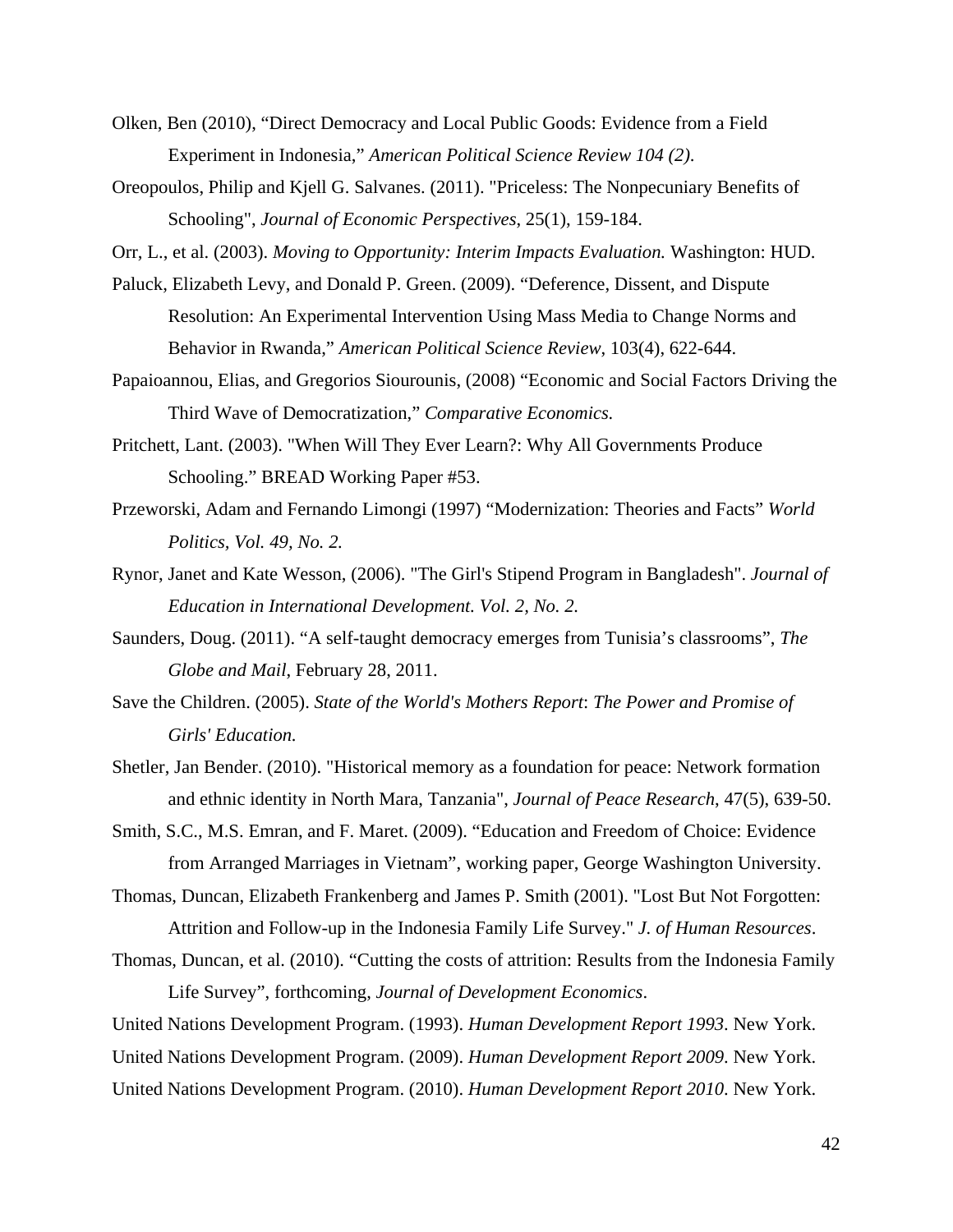Olken, Ben (2010), "Direct Democracy and Local Public Goods: Evidence from a Field Experiment in Indonesia," *American Political Science Review 104 (2).*

Oreopoulos, Philip and Kjell G. Salvanes. (2011). "Priceless: The Nonpecuniary Benefits of Schooling", *Journal of Economic Perspectives*, 25(1), 159-184.

Orr, L., et al. (2003). *Moving to Opportunity: Interim Impacts Evaluation.* Washington: HUD.

Paluck, Elizabeth Levy, and Donald P. Green. (2009). "Deference, Dissent, and Dispute Resolution: An Experimental Intervention Using Mass Media to Change Norms and Behavior in Rwanda," *American Political Science Review*, 103(4), 622-644.

Papaioannou, Elias, and Gregorios Siourounis, (2008) "Economic and Social Factors Driving the Third Wave of Democratization," *Comparative Economics.*

Pritchett, Lant. (2003). "When Will They Ever Learn?: Why All Governments Produce Schooling." BREAD Working Paper #53.

Przeworski, Adam and Fernando Limongi (1997) "Modernization: Theories and Facts" *World Politics, Vol. 49, No. 2.*

Rynor, Janet and Kate Wesson, (2006). "The Girl's Stipend Program in Bangladesh". *Journal of Education in International Development. Vol. 2, No. 2.*

Saunders, Doug. (2011). "A self-taught democracy emerges from Tunisia's classrooms", *The Globe and Mail*, February 28, 2011.

Save the Children. (2005). *State of the World's Mothers Report*: *The Power and Promise of Girls' Education.*

Shetler, Jan Bender. (2010). "Historical memory as a foundation for peace: Network formation and ethnic identity in North Mara, Tanzania", *Journal of Peace Research*, 47(5), 639-50.

Smith, S.C., M.S. Emran, and F. Maret. (2009). "Education and Freedom of Choice: Evidence from Arranged Marriages in Vietnam", working paper, George Washington University.

Thomas, Duncan, Elizabeth Frankenberg and James P. Smith (2001). "Lost But Not Forgotten: Attrition and Follow-up in the Indonesia Family Life Survey." *J. of Human Resources*.

Thomas, Duncan, et al. (2010). "Cutting the costs of attrition: Results from the Indonesia Family Life Survey", forthcoming, *Journal of Development Economics*.

United Nations Development Program. (1993). *Human Development Report 1993*. New York.

United Nations Development Program. (2009). *Human Development Report 2009*. New York.

United Nations Development Program. (2010). *Human Development Report 2010*. New York.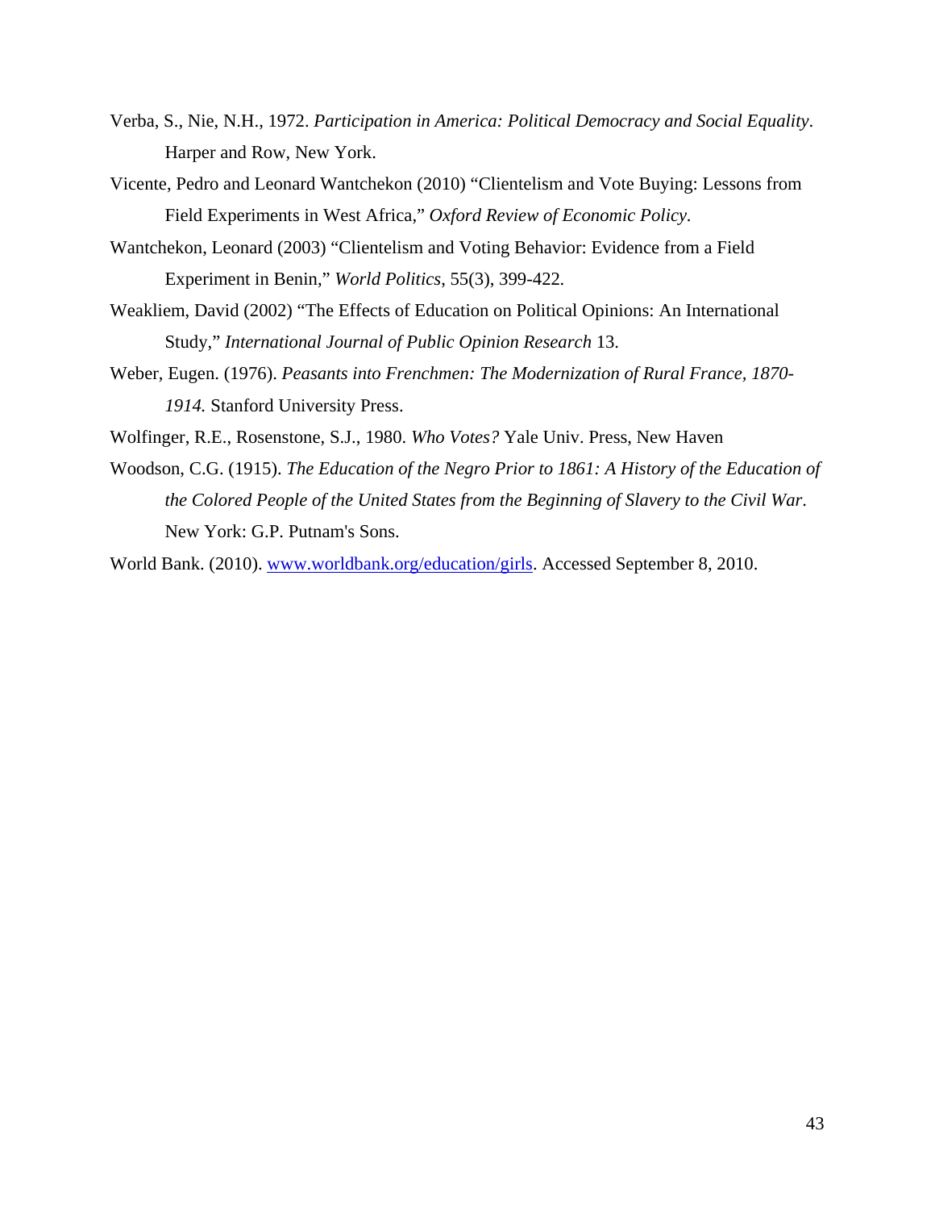Verba, S., Nie, N.H., 1972. *Participation in America: Political Democracy and Social Equality*. Harper and Row, New York.

Vicente, Pedro and Leonard Wantchekon (2010) "Clientelism and Vote Buying: Lessons from Field Experiments in West Africa," *Oxford Review of Economic Policy*.

Wantchekon, Leonard (2003) "Clientelism and Voting Behavior: Evidence from a Field Experiment in Benin," *World Politics*, 55(3), 399-422.

Weakliem, David (2002) "The Effects of Education on Political Opinions: An International Study," *International Journal of Public Opinion Research* 13.

Weber, Eugen. (1976). *Peasants into Frenchmen: The Modernization of Rural France, 1870-1914.* Stanford University Press.

Wolfinger, R.E., Rosenstone, S.J., 1980. *Who Votes?* Yale Univ. Press, New Haven

Woodson, C.G. (1915). *The Education of the Negro Prior to 1861: A History of the Education of the Colored People of the United States from the Beginning of Slavery to the Civil War*. New York: G.P. Putnam's Sons.

World Bank. (2010). www.worldbank.org/education/girls. Accessed September 8, 2010.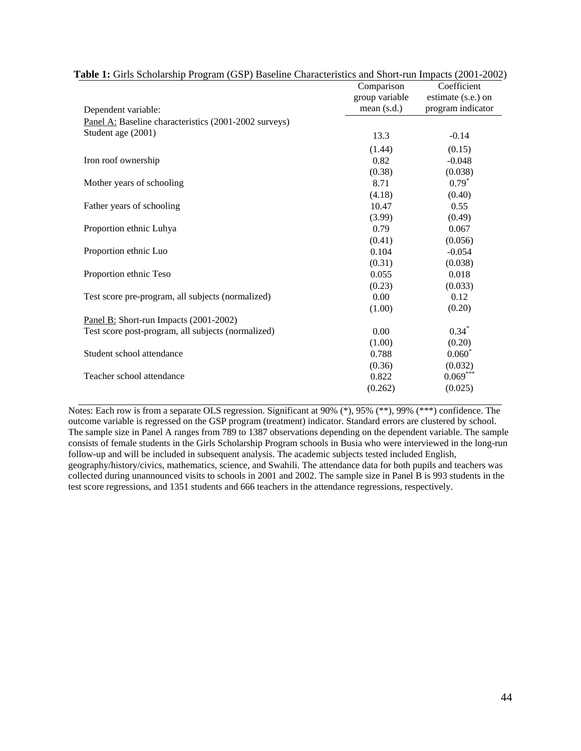**Table 1:** Girls Scholarship Program (GSP) Baseline Characteristics and Short-run Impacts (2001-2002)

| Dependent variable: | Comparison group variable mean (s.d.) | Coefficient estimate (s.e.) on program indicator |
|---|---|---|
| Panel A: Baseline characteristics (2001-2002 surveys) | | |
| Student age (2001) | 13.3 | -0.14 |
| | (1.44) | (0.15) |
| Iron roof ownership | 0.82 | -0.048 |
| | (0.38) | (0.038) |
| Mother years of schooling | 8.71 | 0.79* |
| | (4.18) | (0.40) |
| Father years of schooling | 10.47 | 0.55 |
| | (3.99) | (0.49) |
| Proportion ethnic Luhya | 0.79 | 0.067 |
| | (0.41) | (0.056) |
| Proportion ethnic Luo | 0.104 | -0.054 |
| | (0.31) | (0.038) |
| Proportion ethnic Teso | 0.055 | 0.018 |
| | (0.23) | (0.033) |
| Test score pre-program, all subjects (normalized) | 0.00 | 0.12 |
| | (1.00) | (0.20) |
| Panel B: Short-run Impacts (2001-2002) | | |
| Test score post-program, all subjects (normalized) | 0.00 | 0.34* |
| | (1.00) | (0.20) |
| Student school attendance | 0.788 | 0.060* |
| | (0.36) | (0.032) |
| Teacher school attendance | 0.822 | 0.069*** |
| | (0.262) | (0.025) |

Notes: Each row is from a separate OLS regression. Significant at 90% (*), 95% (**), 99% (***) confidence. The outcome variable is regressed on the GSP program (treatment) indicator. Standard errors are clustered by school. The sample size in Panel A ranges from 789 to 1387 observations depending on the dependent variable. The sample consists of female students in the Girls Scholarship Program schools in Busia who were interviewed in the long-run follow-up and will be included in subsequent analysis. The academic subjects tested included English, geography/history/civics, mathematics, science, and Swahili. The attendance data for both pupils and teachers was collected during unannounced visits to schools in 2001 and 2002. The sample size in Panel B is 993 students in the test score regressions, and 1351 students and 666 teachers in the attendance regressions, respectively.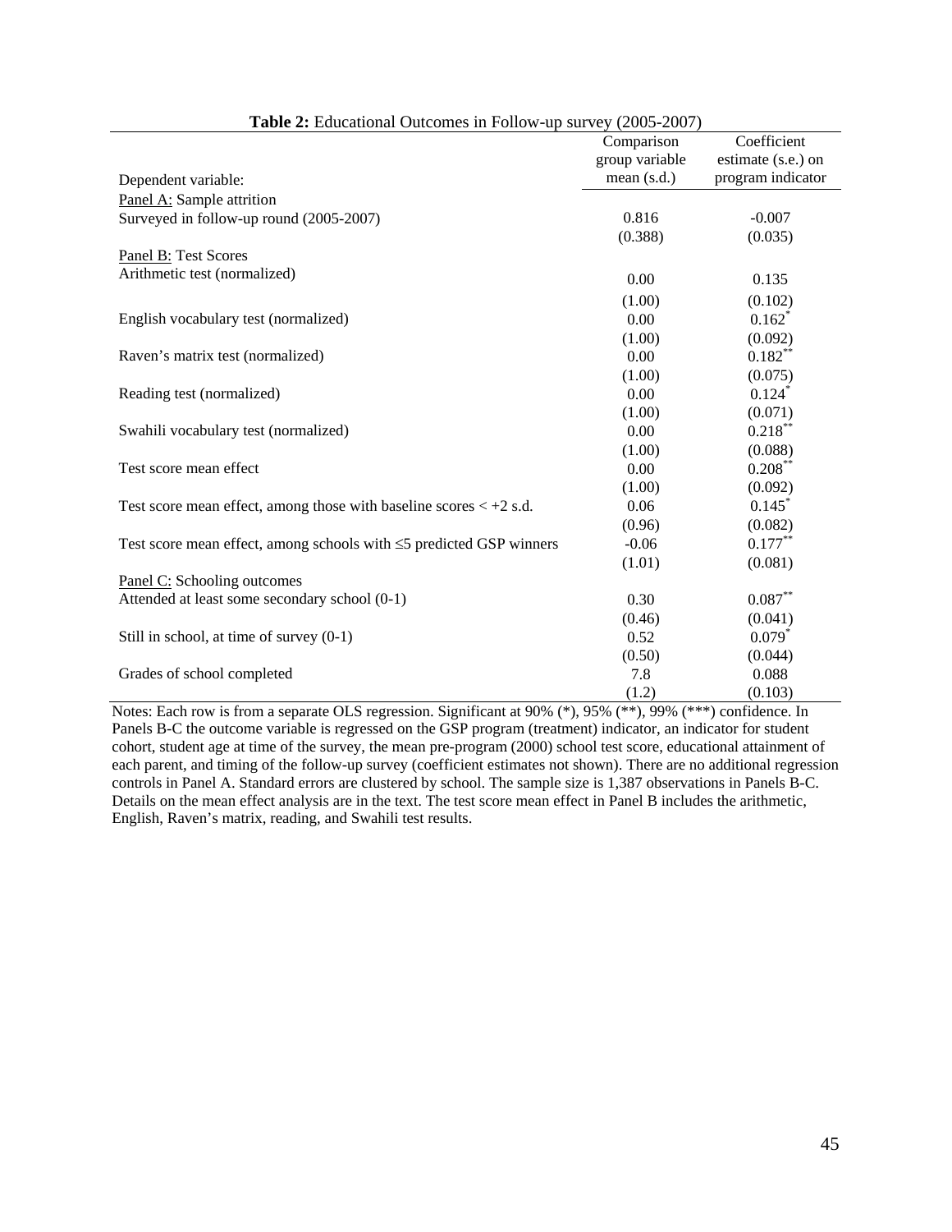**Table 2:** Educational Outcomes in Follow-up survey (2005-2007)

| Dependent variable: | Comparison group variable mean (s.d.) | Coefficient estimate (s.e.) on program indicator |
|---|---|---|
| Panel A: Sample attrition | | |
| Surveyed in follow-up round (2005-2007) | 0.816 | -0.007 |
| | (0.388) | (0.035) |
| Panel B: Test Scores | | |
| Arithmetic test (normalized) | 0.00 | 0.135 |
| | (1.00) | (0.102) |
| English vocabulary test (normalized) | 0.00 | 0.162* |
| | (1.00) | (0.092) |
| Raven's matrix test (normalized) | 0.00 | 0.182** |
| | (1.00) | (0.075) |
| Reading test (normalized) | 0.00 | 0.124* |
| | (1.00) | (0.071) |
| Swahili vocabulary test (normalized) | 0.00 | 0.218** |
| | (1.00) | (0.088) |
| Test score mean effect | 0.00 | 0.208** |
| | (1.00) | (0.092) |
| Test score mean effect, among those with baseline scores < +2 s.d. | 0.06 | 0.145* |
| | (0.96) | (0.082) |
| Test score mean effect, among schools with ≤5 predicted GSP winners | -0.06 | 0.177** |
| | (1.01) | (0.081) |
| Panel C: Schooling outcomes | | |
| Attended at least some secondary school (0-1) | 0.30 | 0.087** |
| | (0.46) | (0.041) |
| Still in school, at time of survey (0-1) | 0.52 | 0.079* |
| | (0.50) | (0.044) |
| Grades of school completed | 7.8 | 0.088 |
| | (1.2) | (0.103) |

Notes: Each row is from a separate OLS regression. Significant at 90% (*), 95% (**), 99% (***) confidence. In Panels B-C the outcome variable is regressed on the GSP program (treatment) indicator, an indicator for student cohort, student age at time of the survey, the mean pre-program (2000) school test score, educational attainment of each parent, and timing of the follow-up survey (coefficient estimates not shown). There are no additional regression controls in Panel A. Standard errors are clustered by school. The sample size is 1,387 observations in Panels B-C. Details on the mean effect analysis are in the text. The test score mean effect in Panel B includes the arithmetic, English, Raven's matrix, reading, and Swahili test results.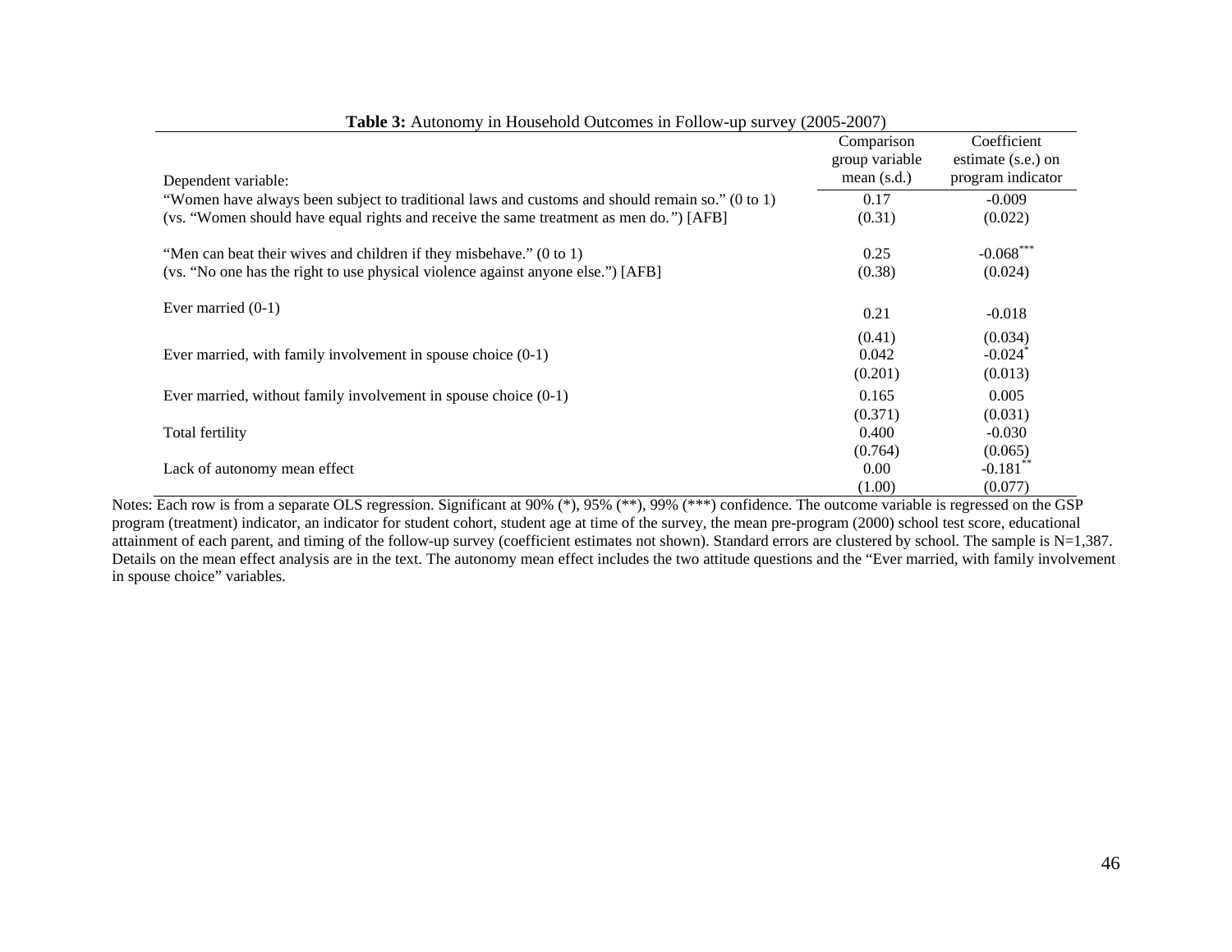**Table 3:** Autonomy in Household Outcomes in Follow-up survey (2005-2007)

| Dependent variable: | Comparison group variable mean (s.d.) | Coefficient estimate (s.e.) on program indicator |
|---|---|---|
| "Women have always been subject to traditional laws and customs and should remain so." (0 to 1) | 0.17 | -0.009 |
| (vs. "Women should have equal rights and receive the same treatment as men do.") [AFB] | (0.31) | (0.022) |
| "Men can beat their wives and children if they misbehave." (0 to 1) | 0.25 | -0.068*** |
| (vs. "No one has the right to use physical violence against anyone else.") [AFB] | (0.38) | (0.024) |
| Ever married (0-1) | 0.21 | -0.018 |
| | (0.41) | (0.034) |
| Ever married, with family involvement in spouse choice (0-1) | 0.042 | -0.024* |
| | (0.201) | (0.013) |
| Ever married, without family involvement in spouse choice (0-1) | 0.165 | 0.005 |
| | (0.371) | (0.031) |
| Total fertility | 0.400 | -0.030 |
| | (0.764) | (0.065) |
| Lack of autonomy mean effect | 0.00 | -0.181** |
| | (1.00) | (0.077) |

Notes: Each row is from a separate OLS regression. Significant at 90% (*), 95% (**), 99% (***) confidence. The outcome variable is regressed on the GSP program (treatment) indicator, an indicator for student cohort, student age at time of the survey, the mean pre-program (2000) school test score, educational attainment of each parent, and timing of the follow-up survey (coefficient estimates not shown). Standard errors are clustered by school. The sample is N=1,387. Details on the mean effect analysis are in the text. The autonomy mean effect includes the two attitude questions and the "Ever married, with family involvement in spouse choice" variables.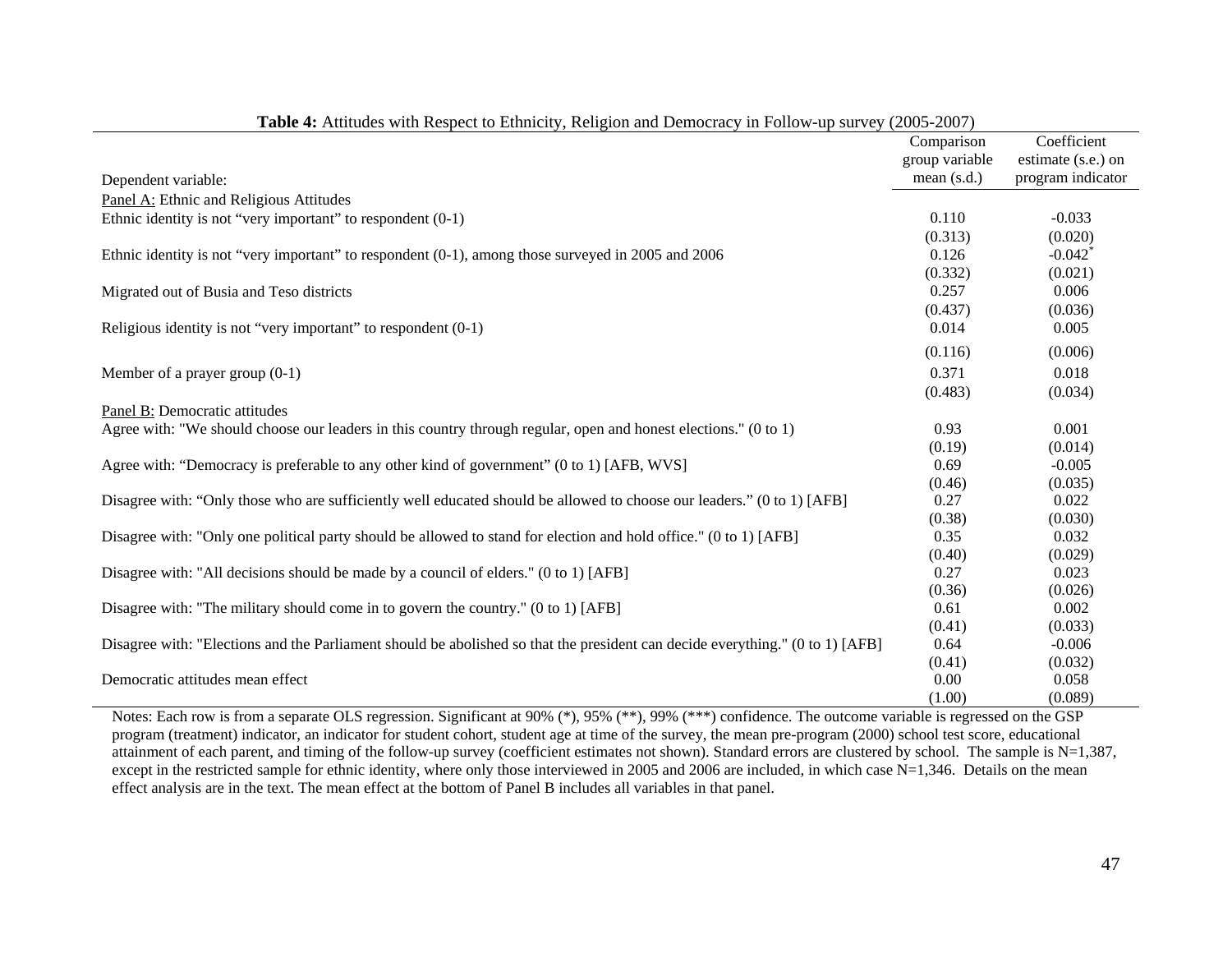**Table 4:** Attitudes with Respect to Ethnicity, Religion and Democracy in Follow-up survey (2005-2007)

| Dependent variable: | Comparison group variable mean (s.d.) | Coefficient estimate (s.e.) on program indicator |
|---|---|---|
| Panel A: Ethnic and Religious Attitudes | | |
| Ethnic identity is not "very important" to respondent (0-1) | 0.110 | -0.033 |
| | (0.313) | (0.020) |
| Ethnic identity is not "very important" to respondent (0-1), among those surveyed in 2005 and 2006 | 0.126 | -0.042* |
| | (0.332) | (0.021) |
| Migrated out of Busia and Teso districts | 0.257 | 0.006 |
| | (0.437) | (0.036) |
| Religious identity is not "very important" to respondent (0-1) | 0.014 | 0.005 |
| | (0.116) | (0.006) |
| Member of a prayer group (0-1) | 0.371 | 0.018 |
| | (0.483) | (0.034) |
| Panel B: Democratic attitudes | | |
| Agree with: "We should choose our leaders in this country through regular, open and honest elections." (0 to 1) | 0.93 | 0.001 |
| | (0.19) | (0.014) |
| Agree with: "Democracy is preferable to any other kind of government" (0 to 1) [AFB, WVS] | 0.69 | -0.005 |
| | (0.46) | (0.035) |
| Disagree with: "Only those who are sufficiently well educated should be allowed to choose our leaders." (0 to 1) [AFB] | 0.27 | 0.022 |
| | (0.38) | (0.030) |
| Disagree with: "Only one political party should be allowed to stand for election and hold office." (0 to 1) [AFB] | 0.35 | 0.032 |
| | (0.40) | (0.029) |
| Disagree with: "All decisions should be made by a council of elders." (0 to 1) [AFB] | 0.27 | 0.023 |
| | (0.36) | (0.026) |
| Disagree with: "The military should come in to govern the country." (0 to 1) [AFB] | 0.61 | 0.002 |
| | (0.41) | (0.033) |
| Disagree with: "Elections and the Parliament should be abolished so that the president can decide everything." (0 to 1) [AFB] | 0.64 | -0.006 |
| | (0.41) | (0.032) |
| Democratic attitudes mean effect | 0.00 | 0.058 |
| | (1.00) | (0.089) |

Notes: Each row is from a separate OLS regression. Significant at 90% (*), 95% (**), 99% (***) confidence. The outcome variable is regressed on the GSP program (treatment) indicator, an indicator for student cohort, student age at time of the survey, the mean pre-program (2000) school test score, educational attainment of each parent, and timing of the follow-up survey (coefficient estimates not shown). Standard errors are clustered by school. The sample is N=1,387, except in the restricted sample for ethnic identity, where only those interviewed in 2005 and 2006 are included, in which case N=1,346. Details on the mean effect analysis are in the text. The mean effect at the bottom of Panel B includes all variables in that panel.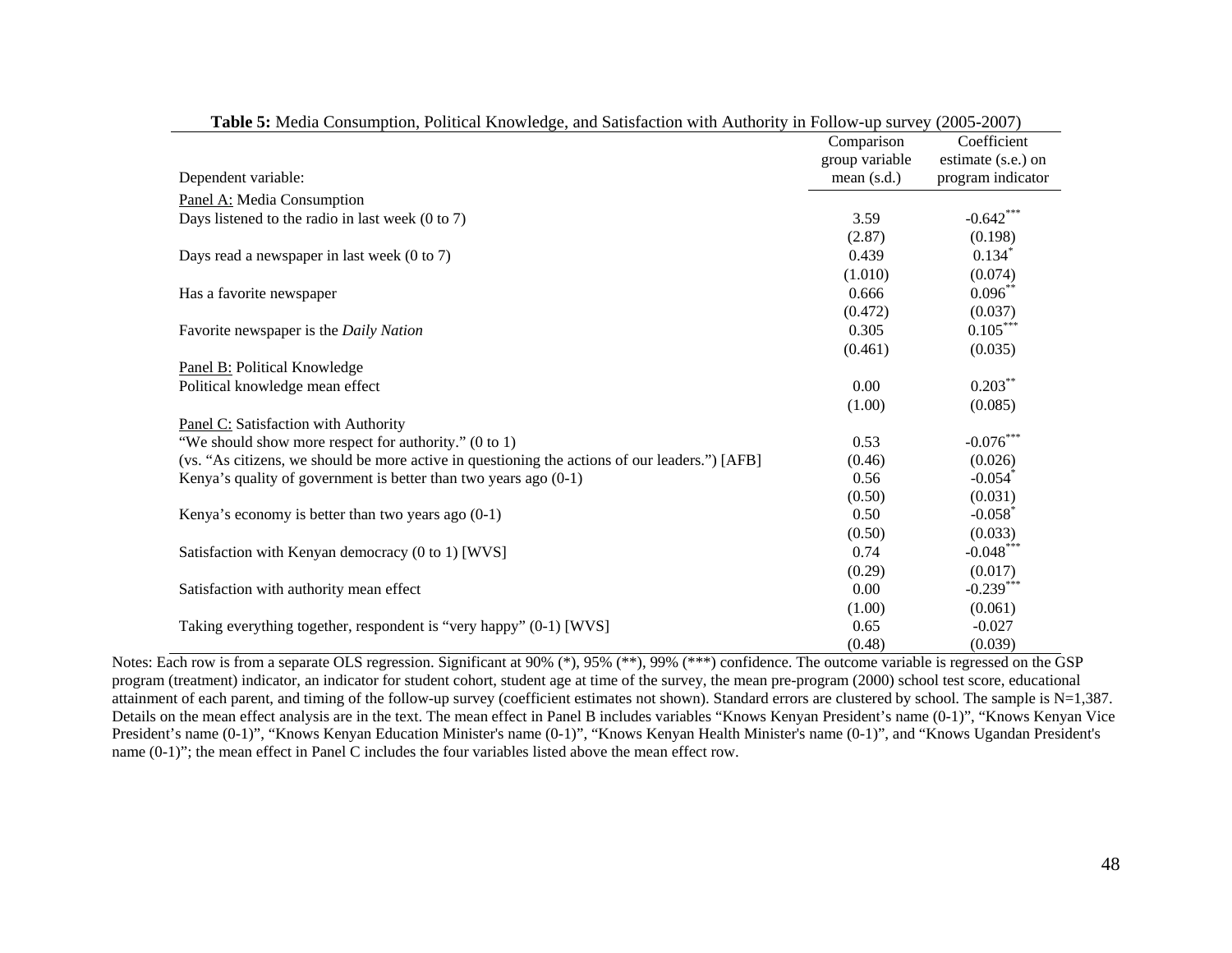**Table 5:** Media Consumption, Political Knowledge, and Satisfaction with Authority in Follow-up survey (2005-2007)

| Dependent variable: | Comparison group variable mean (s.d.) | Coefficient estimate (s.e.) on program indicator |
|---|---|---|
| Panel A: Media Consumption | | |
| Days listened to the radio in last week (0 to 7) | 3.59 | -0.642*** |
| | (2.87) | (0.198) |
| Days read a newspaper in last week (0 to 7) | 0.439 | 0.134* |
| | (1.010) | (0.074) |
| Has a favorite newspaper | 0.666 | 0.096** |
| | (0.472) | (0.037) |
| Favorite newspaper is the *Daily Nation* | 0.305 | 0.105*** |
| | (0.461) | (0.035) |
| Panel B: Political Knowledge | | |
| Political knowledge mean effect | 0.00 | 0.203** |
| | (1.00) | (0.085) |
| Panel C: Satisfaction with Authority | | |
| "We should show more respect for authority." (0 to 1) | 0.53 | -0.076*** |
| (vs. "As citizens, we should be more active in questioning the actions of our leaders.") [AFB] | (0.46) | (0.026) |
| Kenya's quality of government is better than two years ago (0-1) | 0.56 | -0.054* |
| | (0.50) | (0.031) |
| Kenya's economy is better than two years ago (0-1) | 0.50 | -0.058* |
| | (0.50) | (0.033) |
| Satisfaction with Kenyan democracy (0 to 1) [WVS] | 0.74 | -0.048*** |
| | (0.29) | (0.017) |
| Satisfaction with authority mean effect | 0.00 | -0.239*** |
| | (1.00) | (0.061) |
| Taking everything together, respondent is "very happy" (0-1) [WVS] | 0.65 | -0.027 |
| | (0.48) | (0.039) |

Notes: Each row is from a separate OLS regression. Significant at 90% (*), 95% (**), 99% (***) confidence. The outcome variable is regressed on the GSP program (treatment) indicator, an indicator for student cohort, student age at time of the survey, the mean pre-program (2000) school test score, educational attainment of each parent, and timing of the follow-up survey (coefficient estimates not shown). Standard errors are clustered by school. The sample is N=1,387. Details on the mean effect analysis are in the text. The mean effect in Panel B includes variables "Knows Kenyan President's name (0-1)", "Knows Kenyan Vice President's name (0-1)", "Knows Kenyan Education Minister's name (0-1)", "Knows Kenyan Health Minister's name (0-1)", and "Knows Ugandan President's name (0-1)"; the mean effect in Panel C includes the four variables listed above the mean effect row.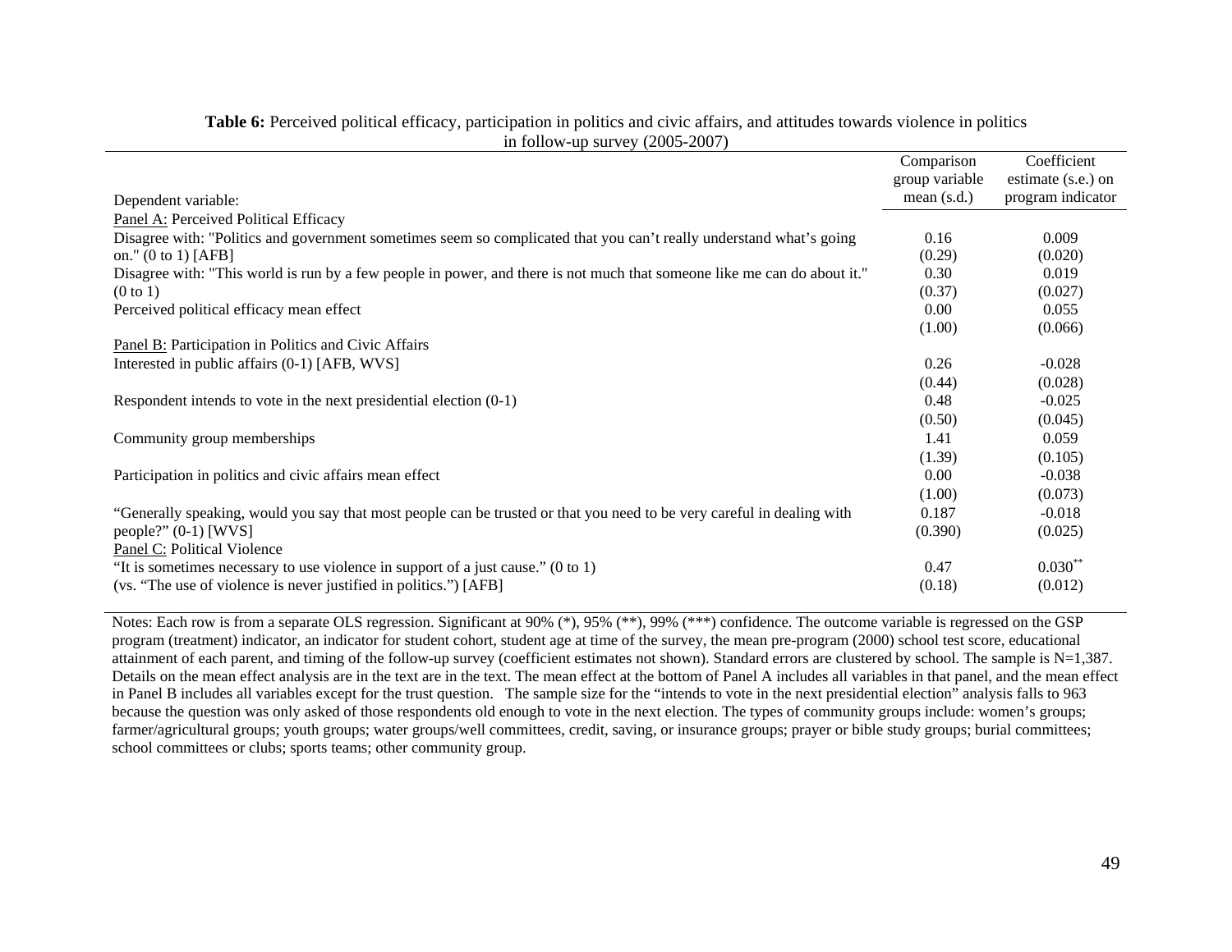**Table 6:** Perceived political efficacy, participation in politics and civic affairs, and attitudes towards violence in politics in follow-up survey (2005-2007)

| Dependent variable: | Comparison group variable mean (s.d.) | Coefficient estimate (s.e.) on program indicator |
|---|---|---|
| Panel A: Perceived Political Efficacy | | |
| Disagree with: "Politics and government sometimes seem so complicated that you can't really understand what's going on." (0 to 1) [AFB] | 0.16 | 0.009 |
| | (0.29) | (0.020) |
| Disagree with: "This world is run by a few people in power, and there is not much that someone like me can do about it." (0 to 1) | 0.30 | 0.019 |
| | (0.37) | (0.027) |
| Perceived political efficacy mean effect | 0.00 | 0.055 |
| | (1.00) | (0.066) |
| Panel B: Participation in Politics and Civic Affairs | | |
| Interested in public affairs (0-1) [AFB, WVS] | 0.26 | -0.028 |
| | (0.44) | (0.028) |
| Respondent intends to vote in the next presidential election (0-1) | 0.48 | -0.025 |
| | (0.50) | (0.045) |
| Community group memberships | 1.41 | 0.059 |
| | (1.39) | (0.105) |
| Participation in politics and civic affairs mean effect | 0.00 | -0.038 |
| | (1.00) | (0.073) |
| "Generally speaking, would you say that most people can be trusted or that you need to be very careful in dealing with people?" (0-1) [WVS] | 0.187 | -0.018 |
| | (0.390) | (0.025) |
| Panel C: Political Violence | | |
| "It is sometimes necessary to use violence in support of a just cause." (0 to 1) (vs. "The use of violence is never justified in politics.") [AFB] | 0.47 | 0.030** |
| | (0.18) | (0.012) |

Notes: Each row is from a separate OLS regression. Significant at 90% (*), 95% (**), 99% (***) confidence. The outcome variable is regressed on the GSP program (treatment) indicator, an indicator for student cohort, student age at time of the survey, the mean pre-program (2000) school test score, educational attainment of each parent, and timing of the follow-up survey (coefficient estimates not shown). Standard errors are clustered by school. The sample is N=1,387. Details on the mean effect analysis are in the text are in the text. The mean effect at the bottom of Panel A includes all variables in that panel, and the mean effect in Panel B includes all variables except for the trust question. The sample size for the "intends to vote in the next presidential election" analysis falls to 963 because the question was only asked of those respondents old enough to vote in the next election. The types of community groups include: women's groups; farmer/agricultural groups; youth groups; water groups/well committees, credit, saving, or insurance groups; prayer or bible study groups; burial committees; school committees or clubs; sports teams; other community group.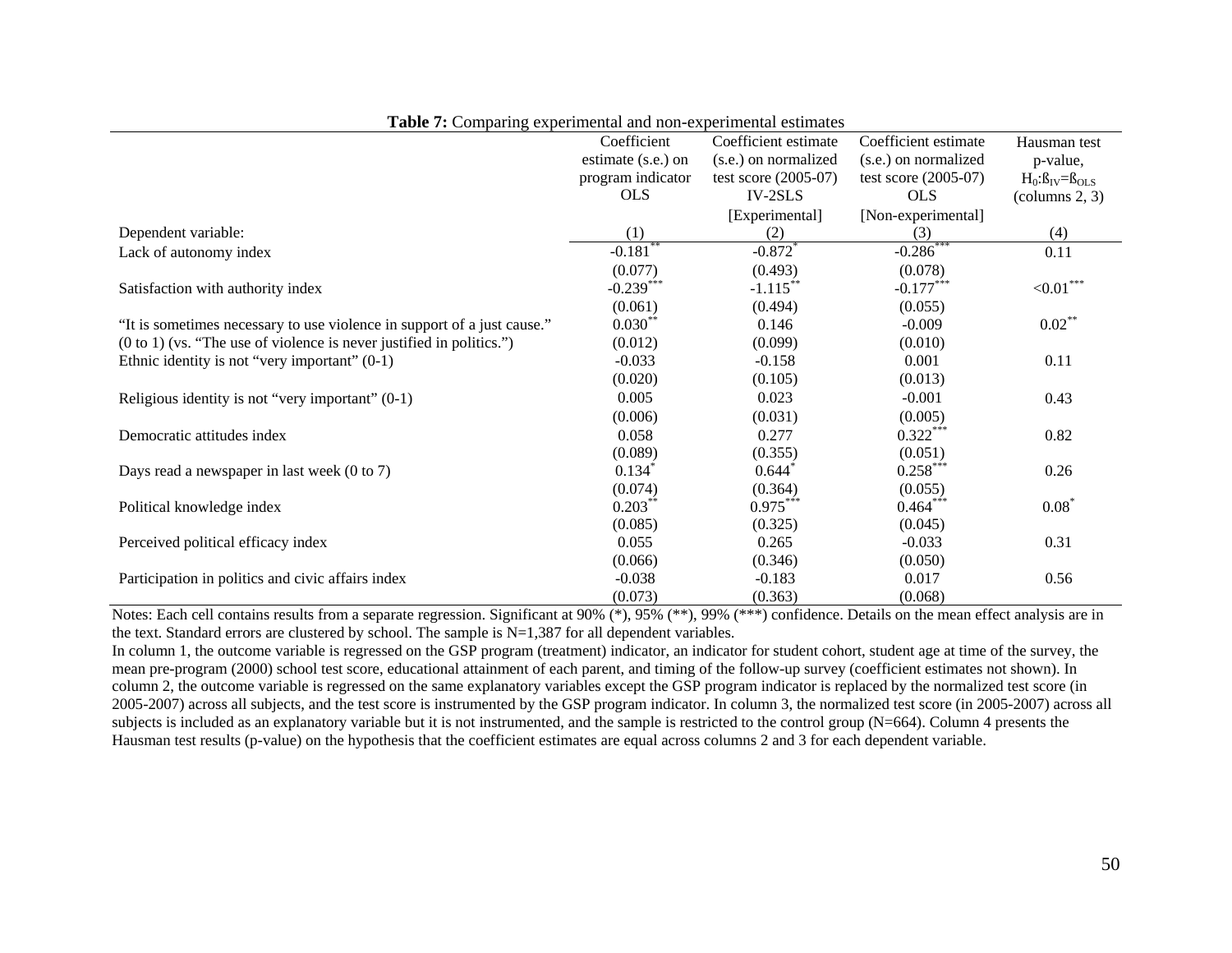**Table 7:** Comparing experimental and non-experimental estimates

| Dependent variable: | Coefficient estimate (s.e.) on program indicator OLS (1) | Coefficient estimate (s.e.) on normalized test score (2005-07) IV-2SLS [Experimental] (2) | Coefficient estimate (s.e.) on normalized test score (2005-07) OLS [Non-experimental] (3) | Hausman test p-value, $H_0$:$ß_{IV}$=$ß_{OLS}$ (columns 2, 3) (4) |
|---|---|---|---|---|
| Lack of autonomy index | -0.181** | -0.872* | -0.286*** | 0.11 |
| | (0.077) | (0.493) | (0.078) | |
| Satisfaction with authority index | -0.239*** | -1.115** | -0.177*** | <0.01*** |
| | (0.061) | (0.494) | (0.055) | |
| "It is sometimes necessary to use violence in support of a just cause." (0 to 1) (vs. "The use of violence is never justified in politics.") | 0.030** | 0.146 | -0.009 | 0.02** |
| | (0.012) | (0.099) | (0.010) | |
| Ethnic identity is not "very important" (0-1) | -0.033 | -0.158 | 0.001 | 0.11 |
| | (0.020) | (0.105) | (0.013) | |
| Religious identity is not "very important" (0-1) | 0.005 | 0.023 | -0.001 | 0.43 |
| | (0.006) | (0.031) | (0.005) | |
| Democratic attitudes index | 0.058 | 0.277 | 0.322*** | 0.82 |
| | (0.089) | (0.355) | (0.051) | |
| Days read a newspaper in last week (0 to 7) | 0.134* | 0.644* | 0.258*** | 0.26 |
| | (0.074) | (0.364) | (0.055) | |
| Political knowledge index | 0.203** | 0.975*** | 0.464*** | 0.08* |
| | (0.085) | (0.325) | (0.045) | |
| Perceived political efficacy index | 0.055 | 0.265 | -0.033 | 0.31 |
| | (0.066) | (0.346) | (0.050) | |
| Participation in politics and civic affairs index | -0.038 | -0.183 | 0.017 | 0.56 |
| | (0.073) | (0.363) | (0.068) | |

Notes: Each cell contains results from a separate regression. Significant at 90% (*), 95% (**), 99% (***) confidence. Details on the mean effect analysis are in the text. Standard errors are clustered by school. The sample is N=1,387 for all dependent variables.

In column 1, the outcome variable is regressed on the GSP program (treatment) indicator, an indicator for student cohort, student age at time of the survey, the mean pre-program (2000) school test score, educational attainment of each parent, and timing of the follow-up survey (coefficient estimates not shown). In column 2, the outcome variable is regressed on the same explanatory variables except the GSP program indicator is replaced by the normalized test score (in 2005-2007) across all subjects, and the test score is instrumented by the GSP program indicator. In column 3, the normalized test score (in 2005-2007) across all subjects is included as an explanatory variable but it is not instrumented, and the sample is restricted to the control group (N=664). Column 4 presents the Hausman test results (p-value) on the hypothesis that the coefficient estimates are equal across columns 2 and 3 for each dependent variable.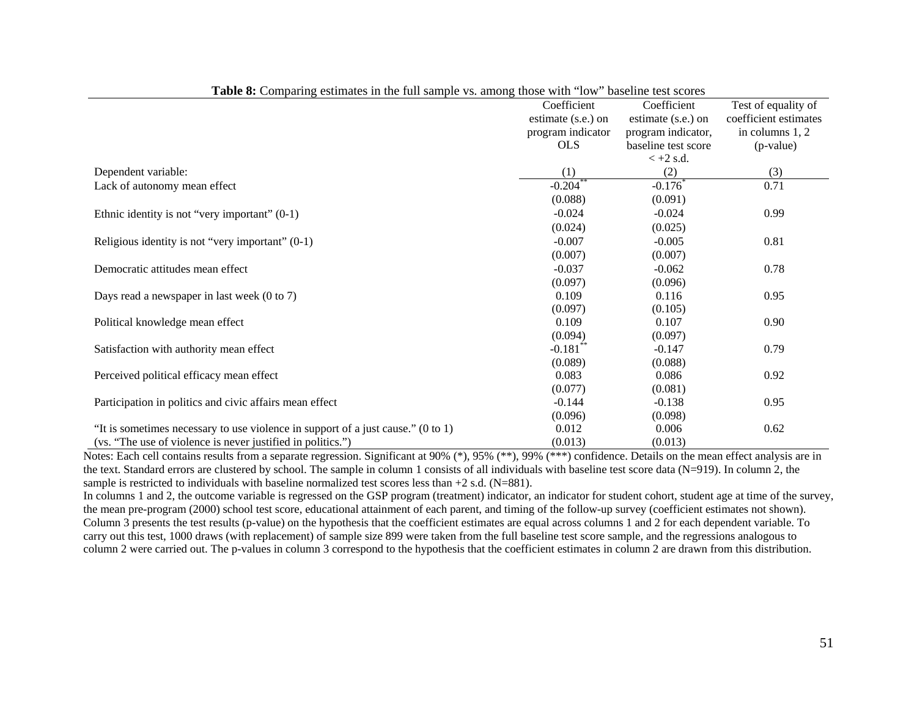**Table 8:** Comparing estimates in the full sample vs. among those with "low" baseline test scores

| Dependent variable: | Coefficient estimate (s.e.) on program indicator OLS (1) | Coefficient estimate (s.e.) on program indicator, baseline test score < +2 s.d. (2) | Test of equality of coefficient estimates in columns 1, 2 (p-value) (3) |
|---|---|---|---|
| Lack of autonomy mean effect | -0.204** | -0.176* | 0.71 |
| | (0.088) | (0.091) | |
| Ethnic identity is not "very important" (0-1) | -0.024 | -0.024 | 0.99 |
| | (0.024) | (0.025) | |
| Religious identity is not "very important" (0-1) | -0.007 | -0.005 | 0.81 |
| | (0.007) | (0.007) | |
| Democratic attitudes mean effect | -0.037 | -0.062 | 0.78 |
| | (0.097) | (0.096) | |
| Days read a newspaper in last week (0 to 7) | 0.109 | 0.116 | 0.95 |
| | (0.097) | (0.105) | |
| Political knowledge mean effect | 0.109 | 0.107 | 0.90 |
| | (0.094) | (0.097) | |
| Satisfaction with authority mean effect | -0.181** | -0.147 | 0.79 |
| | (0.089) | (0.088) | |
| Perceived political efficacy mean effect | 0.083 | 0.086 | 0.92 |
| | (0.077) | (0.081) | |
| Participation in politics and civic affairs mean effect | -0.144 | -0.138 | 0.95 |
| | (0.096) | (0.098) | |
| "It is sometimes necessary to use violence in support of a just cause." (0 to 1) | 0.012 | 0.006 | 0.62 |
| (vs. "The use of violence is never justified in politics.") | (0.013) | (0.013) | |

Notes: Each cell contains results from a separate regression. Significant at 90% (*), 95% (**), 99% (***) confidence. Details on the mean effect analysis are in the text. Standard errors are clustered by school. The sample in column 1 consists of all individuals with baseline test score data (N=919). In column 2, the sample is restricted to individuals with baseline normalized test scores less than +2 s.d. (N=881).

In columns 1 and 2, the outcome variable is regressed on the GSP program (treatment) indicator, an indicator for student cohort, student age at time of the survey, the mean pre-program (2000) school test score, educational attainment of each parent, and timing of the follow-up survey (coefficient estimates not shown). Column 3 presents the test results (p-value) on the hypothesis that the coefficient estimates are equal across columns 1 and 2 for each dependent variable. To carry out this test, 1000 draws (with replacement) of sample size 899 were taken from the full baseline test score sample, and the regressions analogous to column 2 were carried out. The p-values in column 3 correspond to the hypothesis that the coefficient estimates in column 2 are drawn from this distribution.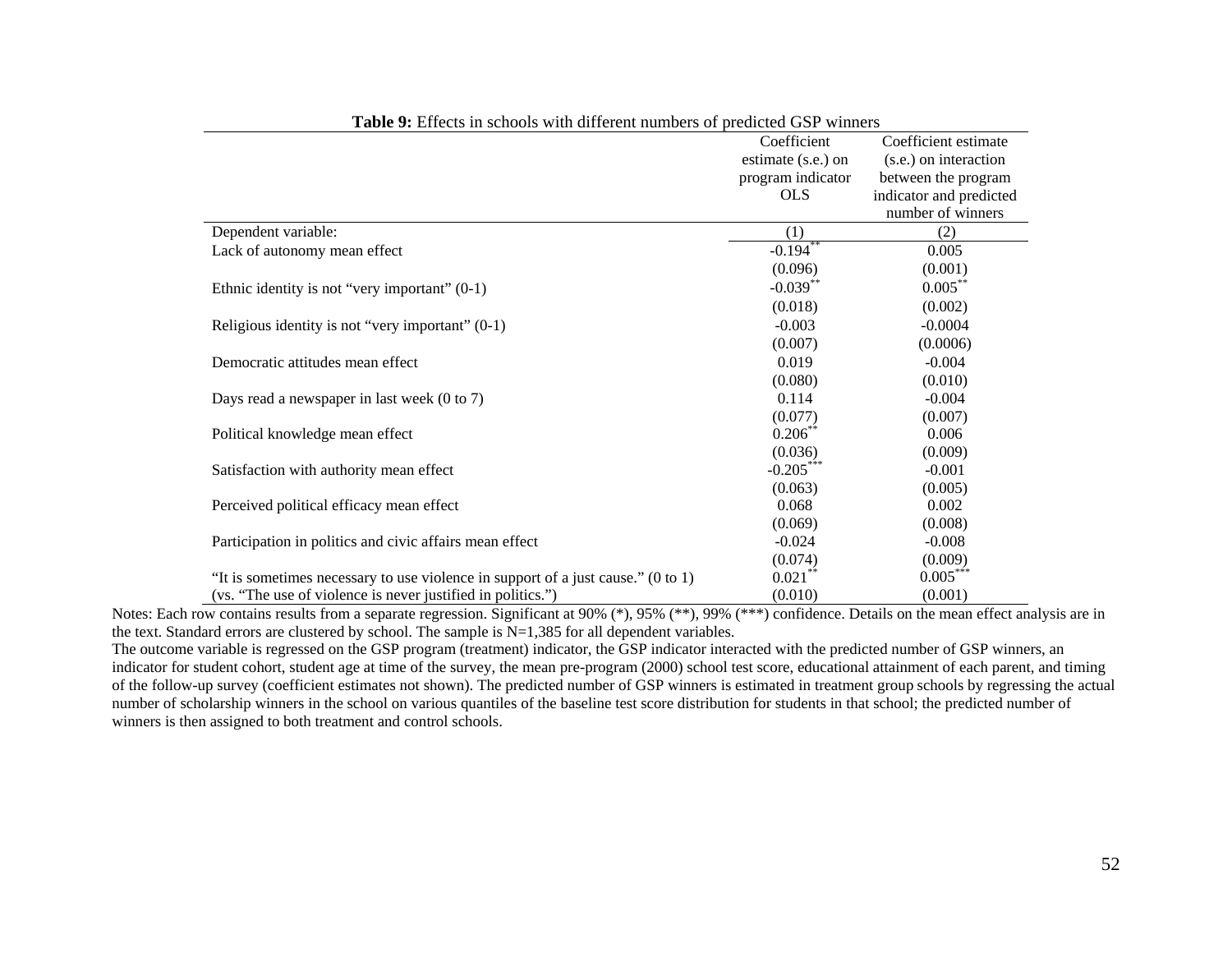**Table 9:** Effects in schools with different numbers of predicted GSP winners

| Dependent variable: | Coefficient estimate (s.e.) on program indicator OLS (1) | Coefficient estimate (s.e.) on interaction between the program indicator and predicted number of winners (2) |
|---|---|---|
| Lack of autonomy mean effect | -0.194** | 0.005 |
| | (0.096) | (0.001) |
| Ethnic identity is not "very important" (0-1) | -0.039** | 0.005** |
| | (0.018) | (0.002) |
| Religious identity is not "very important" (0-1) | -0.003 | -0.0004 |
| | (0.007) | (0.0006) |
| Democratic attitudes mean effect | 0.019 | -0.004 |
| | (0.080) | (0.010) |
| Days read a newspaper in last week (0 to 7) | 0.114 | -0.004 |
| | (0.077) | (0.007) |
| Political knowledge mean effect | 0.206** | 0.006 |
| | (0.036) | (0.009) |
| Satisfaction with authority mean effect | -0.205*** | -0.001 |
| | (0.063) | (0.005) |
| Perceived political efficacy mean effect | 0.068 | 0.002 |
| | (0.069) | (0.008) |
| Participation in politics and civic affairs mean effect | -0.024 | -0.008 |
| | (0.074) | (0.009) |
| "It is sometimes necessary to use violence in support of a just cause." (0 to 1) | 0.021** | 0.005*** |
| (vs. "The use of violence is never justified in politics.") | (0.010) | (0.001) |

Notes: Each row contains results from a separate regression. Significant at 90% (*), 95% (**), 99% (***) confidence. Details on the mean effect analysis are in the text. Standard errors are clustered by school. The sample is N=1,385 for all dependent variables.
The outcome variable is regressed on the GSP program (treatment) indicator, the GSP indicator interacted with the predicted number of GSP winners, an indicator for student cohort, student age at time of the survey, the mean pre-program (2000) school test score, educational attainment of each parent, and timing of the follow-up survey (coefficient estimates not shown). The predicted number of GSP winners is estimated in treatment group schools by regressing the actual number of scholarship winners in the school on various quantiles of the baseline test score distribution for students in that school; the predicted number of winners is then assigned to both treatment and control schools.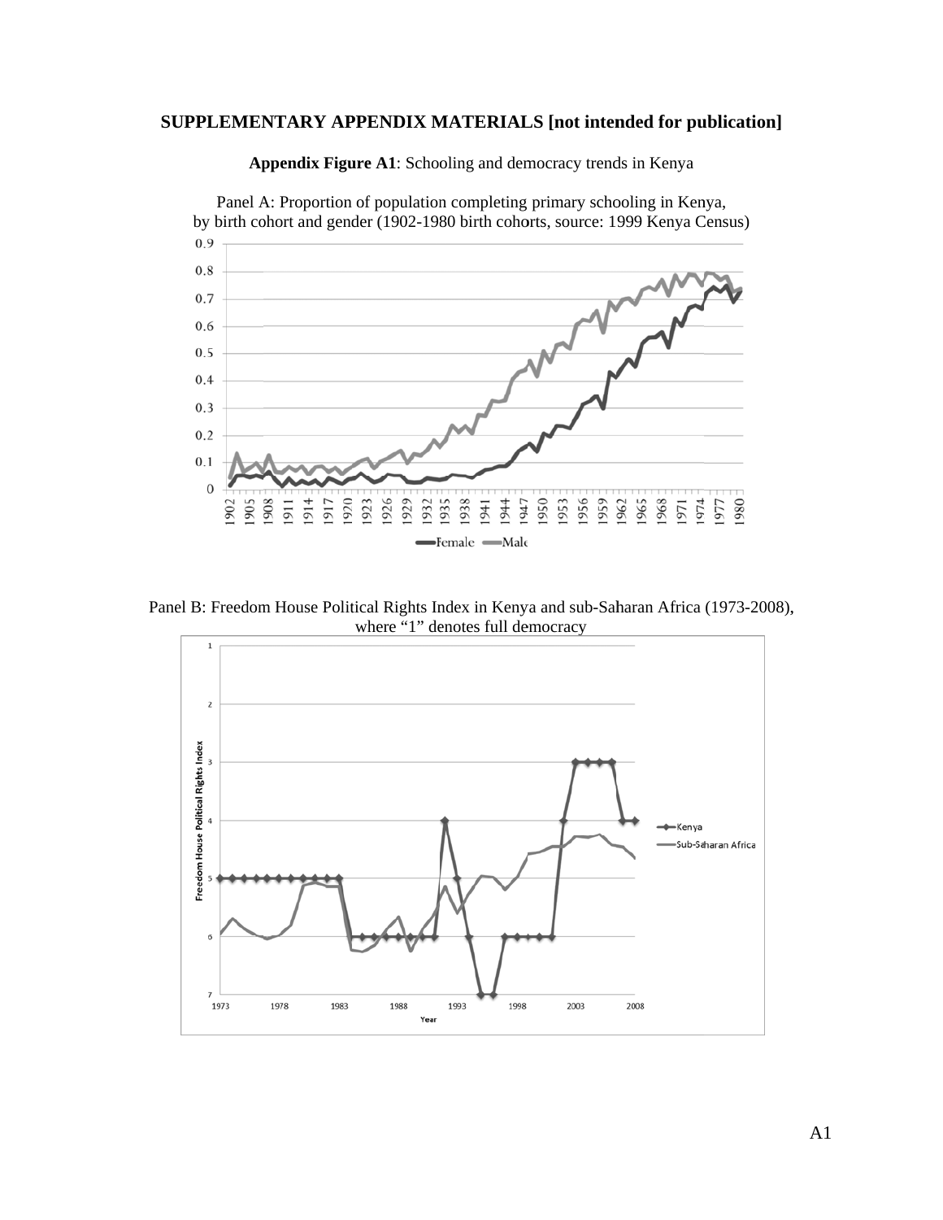**SUPPLEMENTARY APPENDIX MATERIALS [not intended for publication]**

**Appendix Figure A1**: Schooling and democracy trends in Kenya

Panel A: Proportion of population completing primary schooling in Kenya, by birth cohort and gender (1902-1980 birth cohorts, source: 1999 Kenya Census)

Panel B: Freedom House Political Rights Index in Kenya and sub-Saharan Africa (1973-2008), where "1" denotes full democracy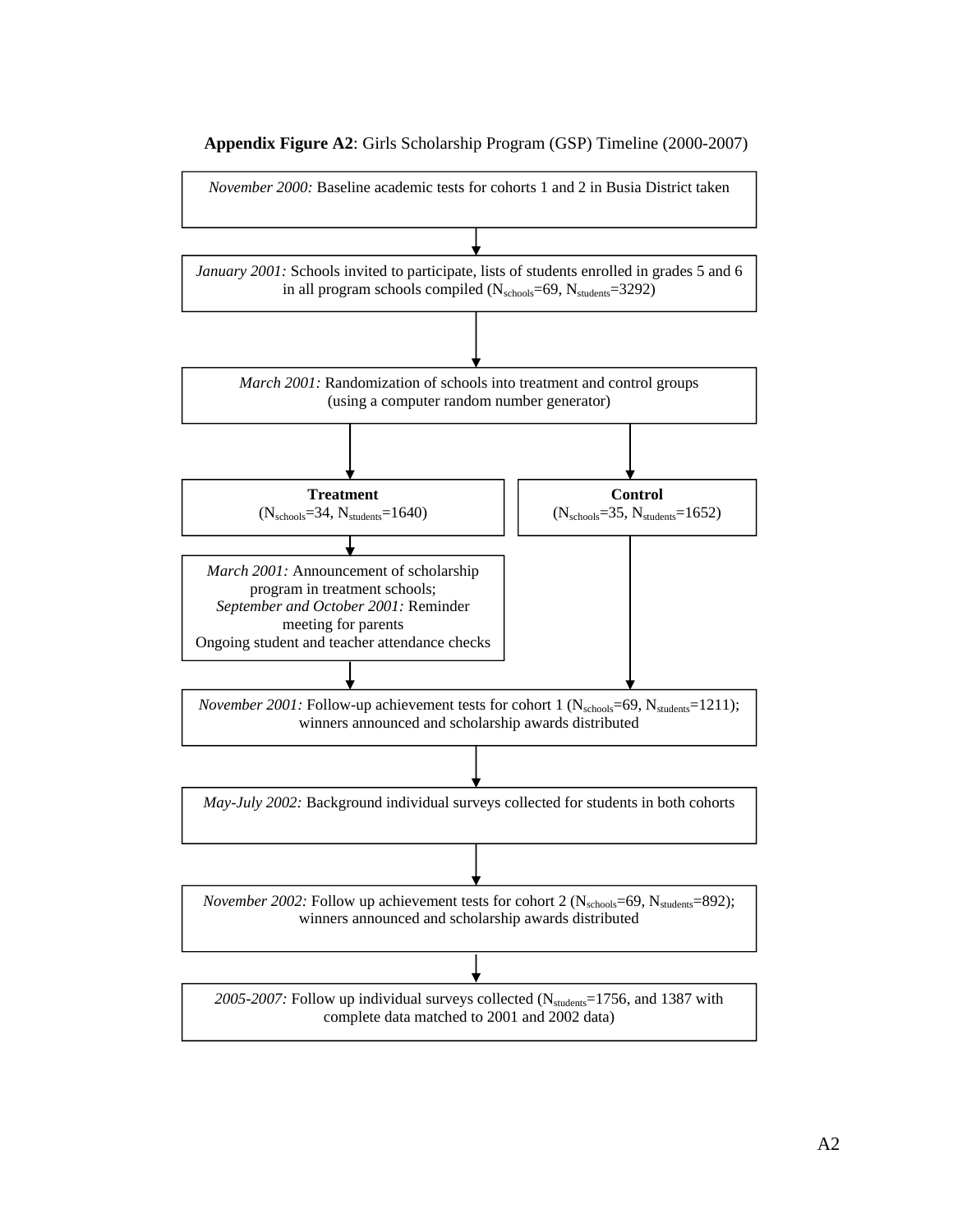**Appendix Figure A2**: Girls Scholarship Program (GSP) Timeline (2000-2007)

*November 2000:* Baseline academic tests for cohorts 1 and 2 in Busia District taken

↓

*January 2001:* Schools invited to participate, lists of students enrolled in grades 5 and 6 in all program schools compiled ($N_{schools}$=69, $N_{students}$=3292)

↓

*March 2001:* Randomization of schools into treatment and control groups (using a computer random number generator)

↓

**Treatment** ($N_{schools}$=34, $N_{students}$=1640)

↓

*March 2001:* Announcement of scholarship program in treatment schools;
*September and October 2001:* Reminder meeting for parents
Ongoing student and teacher attendance checks

**Control** ($N_{schools}$=35, $N_{students}$=1652)

↓

*November 2001:* Follow-up achievement tests for cohort 1 ($N_{schools}$=69, $N_{students}$=1211); winners announced and scholarship awards distributed

↓

*May-July 2002:* Background individual surveys collected for students in both cohorts

↓

*November 2002:* Follow up achievement tests for cohort 2 ($N_{schools}$=69, $N_{students}$=892); winners announced and scholarship awards distributed

↓

*2005-2007:* Follow up individual surveys collected ($N_{students}$=1756, and 1387 with complete data matched to 2001 and 2002 data)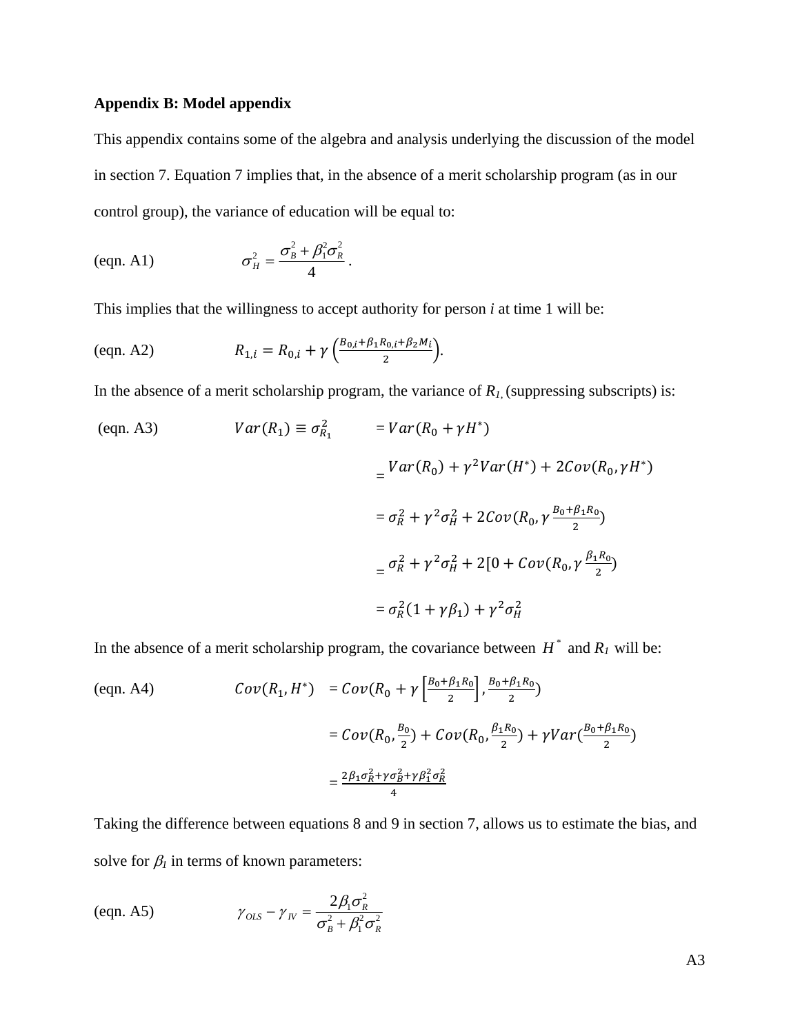**Appendix B: Model appendix**

This appendix contains some of the algebra and analysis underlying the discussion of the model in section 7. Equation 7 implies that, in the absence of a merit scholarship program (as in our control group), the variance of education will be equal to:

(eqn. A1)
$$\sigma_H^2 = \frac{\sigma_B^2 + \beta_1^2 \sigma_R^2}{4}.$$

This implies that the willingness to accept authority for person *i* at time 1 will be:

(eqn. A2)
$$R_{1,i} = R_{0,i} + \gamma \left( \frac{B_{0,i} + \beta_1 R_{0,i} + \beta_2 M_i}{2} \right).$$

In the absence of a merit scholarship program, the variance of $R_1$ (suppressing subscripts) is:

(eqn. A3)
$$\begin{aligned}
Var(R_1) \equiv \sigma_{R_1}^2 &= Var(R_0 + \gamma H^*) \\
&= Var(R_0) + \gamma^2 Var(H^*) + 2Cov(R_0, \gamma H^*) \\
&= \sigma_R^2 + \gamma^2 \sigma_H^2 + 2Cov(R_0, \gamma \frac{B_0 + \beta_1 R_0}{2}) \\
&= \sigma_R^2 + \gamma^2 \sigma_H^2 + 2[0 + Cov(R_0, \gamma \frac{\beta_1 R_0}{2}) \\
&= \sigma_R^2 (1 + \gamma \beta_1) + \gamma^2 \sigma_H^2
\end{aligned}$$

In the absence of a merit scholarship program, the covariance between $H^*$ and $R_1$ will be:

(eqn. A4)
$$\begin{aligned}
Cov(R_1, H^*) &= Cov(R_0 + \gamma \left[ \frac{B_0 + \beta_1 R_0}{2} \right], \frac{B_0 + \beta_1 R_0}{2}) \\
&= Cov(R_0, \frac{B_0}{2}) + Cov(R_0, \frac{\beta_1 R_0}{2}) + \gamma Var(\frac{B_0 + \beta_1 R_0}{2}) \\
&= \frac{2\beta_1 \sigma_R^2 + \gamma \sigma_B^2 + \gamma \beta_1^2 \sigma_R^2}{4}
\end{aligned}$$

Taking the difference between equations 8 and 9 in section 7, allows us to estimate the bias, and solve for $\beta_1$ in terms of known parameters:

(eqn. A5)
$$\gamma_{OLS} - \gamma_{IV} = \frac{2\beta_1 \sigma_R^2}{\sigma_B^2 + \beta_1^2 \sigma_R^2}$$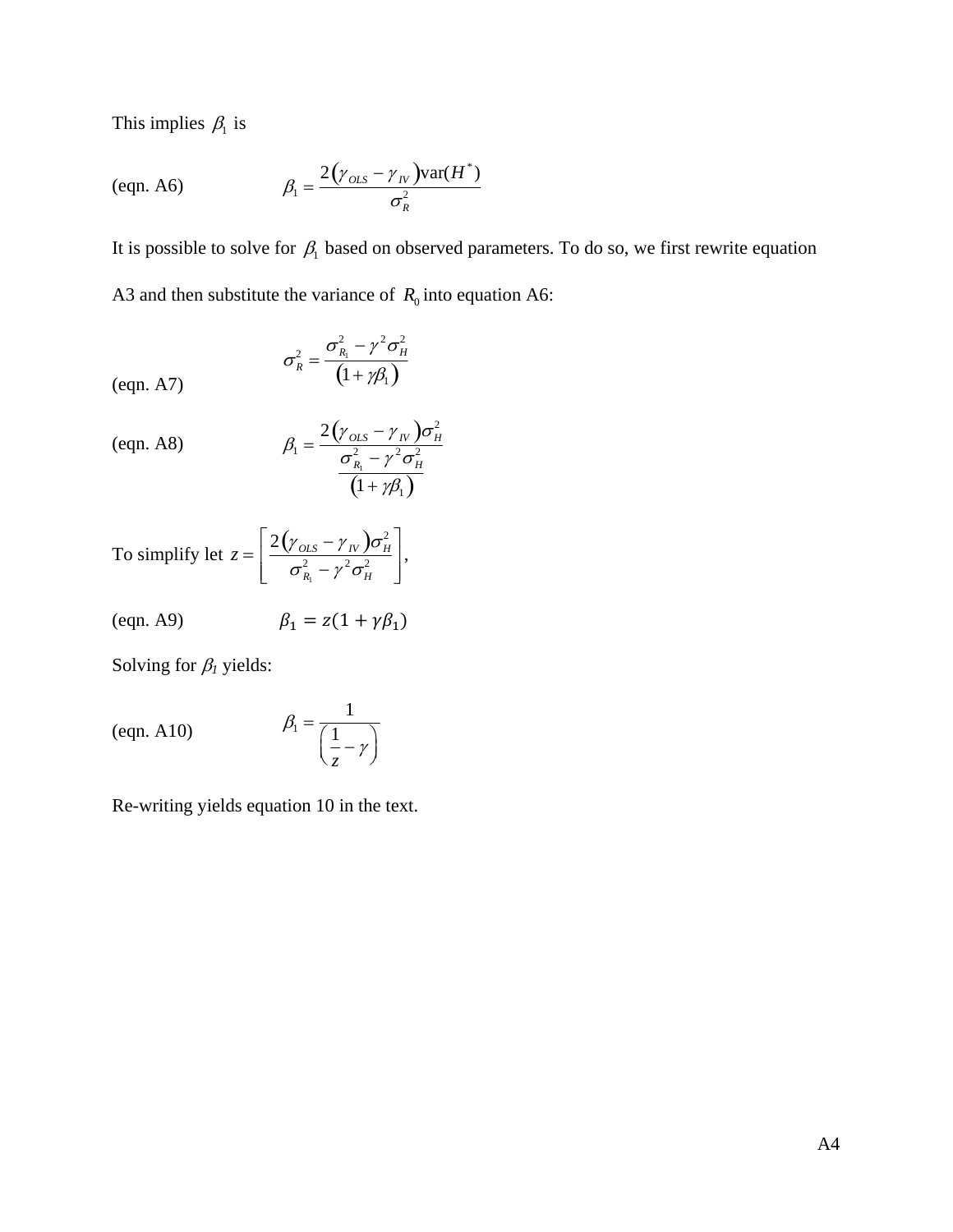This implies $\beta_1$ is

(eqn. A6)
$$\beta_1 = \frac{2(\gamma_{OLS} - \gamma_{IV})\text{var}(H^*)}{\sigma_R^2}$$

It is possible to solve for $\beta_1$ based on observed parameters. To do so, we first rewrite equation A3 and then substitute the variance of $R_0$ into equation A6:

(eqn. A7)
$$\sigma_R^2 = \frac{\sigma_{R_1}^2 - \gamma^2 \sigma_H^2}{(1 + \gamma\beta_1)}$$

(eqn. A8)
$$\beta_1 = \frac{2(\gamma_{OLS} - \gamma_{IV})\sigma_H^2}{\frac{\sigma_{R_1}^2 - \gamma^2 \sigma_H^2}{(1 + \gamma\beta_1)}}$$

To simplify let $z = \left[ \frac{2(\gamma_{OLS} - \gamma_{IV})\sigma_H^2}{\sigma_{R_1}^2 - \gamma^2 \sigma_H^2} \right]$,

(eqn. A9)
$$\beta_1 = z(1 + \gamma\beta_1)$$

Solving for $\beta_1$ yields:

(eqn. A10)
$$\beta_1 = \frac{1}{\left(\frac{1}{z} - \gamma\right)}$$

Re-writing yields equation 10 in the text.